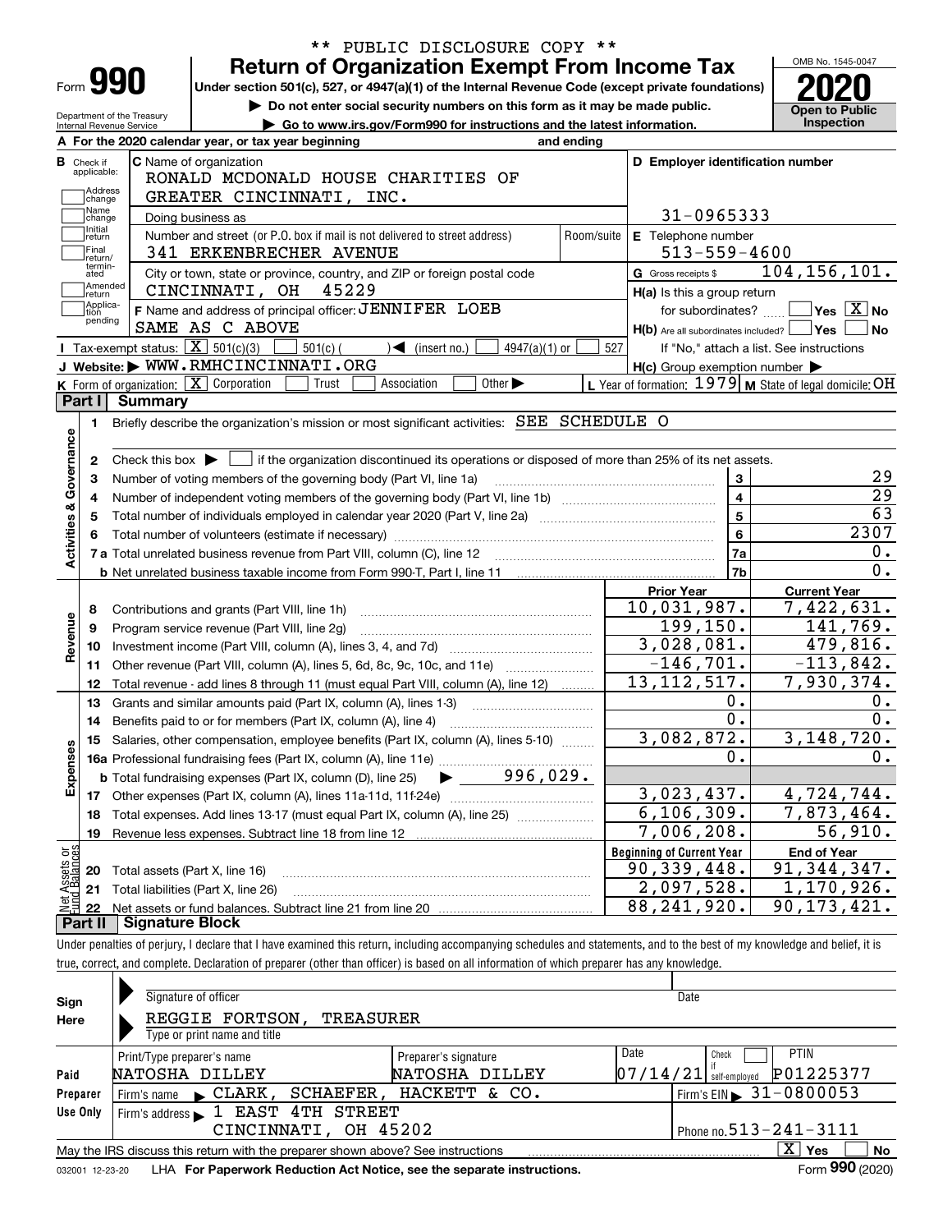** PUBLIC DISCLOSURE COPY **

Form **990**

# Return of Organization Exempt From Income Tax

**Under section 501(c), 527, or 4947(a)(1) of the Internal Revenue Code (except private foundations)**

▶ Do not enter social security numbers on this form as it may be made public.

▶ Go to www.irs.gov/Form990 for instructions and the latest information.

OMB No. 1545-0047

**2020**

**Open to Public Inspection**

Department of the Treasury
Internal Revenue Service

**A** For the 2020 calendar year, or tax year beginning and ending

**B** Check if applicable: Address change, Name change, Initial return, Final return/terminated, Amended return, Application pending

**C** Name of organization: RONALD MCDONALD HOUSE CHARITIES OF GREATER CINCINNATI, INC.

Doing business as

Number and street (or P.O. box if mail is not delivered to street address): 341 ERKENBRECHER AVENUE | Room/suite

City or town, state or province, country, and ZIP or foreign postal code: CINCINNATI, OH 45229

**F** Name and address of principal officer: JENNIFER LOEB, SAME AS C ABOVE

**D** Employer identification number: 31-0965333

**E** Telephone number: 513-559-4600

**G** Gross receipts $ 104,156,101.

**H(a)** Is this a group return for subordinates? ☐ Yes ☒ No

**H(b)** Are all subordinates included? ☐ Yes ☐ No. If "No," attach a list. See instructions

**H(c)** Group exemption number ▶

**I** Tax-exempt status: ☒ 501(c)(3) ☐ 501(c) ( ) ◀ (insert no.) ☐ 4947(a)(1) or ☐ 527

**J** Website: ▶ WWW.RMHCINCINNATI.ORG

**K** Form of organization: ☒ Corporation ☐ Trust ☐ Association ☐ Other ▶

**L** Year of formation: 1979 **M** State of legal domicile: OH

## Part I Summary

| | | | | |
|---|---|---|---|---|
| **Activities & Governance** | 1 | Briefly describe the organization's mission or most significant activities: SEE SCHEDULE O | | |
| | 2 | Check this box ▶ ☐ if the organization discontinued its operations or disposed of more than 25% of its net assets. | | |
| | 3 | Number of voting members of the governing body (Part VI, line 1a) | 3 | 29 |
| | 4 | Number of independent voting members of the governing body (Part VI, line 1b) | 4 | 29 |
| | 5 | Total number of individuals employed in calendar year 2020 (Part V, line 2a) | 5 | 63 |
| | 6 | Total number of volunteers (estimate if necessary) | 6 | 2307 |
| | 7a | Total unrelated business revenue from Part VIII, column (C), line 12 | 7a | 0. |
| | b | Net unrelated business taxable income from Form 990-T, Part I, line 11 | 7b | 0. |

| | | | Prior Year | Current Year |
|---|---|---|---|---|
| **Revenue** | 8 | Contributions and grants (Part VIII, line 1h) | 10,031,987. | 7,422,631. |
| | 9 | Program service revenue (Part VIII, line 2g) | 199,150. | 141,769. |
| | 10 | Investment income (Part VIII, column (A), lines 3, 4, and 7d) | 3,028,081. | 479,816. |
| | 11 | Other revenue (Part VIII, column (A), lines 5, 6d, 8c, 9c, 10c, and 11e) | -146,701. | -113,842. |
| | 12 | Total revenue - add lines 8 through 11 (must equal Part VIII, column (A), line 12) | 13,112,517. | 7,930,374. |
| **Expenses** | 13 | Grants and similar amounts paid (Part IX, column (A), lines 1-3) | 0. | 0. |
| | 14 | Benefits paid to or for members (Part IX, column (A), line 4) | 0. | 0. |
| | 15 | Salaries, other compensation, employee benefits (Part IX, column (A), lines 5-10) | 3,082,872. | 3,148,720. |
| | 16a | Professional fundraising fees (Part IX, column (A), line 11e) | 0. | 0. |
| | b | Total fundraising expenses (Part IX, column (D), line 25) ▶ 996,029. | | |
| | 17 | Other expenses (Part IX, column (A), lines 11a-11d, 11f-24e) | 3,023,437. | 4,724,744. |
| | 18 | Total expenses. Add lines 13-17 (must equal Part IX, column (A), line 25) | 6,106,309. | 7,873,464. |
| | 19 | Revenue less expenses. Subtract line 18 from line 12 | 7,006,208. | 56,910. |

| | | | Beginning of Current Year | End of Year |
|---|---|---|---|---|
| **Net Assets or Fund Balances** | 20 | Total assets (Part X, line 16) | 90,339,448. | 91,344,347. |
| | 21 | Total liabilities (Part X, line 26) | 2,097,528. | 1,170,926. |
| | 22 | Net assets or fund balances. Subtract line 21 from line 20 | 88,241,920. | 90,173,421. |

## Part II Signature Block

Under penalties of perjury, I declare that I have examined this return, including accompanying schedules and statements, and to the best of my knowledge and belief, it is true, correct, and complete. Declaration of preparer (other than officer) is based on all information of which preparer has any knowledge.

**Sign Here**

Signature of officer | Date

REGGIE FORTSON, TREASURER
Type or print name and title

| **Paid Preparer Use Only** | | | | |
|---|---|---|---|---|
| Print/Type preparer's name: NATOSHA DILLEY | Preparer's signature: NATOSHA DILLEY | Date: 07/14/21 | Check ☐ if self-employed | PTIN: P01225377 |
| Firm's name ▶ CLARK, SCHAEFER, HACKETT & CO. | | | Firm's EIN ▶ 31-0800053 | |
| Firm's address ▶ 1 EAST 4TH STREET, CINCINNATI, OH 45202 | | | Phone no. 513-241-3111 | |

May the IRS discuss this return with the preparer shown above? See instructions ☒ Yes ☐ No

032001 12-23-20 LHA **For Paperwork Reduction Act Notice, see the separate instructions.** Form **990** (2020)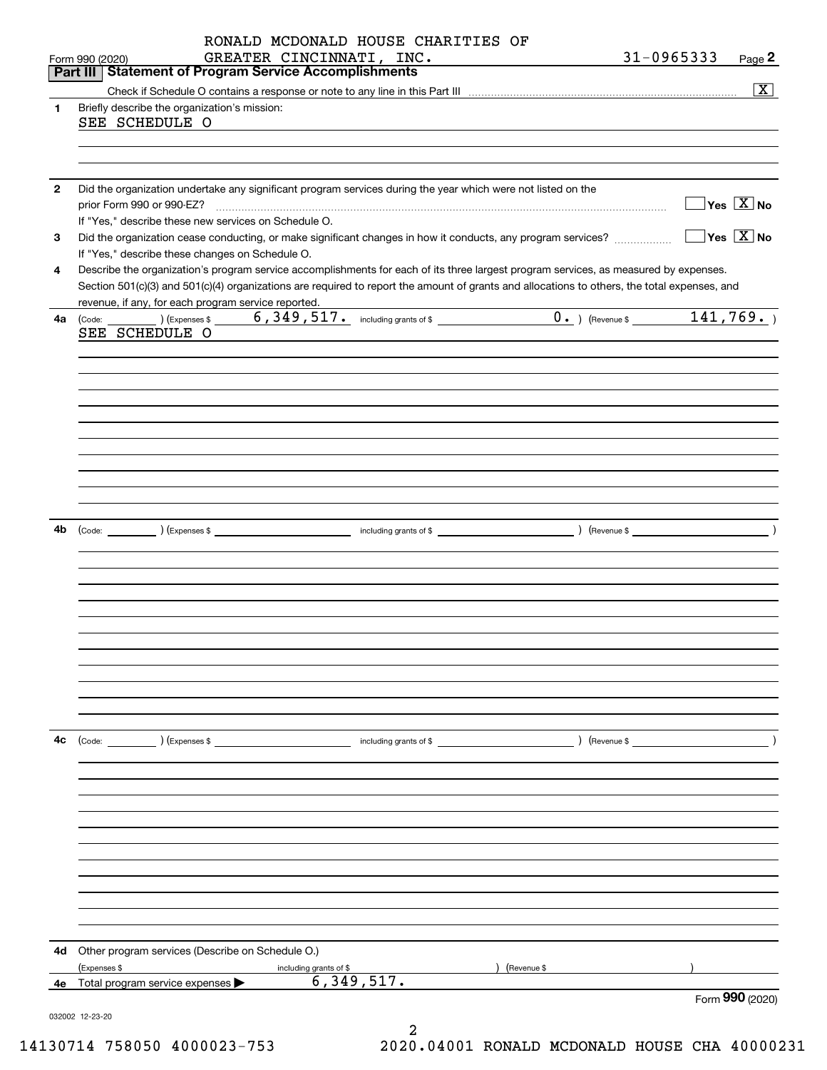RONALD MCDONALD HOUSE CHARITIES OF GREATER CINCINNATI, INC. 31-0965333

Form 990 (2020) Page 2

## Part III Statement of Program Service Accomplishments

Check if Schedule O contains a response or note to any line in this Part III ..... [X]

**1** Briefly describe the organization's mission:

SEE SCHEDULE O

**2** Did the organization undertake any significant program services during the year which were not listed on the prior Form 990 or 990-EZ? ..... [ ] Yes [X] No

If "Yes," describe these new services on Schedule O.

**3** Did the organization cease conducting, or make significant changes in how it conducts, any program services? ..... [ ] Yes [X] No

If "Yes," describe these changes on Schedule O.

**4** Describe the organization's program service accomplishments for each of its three largest program services, as measured by expenses. Section 501(c)(3) and 501(c)(4) organizations are required to report the amount of grants and allocations to others, the total expenses, and revenue, if any, for each program service reported.

**4a** (Code: ) (Expenses $ 6,349,517. including grants of $ 0. ) (Revenue $ 141,769. )

SEE SCHEDULE O

**4b** (Code: ) (Expenses $ including grants of $ ) (Revenue $ )

**4c** (Code: ) (Expenses $ including grants of $ ) (Revenue $ )

**4d** Other program services (Describe on Schedule O.)

(Expenses $ including grants of $ ) (Revenue $ )

**4e** Total program service expenses ▶ 6,349,517.

Form **990** (2020)

032002 12-23-20

14130714 758050 4000023-753 2020.04001 RONALD MCDONALD HOUSE CHA 40000231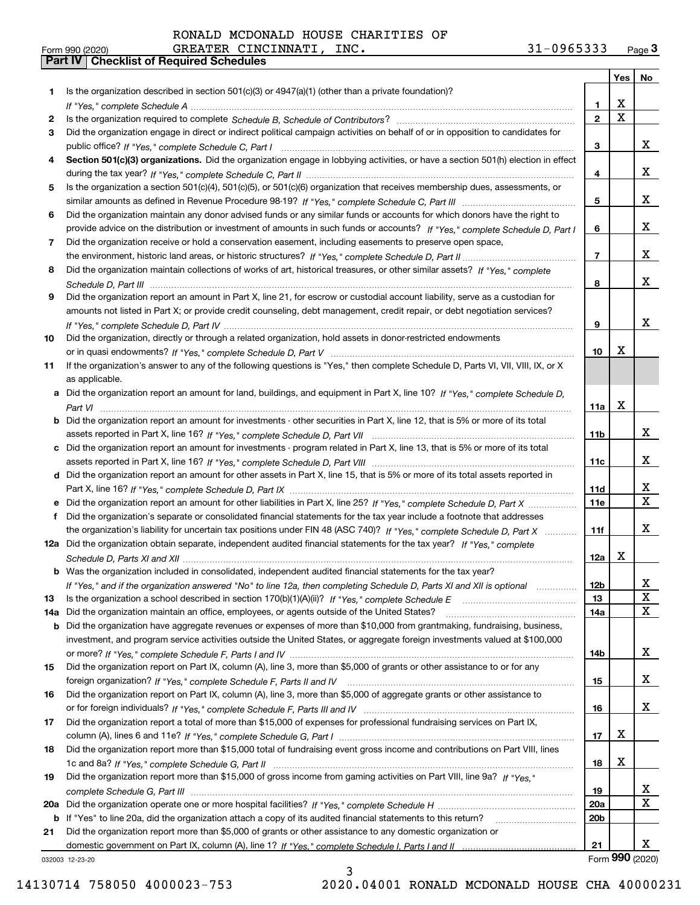Form 990 (2020) RONALD MCDONALD HOUSE CHARITIES OF GREATER CINCINNATI, INC. 31-0965333 Page **3**

## Part IV Checklist of Required Schedules

| | | | Yes | No |
|---|---|---|---|---|
| **1** | Is the organization described in section 501(c)(3) or 4947(a)(1) (other than a private foundation)? *If "Yes," complete Schedule A* | **1** | X | |
| **2** | Is the organization required to complete *Schedule B, Schedule of Contributors*? | **2** | X | |
| **3** | Did the organization engage in direct or indirect political campaign activities on behalf of or in opposition to candidates for public office? *If "Yes," complete Schedule C, Part I* | **3** | | X |
| **4** | **Section 501(c)(3) organizations.** Did the organization engage in lobbying activities, or have a section 501(h) election in effect during the tax year? *If "Yes," complete Schedule C, Part II* | **4** | | X |
| **5** | Is the organization a section 501(c)(4), 501(c)(5), or 501(c)(6) organization that receives membership dues, assessments, or similar amounts as defined in Revenue Procedure 98-19? *If "Yes," complete Schedule C, Part III* | **5** | | X |
| **6** | Did the organization maintain any donor advised funds or any similar funds or accounts for which donors have the right to provide advice on the distribution or investment of amounts in such funds or accounts? *If "Yes," complete Schedule D, Part I* | **6** | | X |
| **7** | Did the organization receive or hold a conservation easement, including easements to preserve open space, the environment, historic land areas, or historic structures? *If "Yes," complete Schedule D, Part II* | **7** | | X |
| **8** | Did the organization maintain collections of works of art, historical treasures, or other similar assets? *If "Yes," complete Schedule D, Part III* | **8** | | X |
| **9** | Did the organization report an amount in Part X, line 21, for escrow or custodial account liability, serve as a custodian for amounts not listed in Part X; or provide credit counseling, debt management, credit repair, or debt negotiation services? *If "Yes," complete Schedule D, Part IV* | **9** | | X |
| **10** | Did the organization, directly or through a related organization, hold assets in donor-restricted endowments or in quasi endowments? *If "Yes," complete Schedule D, Part V* | **10** | X | |
| **11** | If the organization's answer to any of the following questions is "Yes," then complete Schedule D, Parts VI, VII, VIII, IX, or X as applicable. | | | |
| **a** | Did the organization report an amount for land, buildings, and equipment in Part X, line 10? *If "Yes," complete Schedule D, Part VI* | **11a** | X | |
| **b** | Did the organization report an amount for investments - other securities in Part X, line 12, that is 5% or more of its total assets reported in Part X, line 16? *If "Yes," complete Schedule D, Part VII* | **11b** | | X |
| **c** | Did the organization report an amount for investments - program related in Part X, line 13, that is 5% or more of its total assets reported in Part X, line 16? *If "Yes," complete Schedule D, Part VIII* | **11c** | | X |
| **d** | Did the organization report an amount for other assets in Part X, line 15, that is 5% or more of its total assets reported in Part X, line 16? *If "Yes," complete Schedule D, Part IX* | **11d** | | X |
| **e** | Did the organization report an amount for other liabilities in Part X, line 25? *If "Yes," complete Schedule D, Part X* | **11e** | | X |
| **f** | Did the organization's separate or consolidated financial statements for the tax year include a footnote that addresses the organization's liability for uncertain tax positions under FIN 48 (ASC 740)? *If "Yes," complete Schedule D, Part X* | **11f** | | X |
| **12a** | Did the organization obtain separate, independent audited financial statements for the tax year? *If "Yes," complete Schedule D, Parts XI and XII* | **12a** | X | |
| **b** | Was the organization included in consolidated, independent audited financial statements for the tax year? *If "Yes," and if the organization answered "No" to line 12a, then completing Schedule D, Parts XI and XII is optional* | **12b** | | X |
| **13** | Is the organization a school described in section 170(b)(1)(A)(ii)? *If "Yes," complete Schedule E* | **13** | | X |
| **14a** | Did the organization maintain an office, employees, or agents outside of the United States? | **14a** | | X |
| **b** | Did the organization have aggregate revenues or expenses of more than $10,000 from grantmaking, fundraising, business, investment, and program service activities outside the United States, or aggregate foreign investments valued at $100,000 or more? *If "Yes," complete Schedule F, Parts I and IV* | **14b** | | X |
| **15** | Did the organization report on Part IX, column (A), line 3, more than $5,000 of grants or other assistance to or for any foreign organization? *If "Yes," complete Schedule F, Parts II and IV* | **15** | | X |
| **16** | Did the organization report on Part IX, column (A), line 3, more than $5,000 of aggregate grants or other assistance to or for foreign individuals? *If "Yes," complete Schedule F, Parts III and IV* | **16** | | X |
| **17** | Did the organization report a total of more than $15,000 of expenses for professional fundraising services on Part IX, column (A), lines 6 and 11e? *If "Yes," complete Schedule G, Part I* | **17** | X | |
| **18** | Did the organization report more than $15,000 total of fundraising event gross income and contributions on Part VIII, lines 1c and 8a? *If "Yes," complete Schedule G, Part II* | **18** | X | |
| **19** | Did the organization report more than $15,000 of gross income from gaming activities on Part VIII, line 9a? *If "Yes," complete Schedule G, Part III* | **19** | | X |
| **20a** | Did the organization operate one or more hospital facilities? *If "Yes," complete Schedule H* | **20a** | | X |
| **b** | If "Yes" to line 20a, did the organization attach a copy of its audited financial statements to this return? | **20b** | | |
| **21** | Did the organization report more than $5,000 of grants or other assistance to any domestic organization or domestic government on Part IX, column (A), line 1? *If "Yes," complete Schedule I, Parts I and II* | **21** | | X |

032003 12-23-20 Form **990** (2020)

14130714 758050 4000023-753 2020.04001 RONALD MCDONALD HOUSE CHA 40000231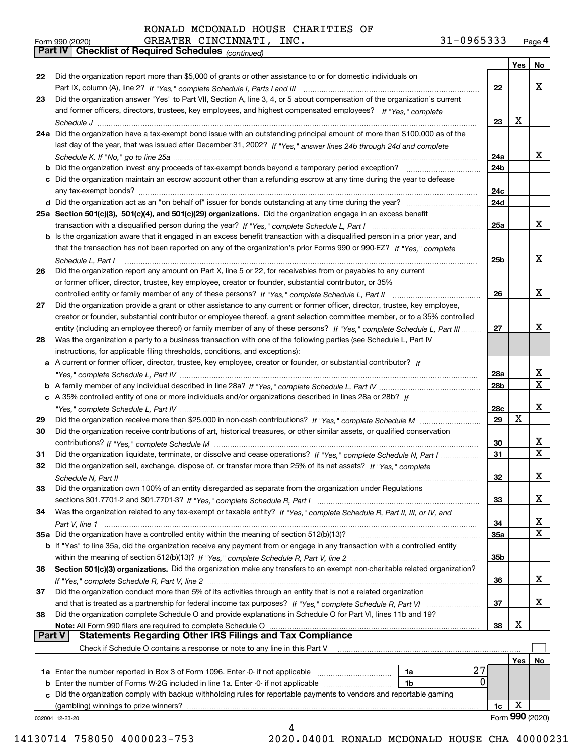RONALD MCDONALD HOUSE CHARITIES OF GREATER CINCINNATI, INC. 31-0965333

Form 990 (2020)

## Part IV Checklist of Required Schedules *(continued)*

| | | | Yes | No |
|---|---|---|---|---|
| 22 | Did the organization report more than $5,000 of grants or other assistance to or for domestic individuals on Part IX, column (A), line 2? *If "Yes," complete Schedule I, Parts I and III* | 22 | | X |
| 23 | Did the organization answer "Yes" to Part VII, Section A, line 3, 4, or 5 about compensation of the organization's current and former officers, directors, trustees, key employees, and highest compensated employees? *If "Yes," complete Schedule J* | 23 | X | |
| 24a | Did the organization have a tax-exempt bond issue with an outstanding principal amount of more than $100,000 as of the last day of the year, that was issued after December 31, 2002? *If "Yes," answer lines 24b through 24d and complete Schedule K. If "No," go to line 25a* | 24a | | X |
| b | Did the organization invest any proceeds of tax-exempt bonds beyond a temporary period exception? | 24b | | |
| c | Did the organization maintain an escrow account other than a refunding escrow at any time during the year to defease any tax-exempt bonds? | 24c | | |
| d | Did the organization act as an "on behalf of" issuer for bonds outstanding at any time during the year? | 24d | | |
| 25a | **Section 501(c)(3), 501(c)(4), and 501(c)(29) organizations.** Did the organization engage in an excess benefit transaction with a disqualified person during the year? *If "Yes," complete Schedule L, Part I* | 25a | | X |
| b | Is the organization aware that it engaged in an excess benefit transaction with a disqualified person in a prior year, and that the transaction has not been reported on any of the organization's prior Forms 990 or 990-EZ? *If "Yes," complete Schedule L, Part I* | 25b | | X |
| 26 | Did the organization report any amount on Part X, line 5 or 22, for receivables from or payables to any current or former officer, director, trustee, key employee, creator or founder, substantial contributor, or 35% controlled entity or family member of any of these persons? *If "Yes," complete Schedule L, Part II* | 26 | | X |
| 27 | Did the organization provide a grant or other assistance to any current or former officer, director, trustee, key employee, creator or founder, substantial contributor or employee thereof, a grant selection committee member, or to a 35% controlled entity (including an employee thereof) or family member of any of these persons? *If "Yes," complete Schedule L, Part III* | 27 | | X |
| 28 | Was the organization a party to a business transaction with one of the following parties (see Schedule L, Part IV instructions, for applicable filing thresholds, conditions, and exceptions): | | | |
| a | A current or former officer, director, trustee, key employee, creator or founder, or substantial contributor? *If "Yes," complete Schedule L, Part IV* | 28a | | X |
| b | A family member of any individual described in line 28a? *If "Yes," complete Schedule L, Part IV* | 28b | | X |
| c | A 35% controlled entity of one or more individuals and/or organizations described in lines 28a or 28b? *If "Yes," complete Schedule L, Part IV* | 28c | | X |
| 29 | Did the organization receive more than $25,000 in non-cash contributions? *If "Yes," complete Schedule M* | 29 | X | |
| 30 | Did the organization receive contributions of art, historical treasures, or other similar assets, or qualified conservation contributions? *If "Yes," complete Schedule M* | 30 | | X |
| 31 | Did the organization liquidate, terminate, or dissolve and cease operations? *If "Yes," complete Schedule N, Part I* | 31 | | X |
| 32 | Did the organization sell, exchange, dispose of, or transfer more than 25% of its net assets? *If "Yes," complete Schedule N, Part II* | 32 | | X |
| 33 | Did the organization own 100% of an entity disregarded as separate from the organization under Regulations sections 301.7701-2 and 301.7701-3? *If "Yes," complete Schedule R, Part I* | 33 | | X |
| 34 | Was the organization related to any tax-exempt or taxable entity? *If "Yes," complete Schedule R, Part II, III, or IV, and Part V, line 1* | 34 | | X |
| 35a | Did the organization have a controlled entity within the meaning of section 512(b)(13)? | 35a | | X |
| b | If "Yes" to line 35a, did the organization receive any payment from or engage in any transaction with a controlled entity within the meaning of section 512(b)(13)? *If "Yes," complete Schedule R, Part V, line 2* | 35b | | |
| 36 | **Section 501(c)(3) organizations.** Did the organization make any transfers to an exempt non-charitable related organization? *If "Yes," complete Schedule R, Part V, line 2* | 36 | | X |
| 37 | Did the organization conduct more than 5% of its activities through an entity that is not a related organization and that is treated as a partnership for federal income tax purposes? *If "Yes," complete Schedule R, Part VI* | 37 | | X |
| 38 | Did the organization complete Schedule O and provide explanations in Schedule O for Part VI, lines 11b and 19? **Note:** All Form 990 filers are required to complete Schedule O | 38 | X | |

## Part V Statements Regarding Other IRS Filings and Tax Compliance

Check if Schedule O contains a response or note to any line in this Part V ☐

| | | | | | Yes | No |
|---|---|---|---|---|---|---|
| 1a | Enter the number reported in Box 3 of Form 1096. Enter -0- if not applicable | 1a | 27 | | | |
| b | Enter the number of Forms W-2G included in line 1a. Enter -0- if not applicable | 1b | 0 | | | |
| c | Did the organization comply with backup withholding rules for reportable payments to vendors and reportable gaming (gambling) winnings to prize winners? | | | 1c | X | |

032004 12-23-20

Form **990** (2020)

14130714 758050 4000023-753 2020.04001 RONALD MCDONALD HOUSE CHA 40000231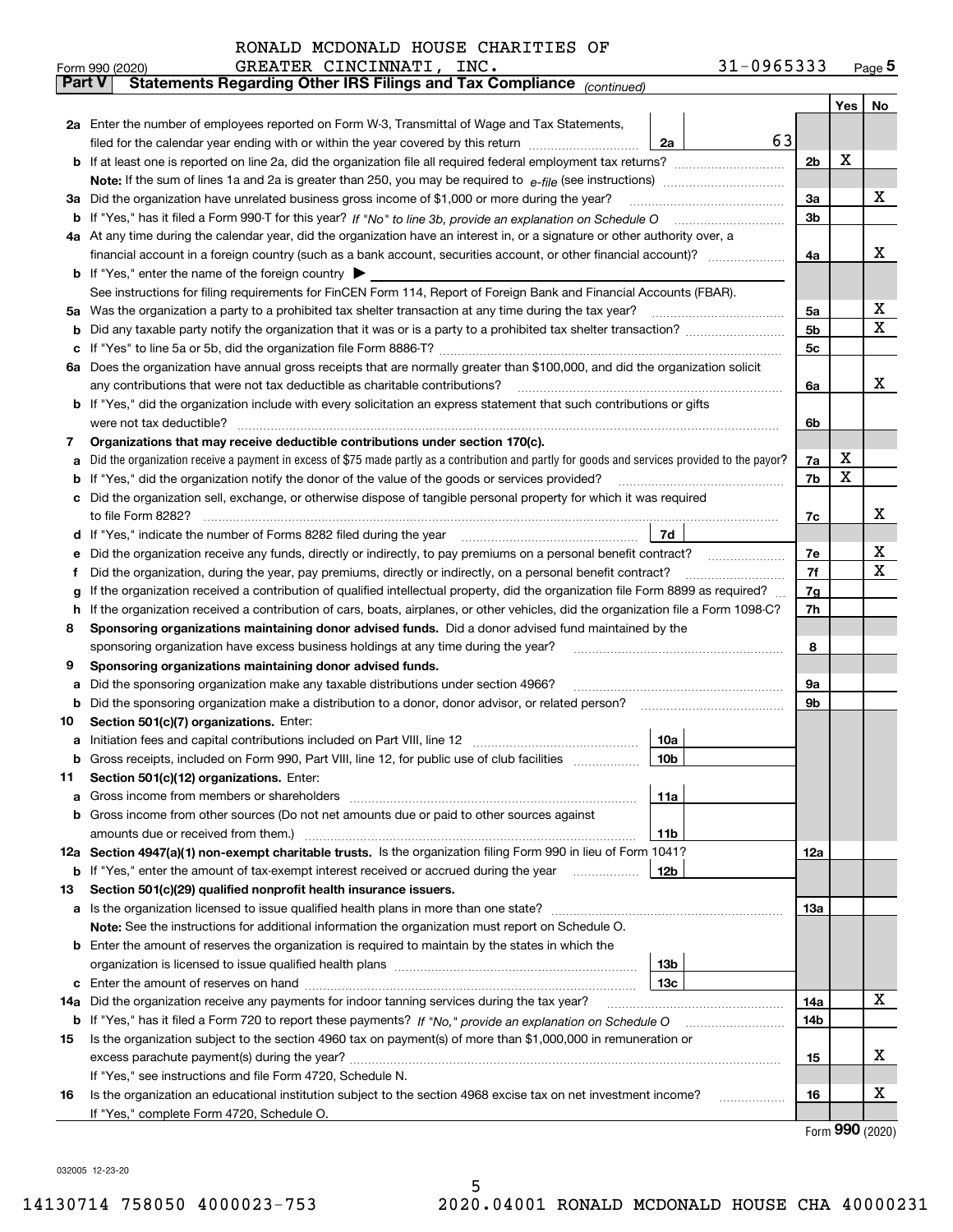RONALD MCDONALD HOUSE CHARITIES OF GREATER CINCINNATI, INC. 31-0965333

Form 990 (2020)

## Part V Statements Regarding Other IRS Filings and Tax Compliance *(continued)*

| | | | | Yes | No |
|---|---|---|---|---|---|
| **2a** | Enter the number of employees reported on Form W-3, Transmittal of Wage and Tax Statements, filed for the calendar year ending with or within the year covered by this return | 2a | 63 | | |
| **b** | If at least one is reported on line 2a, did the organization file all required federal employment tax returns? | | 2b | X | |
| | **Note:** If the sum of lines 1a and 2a is greater than 250, you may be required to *e-file* (see instructions) | | | | |
| **3a** | Did the organization have unrelated business gross income of $1,000 or more during the year? | | 3a | | X |
| **b** | If "Yes," has it filed a Form 990-T for this year? *If "No" to line 3b, provide an explanation on Schedule O* | | 3b | | |
| **4a** | At any time during the calendar year, did the organization have an interest in, or a signature or other authority over, a financial account in a foreign country (such as a bank account, securities account, or other financial account)? | | 4a | | X |
| **b** | If "Yes," enter the name of the foreign country ▶ | | | | |
| | See instructions for filing requirements for FinCEN Form 114, Report of Foreign Bank and Financial Accounts (FBAR). | | | | |
| **5a** | Was the organization a party to a prohibited tax shelter transaction at any time during the tax year? | | 5a | | X |
| **b** | Did any taxable party notify the organization that it was or is a party to a prohibited tax shelter transaction? | | 5b | | X |
| **c** | If "Yes" to line 5a or 5b, did the organization file Form 8886-T? | | 5c | | |
| **6a** | Does the organization have annual gross receipts that are normally greater than $100,000, and did the organization solicit any contributions that were not tax deductible as charitable contributions? | | 6a | | X |
| **b** | If "Yes," did the organization include with every solicitation an express statement that such contributions or gifts were not tax deductible? | | 6b | | |
| **7** | **Organizations that may receive deductible contributions under section 170(c).** | | | | |
| **a** | Did the organization receive a payment in excess of $75 made partly as a contribution and partly for goods and services provided to the payor? | | 7a | X | |
| **b** | If "Yes," did the organization notify the donor of the value of the goods or services provided? | | 7b | X | |
| **c** | Did the organization sell, exchange, or otherwise dispose of tangible personal property for which it was required to file Form 8282? | | 7c | | X |
| **d** | If "Yes," indicate the number of Forms 8282 filed during the year | 7d | | | |
| **e** | Did the organization receive any funds, directly or indirectly, to pay premiums on a personal benefit contract? | | 7e | | X |
| **f** | Did the organization, during the year, pay premiums, directly or indirectly, on a personal benefit contract? | | 7f | | X |
| **g** | If the organization received a contribution of qualified intellectual property, did the organization file Form 8899 as required? | | 7g | | |
| **h** | If the organization received a contribution of cars, boats, airplanes, or other vehicles, did the organization file a Form 1098-C? | | 7h | | |
| **8** | **Sponsoring organizations maintaining donor advised funds.** Did a donor advised fund maintained by the sponsoring organization have excess business holdings at any time during the year? | | 8 | | |
| **9** | **Sponsoring organizations maintaining donor advised funds.** | | | | |
| **a** | Did the sponsoring organization make any taxable distributions under section 4966? | | 9a | | |
| **b** | Did the sponsoring organization make a distribution to a donor, donor advisor, or related person? | | 9b | | |
| **10** | **Section 501(c)(7) organizations.** Enter: | | | | |
| **a** | Initiation fees and capital contributions included on Part VIII, line 12 | 10a | | | |
| **b** | Gross receipts, included on Form 990, Part VIII, line 12, for public use of club facilities | 10b | | | |
| **11** | **Section 501(c)(12) organizations.** Enter: | | | | |
| **a** | Gross income from members or shareholders | 11a | | | |
| **b** | Gross income from other sources (Do not net amounts due or paid to other sources against amounts due or received from them.) | 11b | | | |
| **12a** | **Section 4947(a)(1) non-exempt charitable trusts.** Is the organization filing Form 990 in lieu of Form 1041? | | 12a | | |
| **b** | If "Yes," enter the amount of tax-exempt interest received or accrued during the year | 12b | | | |
| **13** | **Section 501(c)(29) qualified nonprofit health insurance issuers.** | | | | |
| **a** | Is the organization licensed to issue qualified health plans in more than one state? | | 13a | | |
| | **Note:** See the instructions for additional information the organization must report on Schedule O. | | | | |
| **b** | Enter the amount of reserves the organization is required to maintain by the states in which the organization is licensed to issue qualified health plans | 13b | | | |
| **c** | Enter the amount of reserves on hand | 13c | | | |
| **14a** | Did the organization receive any payments for indoor tanning services during the tax year? | | 14a | | X |
| **b** | If "Yes," has it filed a Form 720 to report these payments? *If "No," provide an explanation on Schedule O* | | 14b | | |
| **15** | Is the organization subject to the section 4960 tax on payment(s) of more than $1,000,000 in remuneration or excess parachute payment(s) during the year? | | 15 | | X |
| | If "Yes," see instructions and file Form 4720, Schedule N. | | | | |
| **16** | Is the organization an educational institution subject to the section 4968 excise tax on net investment income? | | 16 | | X |
| | If "Yes," complete Form 4720, Schedule O. | | | | |

Form **990** (2020)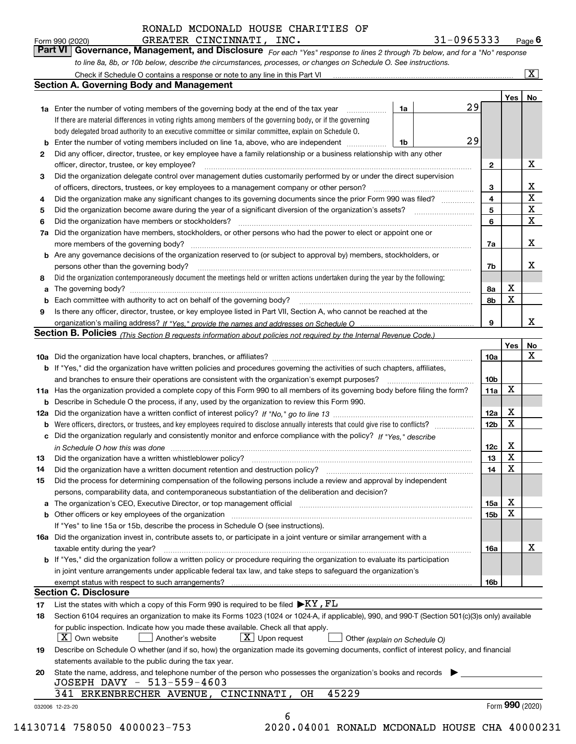RONALD MCDONALD HOUSE CHARITIES OF GREATER CINCINNATI, INC. 31-0965333

Form 990 (2020) Page 6

**Part VI Governance, Management, and Disclosure** *For each "Yes" response to lines 2 through 7b below, and for a "No" response to line 8a, 8b, or 10b below, describe the circumstances, processes, or changes on Schedule O. See instructions.*

Check if Schedule O contains a response or note to any line in this Part VI [X]

## Section A. Governing Body and Management

| | | | | Yes | No |
|---|---|---|---|---|---|
| 1a | Enter the number of voting members of the governing body at the end of the tax year. If there are material differences in voting rights among members of the governing body, or if the governing body delegated broad authority to an executive committee or similar committee, explain on Schedule O. | 1a: 29 | | | |
| b | Enter the number of voting members included on line 1a, above, who are independent | 1b: 29 | | | |
| 2 | Did any officer, director, trustee, or key employee have a family relationship or a business relationship with any other officer, director, trustee, or key employee? | | 2 | | X |
| 3 | Did the organization delegate control over management duties customarily performed by or under the direct supervision of officers, directors, trustees, or key employees to a management company or other person? | | 3 | | X |
| 4 | Did the organization make any significant changes to its governing documents since the prior Form 990 was filed? | | 4 | | X |
| 5 | Did the organization become aware during the year of a significant diversion of the organization's assets? | | 5 | | X |
| 6 | Did the organization have members or stockholders? | | 6 | | X |
| 7a | Did the organization have members, stockholders, or other persons who had the power to elect or appoint one or more members of the governing body? | | 7a | | X |
| b | Are any governance decisions of the organization reserved to (or subject to approval by) members, stockholders, or persons other than the governing body? | | 7b | | X |
| 8 | Did the organization contemporaneously document the meetings held or written actions undertaken during the year by the following: | | | | |
| a | The governing body? | | 8a | X | |
| b | Each committee with authority to act on behalf of the governing body? | | 8b | X | |
| 9 | Is there any officer, director, trustee, or key employee listed in Part VII, Section A, who cannot be reached at the organization's mailing address? *If "Yes," provide the names and addresses on Schedule O* | | 9 | | X |

## Section B. Policies *(This Section B requests information about policies not required by the Internal Revenue Code.)*

| | | | Yes | No |
|---|---|---|---|---|
| 10a | Did the organization have local chapters, branches, or affiliates? | 10a | | X |
| b | If "Yes," did the organization have written policies and procedures governing the activities of such chapters, affiliates, and branches to ensure their operations are consistent with the organization's exempt purposes? | 10b | | |
| 11a | Has the organization provided a complete copy of this Form 990 to all members of its governing body before filing the form? | 11a | X | |
| b | Describe in Schedule O the process, if any, used by the organization to review this Form 990. | | | |
| 12a | Did the organization have a written conflict of interest policy? *If "No," go to line 13* | 12a | X | |
| b | Were officers, directors, or trustees, and key employees required to disclose annually interests that could give rise to conflicts? | 12b | X | |
| c | Did the organization regularly and consistently monitor and enforce compliance with the policy? *If "Yes," describe in Schedule O how this was done* | 12c | X | |
| 13 | Did the organization have a written whistleblower policy? | 13 | X | |
| 14 | Did the organization have a written document retention and destruction policy? | 14 | X | |
| 15 | Did the process for determining compensation of the following persons include a review and approval by independent persons, comparability data, and contemporaneous substantiation of the deliberation and decision? | | | |
| a | The organization's CEO, Executive Director, or top management official | 15a | X | |
| b | Other officers or key employees of the organization | 15b | X | |
| | If "Yes" to line 15a or 15b, describe the process in Schedule O (see instructions). | | | |
| 16a | Did the organization invest in, contribute assets to, or participate in a joint venture or similar arrangement with a taxable entity during the year? | 16a | | X |
| b | If "Yes," did the organization follow a written policy or procedure requiring the organization to evaluate its participation in joint venture arrangements under applicable federal tax law, and take steps to safeguard the organization's exempt status with respect to such arrangements? | 16b | | |

## Section C. Disclosure

17 List the states with which a copy of this Form 990 is required to be filed ▶KY,FL

18 Section 6104 requires an organization to make its Forms 1023 (1024 or 1024-A, if applicable), 990, and 990-T (Section 501(c)(3)s only) available for public inspection. Indicate how you made these available. Check all that apply.

[X] Own website [ ] Another's website [X] Upon request [ ] Other *(explain on Schedule O)*

19 Describe on Schedule O whether (and if so, how) the organization made its governing documents, conflict of interest policy, and financial statements available to the public during the tax year.

20 State the name, address, and telephone number of the person who possesses the organization's books and records ▶

JOSEPH DAVY - 513-559-4603

341 ERKENBRECHER AVENUE, CINCINNATI, OH 45229

032006 12-23-20 Form 990 (2020)

14130714 758050 4000023-753 2020.04001 RONALD MCDONALD HOUSE CHA 40000231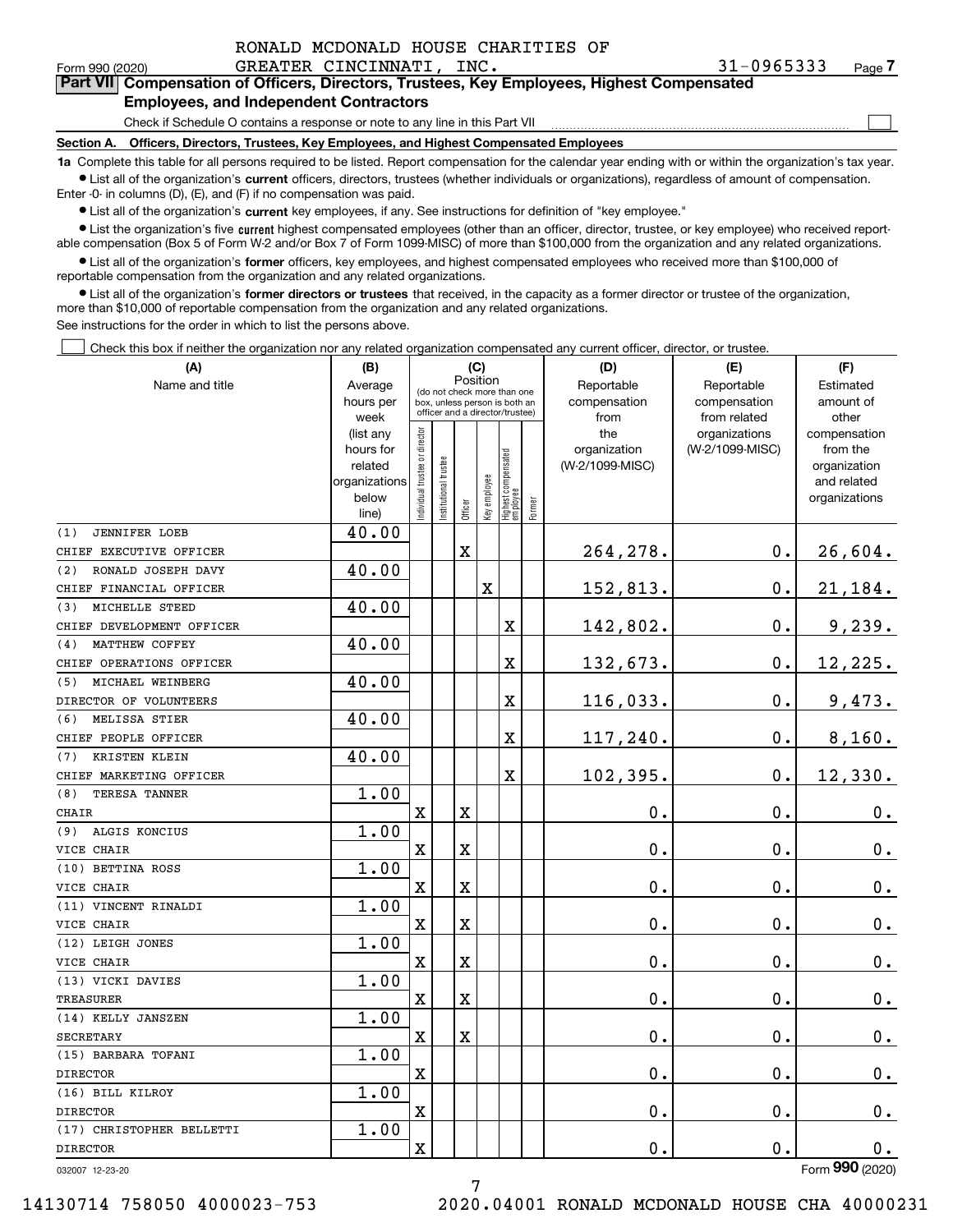RONALD MCDONALD HOUSE CHARITIES OF GREATER CINCINNATI, INC. 31-0965333

Form 990 (2020) Page 7

**Part VII Compensation of Officers, Directors, Trustees, Key Employees, Highest Compensated Employees, and Independent Contractors**

Check if Schedule O contains a response or note to any line in this Part VII ☐

**Section A. Officers, Directors, Trustees, Key Employees, and Highest Compensated Employees**

**1a** Complete this table for all persons required to be listed. Report compensation for the calendar year ending with or within the organization's tax year.

- List all of the organization's **current** officers, directors, trustees (whether individuals or organizations), regardless of amount of compensation. Enter -0- in columns (D), (E), and (F) if no compensation was paid.
- List all of the organization's **current** key employees, if any. See instructions for definition of "key employee."
- List the organization's five **current** highest compensated employees (other than an officer, director, trustee, or key employee) who received reportable compensation (Box 5 of Form W-2 and/or Box 7 of Form 1099-MISC) of more than $100,000 from the organization and any related organizations.
- List all of the organization's **former** officers, key employees, and highest compensated employees who received more than $100,000 of reportable compensation from the organization and any related organizations.
- List all of the organization's **former directors or trustees** that received, in the capacity as a former director or trustee of the organization, more than $10,000 of reportable compensation from the organization and any related organizations.

See instructions for the order in which to list the persons above.

☐ Check this box if neither the organization nor any related organization compensated any current officer, director, or trustee.

| (A) Name and title | (B) Average hours per week (list any hours for related organizations below line) | (C) Position: Individual trustee or director | Institutional trustee | Officer | Key employee | Highest compensated employee | Former | (D) Reportable compensation from the organization (W-2/1099-MISC) | (E) Reportable compensation from related organizations (W-2/1099-MISC) | (F) Estimated amount of other compensation from the organization and related organizations |
|---|---|---|---|---|---|---|---|---|---|---|
| (1) JENNIFER LOEB<br>CHIEF EXECUTIVE OFFICER | 40.00 | | | X | | | | 264,278. | 0. | 26,604. |
| (2) RONALD JOSEPH DAVY<br>CHIEF FINANCIAL OFFICER | 40.00 | | | | X | | | 152,813. | 0. | 21,184. |
| (3) MICHELLE STEED<br>CHIEF DEVELOPMENT OFFICER | 40.00 | | | | | X | | 142,802. | 0. | 9,239. |
| (4) MATTHEW COFFEY<br>CHIEF OPERATIONS OFFICER | 40.00 | | | | | X | | 132,673. | 0. | 12,225. |
| (5) MICHAEL WEINBERG<br>DIRECTOR OF VOLUNTEERS | 40.00 | | | | | X | | 116,033. | 0. | 9,473. |
| (6) MELISSA STIER<br>CHIEF PEOPLE OFFICER | 40.00 | | | | | X | | 117,240. | 0. | 8,160. |
| (7) KRISTEN KLEIN<br>CHIEF MARKETING OFFICER | 40.00 | | | | | X | | 102,395. | 0. | 12,330. |
| (8) TERESA TANNER<br>CHAIR | 1.00 | X | | X | | | | 0. | 0. | 0. |
| (9) ALGIS KONCIUS<br>VICE CHAIR | 1.00 | X | | X | | | | 0. | 0. | 0. |
| (10) BETTINA ROSS<br>VICE CHAIR | 1.00 | X | | X | | | | 0. | 0. | 0. |
| (11) VINCENT RINALDI<br>VICE CHAIR | 1.00 | X | | X | | | | 0. | 0. | 0. |
| (12) LEIGH JONES<br>VICE CHAIR | 1.00 | X | | X | | | | 0. | 0. | 0. |
| (13) VICKI DAVIES<br>TREASURER | 1.00 | X | | X | | | | 0. | 0. | 0. |
| (14) KELLY JANSZEN<br>SECRETARY | 1.00 | X | | X | | | | 0. | 0. | 0. |
| (15) BARBARA TOFANI<br>DIRECTOR | 1.00 | X | | | | | | 0. | 0. | 0. |
| (16) BILL KILROY<br>DIRECTOR | 1.00 | X | | | | | | 0. | 0. | 0. |
| (17) CHRISTOPHER BELLETTI<br>DIRECTOR | 1.00 | X | | | | | | 0. | 0. | 0. |

032007 12-23-20

Form **990** (2020)

14130714 758050 4000023-753 2020.04001 RONALD MCDONALD HOUSE CHA 40000231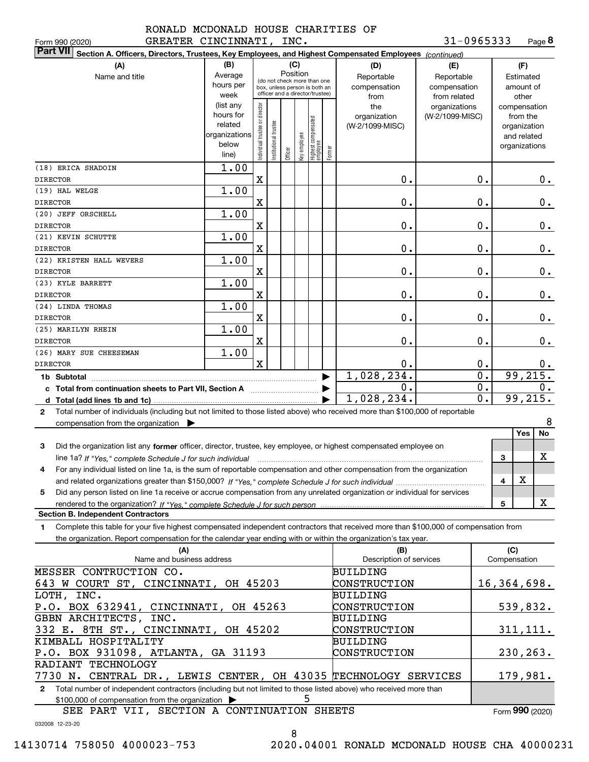RONALD MCDONALD HOUSE CHARITIES OF GREATER CINCINNATI, INC. 31-0965333

Form 990 (2020) Page 8

**Part VII Section A. Officers, Directors, Trustees, Key Employees, and Highest Compensated Employees** *(continued)*

| (A) Name and title | (B) Average hours per week (list any hours for related organizations below line) | (C) Individual trustee or director | Institutional trustee | Officer | Key employee | Highest compensated employee | Former | (D) Reportable compensation from the organization (W-2/1099-MISC) | (E) Reportable compensation from related organizations (W-2/1099-MISC) | (F) Estimated amount of other compensation from the organization and related organizations |
|---|---|---|---|---|---|---|---|---|---|---|
| (18) ERICA SHADOIN<br>DIRECTOR | 1.00 | X | | | | | | 0. | 0. | 0. |
| (19) HAL WELGE<br>DIRECTOR | 1.00 | X | | | | | | 0. | 0. | 0. |
| (20) JEFF ORSCHELL<br>DIRECTOR | 1.00 | X | | | | | | 0. | 0. | 0. |
| (21) KEVIN SCHUTTE<br>DIRECTOR | 1.00 | X | | | | | | 0. | 0. | 0. |
| (22) KRISTEN HALL WEVERS<br>DIRECTOR | 1.00 | X | | | | | | 0. | 0. | 0. |
| (23) KYLE BARRETT<br>DIRECTOR | 1.00 | X | | | | | | 0. | 0. | 0. |
| (24) LINDA THOMAS<br>DIRECTOR | 1.00 | X | | | | | | 0. | 0. | 0. |
| (25) MARILYN RHEIN<br>DIRECTOR | 1.00 | X | | | | | | 0. | 0. | 0. |
| (26) MARY SUE CHEESEMAN<br>DIRECTOR | 1.00 | X | | | | | | 0. | 0. | 0. |
| **1b Subtotal** | | | | | | | | 1,028,234. | 0. | 99,215. |
| **c Total from continuation sheets to Part VII, Section A** | | | | | | | | 0. | 0. | 0. |
| **d Total (add lines 1b and 1c)** | | | | | | | | 1,028,234. | 0. | 99,215. |

**2** Total number of individuals (including but not limited to those listed above) who received more than $100,000 of reportable compensation from the organization ▶ 8

| | | Yes | No |
|---|---|---|---|
| **3** Did the organization list any **former** officer, director, trustee, key employee, or highest compensated employee on line 1a? *If "Yes," complete Schedule J for such individual* | 3 | | X |
| **4** For any individual listed on line 1a, is the sum of reportable compensation and other compensation from the organization and related organizations greater than $150,000? *If "Yes," complete Schedule J for such individual* | 4 | X | |
| **5** Did any person listed on line 1a receive or accrue compensation from any unrelated organization or individual for services rendered to the organization? *If "Yes," complete Schedule J for such person* | 5 | | X |

**Section B. Independent Contractors**

**1** Complete this table for your five highest compensated independent contractors that received more than $100,000 of compensation from the organization. Report compensation for the calendar year ending with or within the organization's tax year.

| (A) Name and business address | (B) Description of services | (C) Compensation |
|---|---|---|
| MESSER CONTRUCTION CO.<br>643 W COURT ST, CINCINNATI, OH 45203 | BUILDING CONSTRUCTION | 16,364,698. |
| LOTH, INC.<br>P.O. BOX 632941, CINCINNATI, OH 45263 | BUILDING CONSTRUCTION | 539,832. |
| GBBN ARCHITECTS, INC.<br>332 E. 8TH ST., CINCINNATI, OH 45202 | BUILDING CONSTRUCTION | 311,111. |
| KIMBALL HOSPITALITY<br>P.O. BOX 931098, ATLANTA, GA 31193 | BUILDING CONSTRUCTION | 230,263. |
| RADIANT TECHNOLOGY<br>7730 N. CENTRAL DR., LEWIS CENTER, OH 43035 | TECHNOLOGY SERVICES | 179,981. |

**2** Total number of independent contractors (including but not limited to those listed above) who received more than $100,000 of compensation from the organization ▶ 5

SEE PART VII, SECTION A CONTINUATION SHEETS

Form **990** (2020)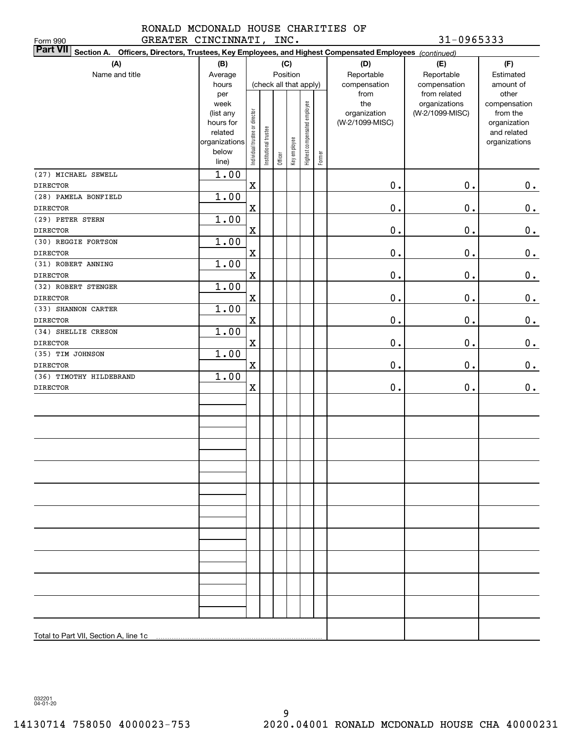RONALD MCDONALD HOUSE CHARITIES OF GREATER CINCINNATI, INC.

Form 990

31-0965333

**Part VII** **Section A. Officers, Directors, Trustees, Key Employees, and Highest Compensated Employees** *(continued)*

| (A) Name and title | (B) Average hours per week (list any hours for related organizations below line) | (C) Position (check all that apply): Individual trustee or director | Institutional trustee | Officer | Key employee | Highest compensated employee | Former | (D) Reportable compensation from the organization (W-2/1099-MISC) | (E) Reportable compensation from related organizations (W-2/1099-MISC) | (F) Estimated amount of other compensation from the organization and related organizations |
|---|---|---|---|---|---|---|---|---|---|---|
| (27) MICHAEL SEWELL<br>DIRECTOR | 1.00 | X | | | | | | 0. | 0. | 0. |
| (28) PAMELA BONFIELD<br>DIRECTOR | 1.00 | X | | | | | | 0. | 0. | 0. |
| (29) PETER STERN<br>DIRECTOR | 1.00 | X | | | | | | 0. | 0. | 0. |
| (30) REGGIE FORTSON<br>DIRECTOR | 1.00 | X | | | | | | 0. | 0. | 0. |
| (31) ROBERT ANNING<br>DIRECTOR | 1.00 | X | | | | | | 0. | 0. | 0. |
| (32) ROBERT STENGER<br>DIRECTOR | 1.00 | X | | | | | | 0. | 0. | 0. |
| (33) SHANNON CARTER<br>DIRECTOR | 1.00 | X | | | | | | 0. | 0. | 0. |
| (34) SHELLIE CRESON<br>DIRECTOR | 1.00 | X | | | | | | 0. | 0. | 0. |
| (35) TIM JOHNSON<br>DIRECTOR | 1.00 | X | | | | | | 0. | 0. | 0. |
| (36) TIMOTHY HILDEBRAND<br>DIRECTOR | 1.00 | X | | | | | | 0. | 0. | 0. |
| Total to Part VII, Section A, line 1c | | | | | | | | | | |

032201 04-01-20

14130714 758050 4000023-753 2020.04001 RONALD MCDONALD HOUSE CHA 40000231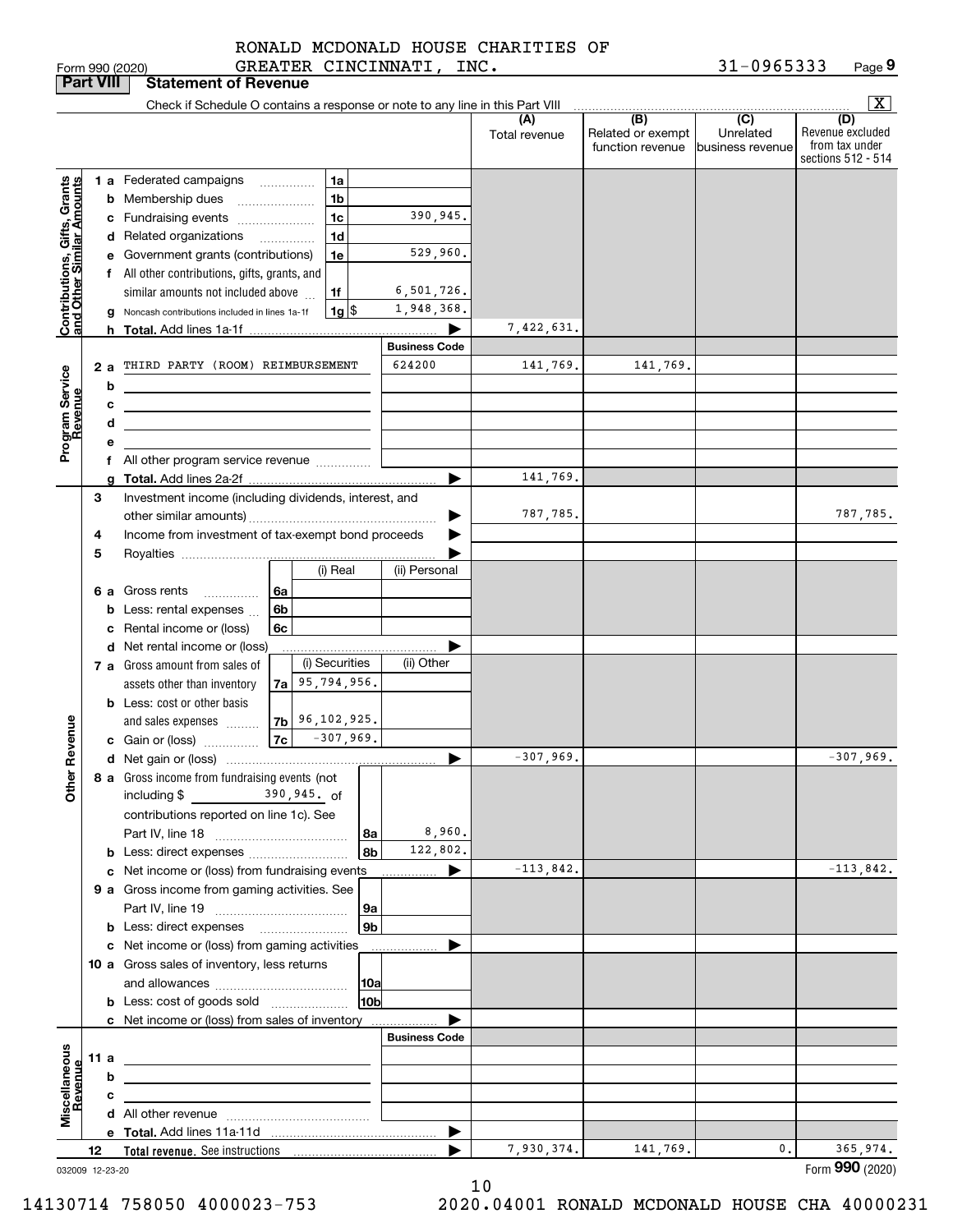RONALD MCDONALD HOUSE CHARITIES OF GREATER CINCINNATI, INC. 31-0965333

Form 990 (2020) Page **9**

**Part VIII Statement of Revenue**

Check if Schedule O contains a response or note to any line in this Part VIII [X]

| | | | | (A) Total revenue | (B) Related or exempt function revenue | (C) Unrelated business revenue | (D) Revenue excluded from tax under sections 512 - 514 |
|---|---|---|---|---|---|---|---|
| **Contributions, Gifts, Grants and Other Similar Amounts** | 1 a Federated campaigns | 1a | | | | | |
| | b Membership dues | 1b | | | | | |
| | c Fundraising events | 1c | 390,945. | | | | |
| | d Related organizations | 1d | | | | | |
| | e Government grants (contributions) | 1e | 529,960. | | | | |
| | f All other contributions, gifts, grants, and similar amounts not included above | 1f | 6,501,726. | | | | |
| | g Noncash contributions included in lines 1a-1f | 1g | $ 1,948,368. | | | | |
| | h **Total.** Add lines 1a-1f | | ▶ | 7,422,631. | | | |
| | | | **Business Code** | | | | |
| **Program Service Revenue** | 2 a THIRD PARTY (ROOM) REIMBURSEMENT | | 624200 | 141,769. | 141,769. | | |
| | b | | | | | | |
| | c | | | | | | |
| | d | | | | | | |
| | e | | | | | | |
| | f All other program service revenue | | | | | | |
| | g **Total.** Add lines 2a-2f | | ▶ | 141,769. | | | |
| **Other Revenue** | 3 Investment income (including dividends, interest, and other similar amounts) | | ▶ | 787,785. | | | 787,785. |
| | 4 Income from investment of tax-exempt bond proceeds | | ▶ | | | | |
| | 5 Royalties | | ▶ | | | | |
| | | (i) Real | (ii) Personal | | | | |
| | 6 a Gross rents 6a | | | | | | |
| | b Less: rental expenses 6b | | | | | | |
| | c Rental income or (loss) 6c | | | | | | |
| | d Net rental income or (loss) | | ▶ | | | | |
| | | (i) Securities | (ii) Other | | | | |
| | 7 a Gross amount from sales of assets other than inventory 7a | 95,794,956. | | | | | |
| | b Less: cost or other basis and sales expenses 7b | 96,102,925. | | | | | |
| | c Gain or (loss) 7c | -307,969. | | | | | |
| | d Net gain or (loss) | | ▶ | -307,969. | | | -307,969. |
| | 8 a Gross income from fundraising events (not including $ 390,945. of contributions reported on line 1c). See Part IV, line 18 | 8a | 8,960. | | | | |
| | b Less: direct expenses | 8b | 122,802. | | | | |
| | c Net income or (loss) from fundraising events | | ▶ | -113,842. | | | -113,842. |
| | 9 a Gross income from gaming activities. See Part IV, line 19 | 9a | | | | | |
| | b Less: direct expenses | 9b | | | | | |
| | c Net income or (loss) from gaming activities | | ▶ | | | | |
| | 10 a Gross sales of inventory, less returns and allowances | 10a | | | | | |
| | b Less: cost of goods sold | 10b | | | | | |
| | c Net income or (loss) from sales of inventory | | ▶ | | | | |
| | | | **Business Code** | | | | |
| **Miscellaneous Revenue** | 11 a | | | | | | |
| | b | | | | | | |
| | c | | | | | | |
| | d All other revenue | | | | | | |
| | e **Total.** Add lines 11a-11d | | ▶ | | | | |
| | 12 **Total revenue.** See instructions | | ▶ | 7,930,374. | 141,769. | 0. | 365,974. |

032009 12-23-20

Form **990** (2020)

14130714 758050 4000023-753 2020.04001 RONALD MCDONALD HOUSE CHA 40000231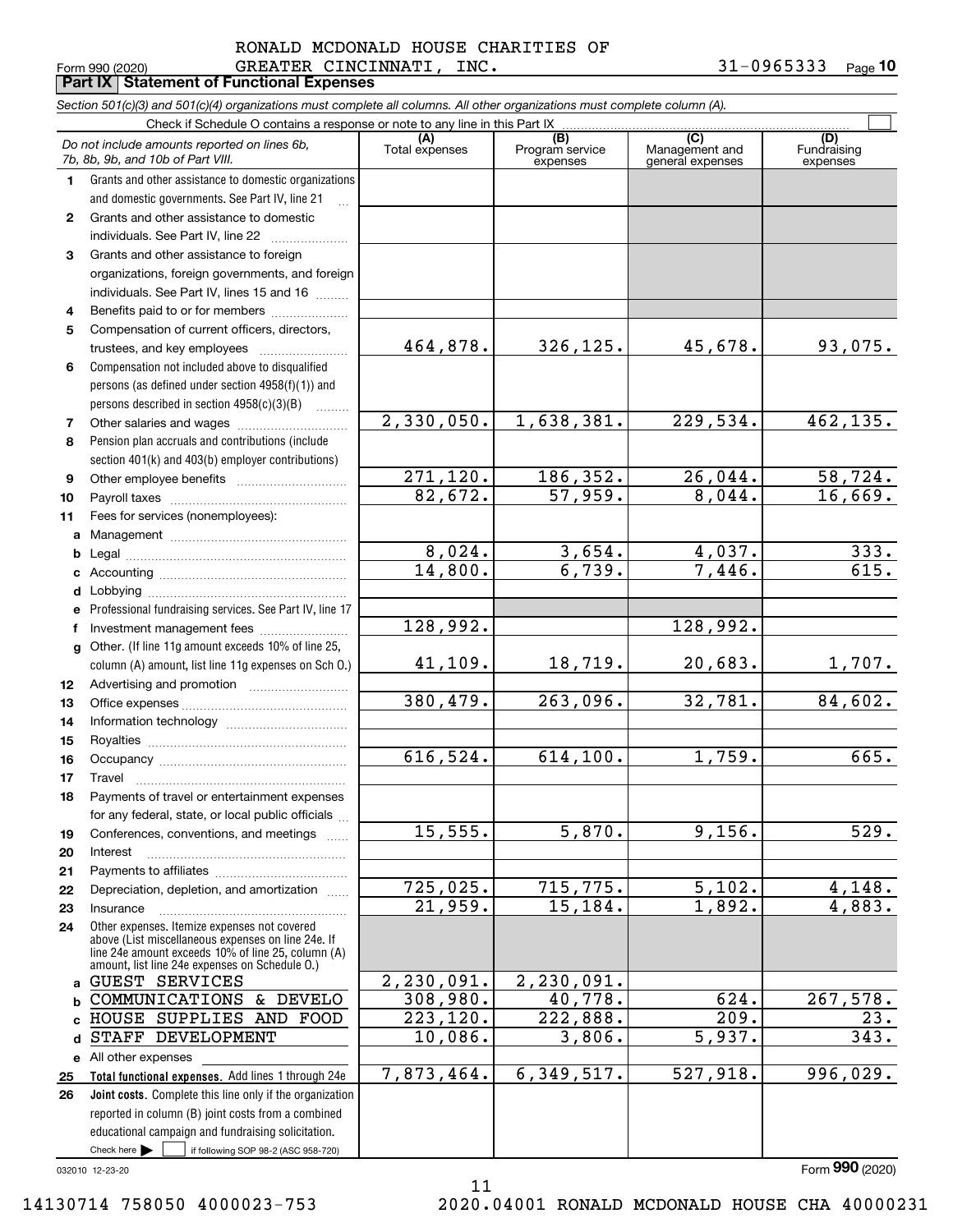RONALD MCDONALD HOUSE CHARITIES OF GREATER CINCINNATI, INC. 31-0965333

Form 990 (2020) Page **10**

## Part IX Statement of Functional Expenses

*Section 501(c)(3) and 501(c)(4) organizations must complete all columns. All other organizations must complete column (A).*

Check if Schedule O contains a response or note to any line in this Part IX ☐

| *Do not include amounts reported on lines 6b, 7b, 8b, 9b, and 10b of Part VIII.* | (A) Total expenses | (B) Program service expenses | (C) Management and general expenses | (D) Fundraising expenses |
|---|---|---|---|---|
| **1** Grants and other assistance to domestic organizations and domestic governments. See Part IV, line 21 | | | | |
| **2** Grants and other assistance to domestic individuals. See Part IV, line 22 | | | | |
| **3** Grants and other assistance to foreign organizations, foreign governments, and foreign individuals. See Part IV, lines 15 and 16 | | | | |
| **4** Benefits paid to or for members | | | | |
| **5** Compensation of current officers, directors, trustees, and key employees | 464,878. | 326,125. | 45,678. | 93,075. |
| **6** Compensation not included above to disqualified persons (as defined under section 4958(f)(1)) and persons described in section 4958(c)(3)(B) | | | | |
| **7** Other salaries and wages | 2,330,050. | 1,638,381. | 229,534. | 462,135. |
| **8** Pension plan accruals and contributions (include section 401(k) and 403(b) employer contributions) | | | | |
| **9** Other employee benefits | 271,120. | 186,352. | 26,044. | 58,724. |
| **10** Payroll taxes | 82,672. | 57,959. | 8,044. | 16,669. |
| **11** Fees for services (nonemployees): | | | | |
| **a** Management | | | | |
| **b** Legal | 8,024. | 3,654. | 4,037. | 333. |
| **c** Accounting | 14,800. | 6,739. | 7,446. | 615. |
| **d** Lobbying | | | | |
| **e** Professional fundraising services. See Part IV, line 17 | | | | |
| **f** Investment management fees | 128,992. | | 128,992. | |
| **g** Other. (If line 11g amount exceeds 10% of line 25, column (A) amount, list line 11g expenses on Sch O.) | 41,109. | 18,719. | 20,683. | 1,707. |
| **12** Advertising and promotion | | | | |
| **13** Office expenses | 380,479. | 263,096. | 32,781. | 84,602. |
| **14** Information technology | | | | |
| **15** Royalties | | | | |
| **16** Occupancy | 616,524. | 614,100. | 1,759. | 665. |
| **17** Travel | | | | |
| **18** Payments of travel or entertainment expenses for any federal, state, or local public officials | | | | |
| **19** Conferences, conventions, and meetings | 15,555. | 5,870. | 9,156. | 529. |
| **20** Interest | | | | |
| **21** Payments to affiliates | | | | |
| **22** Depreciation, depletion, and amortization | 725,025. | 715,775. | 5,102. | 4,148. |
| **23** Insurance | 21,959. | 15,184. | 1,892. | 4,883. |
| **24** Other expenses. Itemize expenses not covered above (List miscellaneous expenses on line 24e. If line 24e amount exceeds 10% of line 25, column (A) amount, list line 24e expenses on Schedule O.) | | | | |
| **a** GUEST SERVICES | 2,230,091. | 2,230,091. | | |
| **b** COMMUNICATIONS & DEVELO | 308,980. | 40,778. | 624. | 267,578. |
| **c** HOUSE SUPPLIES AND FOOD | 223,120. | 222,888. | 209. | 23. |
| **d** STAFF DEVELOPMENT | 10,086. | 3,806. | 5,937. | 343. |
| **e** All other expenses | | | | |
| **25** **Total functional expenses.** Add lines 1 through 24e | 7,873,464. | 6,349,517. | 527,918. | 996,029. |
| **26** **Joint costs.** Complete this line only if the organization reported in column (B) joint costs from a combined educational campaign and fundraising solicitation. Check here ▶ ☐ if following SOP 98-2 (ASC 958-720) | | | | |

032010 12-23-20 Form **990** (2020)

14130714 758050 4000023-753 2020.04001 RONALD MCDONALD HOUSE CHA 40000231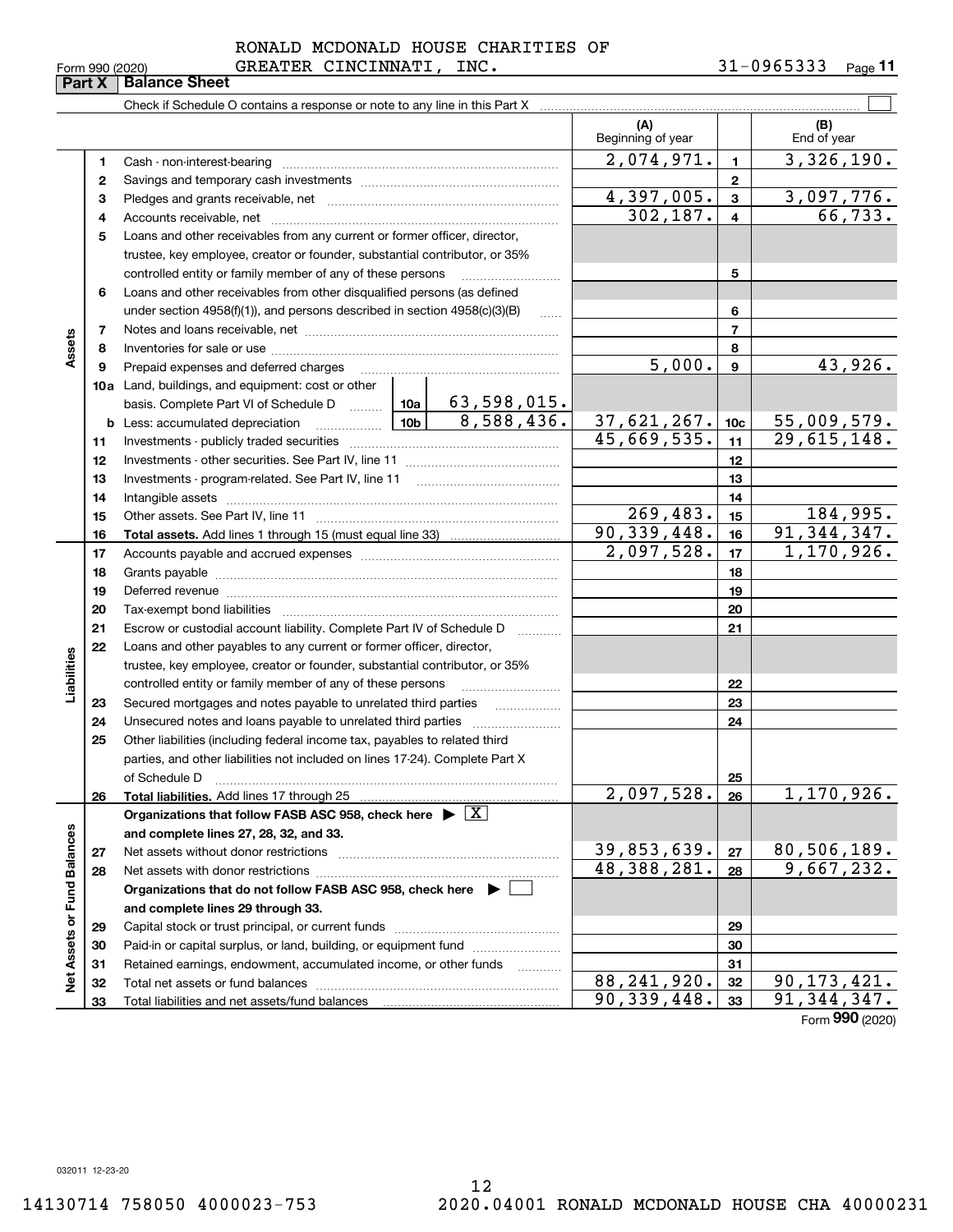RONALD MCDONALD HOUSE CHARITIES OF GREATER CINCINNATI, INC. 31-0965333

Form 990 (2020) Page **11**

**Part X Balance Sheet**

Check if Schedule O contains a response or note to any line in this Part X

| | | | | (A) Beginning of year | | (B) End of year |
|---|---|---|---|---|---|---|
| **Assets** | 1 | Cash - non-interest-bearing | | 2,074,971. | 1 | 3,326,190. |
| | 2 | Savings and temporary cash investments | | | 2 | |
| | 3 | Pledges and grants receivable, net | | 4,397,005. | 3 | 3,097,776. |
| | 4 | Accounts receivable, net | | 302,187. | 4 | 66,733. |
| | 5 | Loans and other receivables from any current or former officer, director, trustee, key employee, creator or founder, substantial contributor, or 35% controlled entity or family member of any of these persons | | | 5 | |
| | 6 | Loans and other receivables from other disqualified persons (as defined under section 4958(f)(1)), and persons described in section 4958(c)(3)(B) | | | 6 | |
| | 7 | Notes and loans receivable, net | | | 7 | |
| | 8 | Inventories for sale or use | | | 8 | |
| | 9 | Prepaid expenses and deferred charges | | 5,000. | 9 | 43,926. |
| | 10a | Land, buildings, and equipment: cost or other basis. Complete Part VI of Schedule D | 10a 63,598,015. | | | |
| | b | Less: accumulated depreciation | 10b 8,588,436. | 37,621,267. | 10c | 55,009,579. |
| | 11 | Investments - publicly traded securities | | 45,669,535. | 11 | 29,615,148. |
| | 12 | Investments - other securities. See Part IV, line 11 | | | 12 | |
| | 13 | Investments - program-related. See Part IV, line 11 | | | 13 | |
| | 14 | Intangible assets | | | 14 | |
| | 15 | Other assets. See Part IV, line 11 | | 269,483. | 15 | 184,995. |
| | 16 | **Total assets.** Add lines 1 through 15 (must equal line 33) | | 90,339,448. | 16 | 91,344,347. |
| **Liabilities** | 17 | Accounts payable and accrued expenses | | 2,097,528. | 17 | 1,170,926. |
| | 18 | Grants payable | | | 18 | |
| | 19 | Deferred revenue | | | 19 | |
| | 20 | Tax-exempt bond liabilities | | | 20 | |
| | 21 | Escrow or custodial account liability. Complete Part IV of Schedule D | | | 21 | |
| | 22 | Loans and other payables to any current or former officer, director, trustee, key employee, creator or founder, substantial contributor, or 35% controlled entity or family member of any of these persons | | | 22 | |
| | 23 | Secured mortgages and notes payable to unrelated third parties | | | 23 | |
| | 24 | Unsecured notes and loans payable to unrelated third parties | | | 24 | |
| | 25 | Other liabilities (including federal income tax, payables to related third parties, and other liabilities not included on lines 17-24). Complete Part X of Schedule D | | | 25 | |
| | 26 | **Total liabilities.** Add lines 17 through 25 | | 2,097,528. | 26 | 1,170,926. |
| **Net Assets or Fund Balances** | | **Organizations that follow FASB ASC 958, check here** ▶ [X] **and complete lines 27, 28, 32, and 33.** | | | | |
| | 27 | Net assets without donor restrictions | | 39,853,639. | 27 | 80,506,189. |
| | 28 | Net assets with donor restrictions | | 48,388,281. | 28 | 9,667,232. |
| | | **Organizations that do not follow FASB ASC 958, check here** ▶ [ ] **and complete lines 29 through 33.** | | | | |
| | 29 | Capital stock or trust principal, or current funds | | | 29 | |
| | 30 | Paid-in or capital surplus, or land, building, or equipment fund | | | 30 | |
| | 31 | Retained earnings, endowment, accumulated income, or other funds | | | 31 | |
| | 32 | Total net assets or fund balances | | 88,241,920. | 32 | 90,173,421. |
| | 33 | Total liabilities and net assets/fund balances | | 90,339,448. | 33 | 91,344,347. |

Form **990** (2020)

032011 12-23-20

14130714 758050 4000023-753 2020.04001 RONALD MCDONALD HOUSE CHA 40000231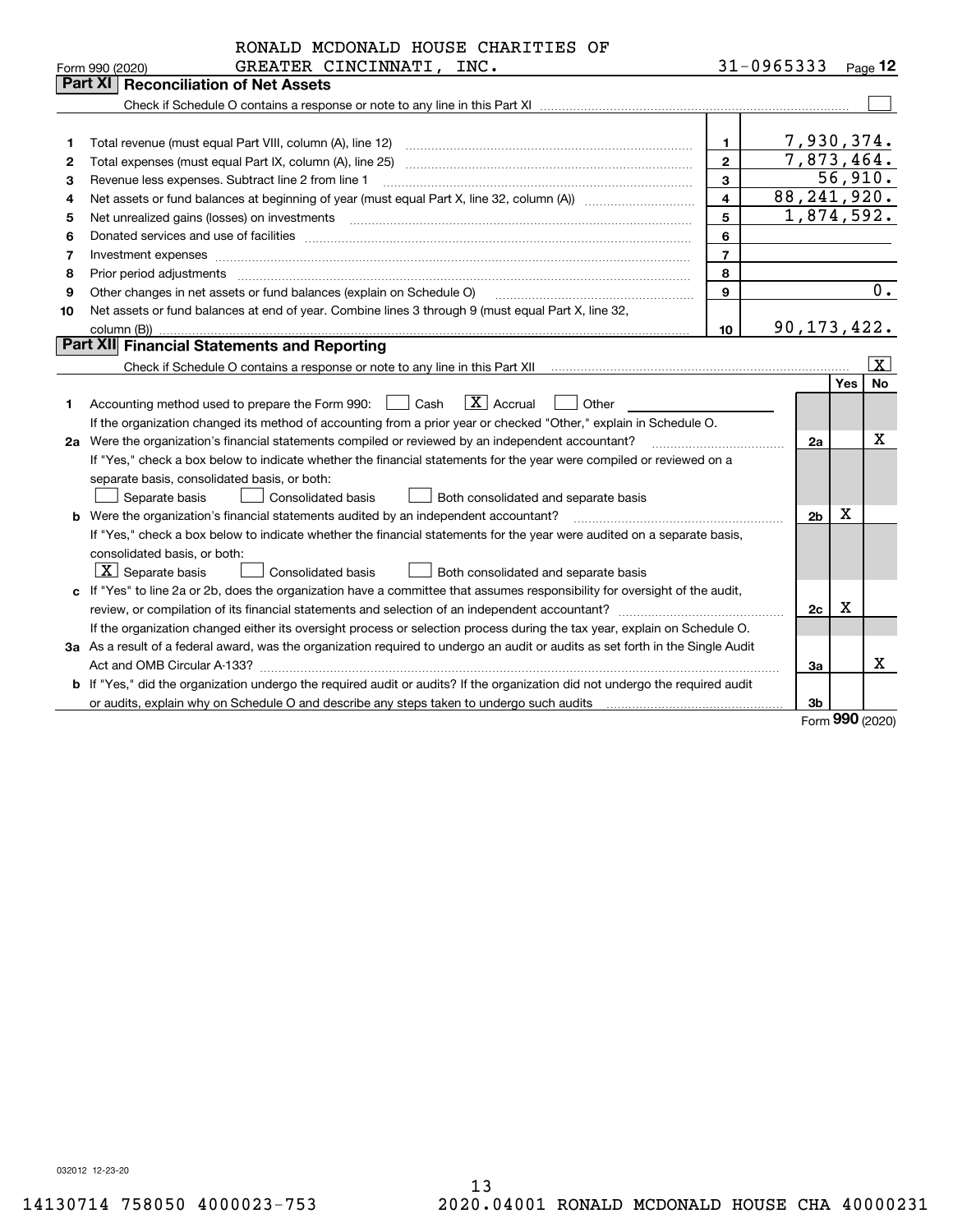RONALD MCDONALD HOUSE CHARITIES OF GREATER CINCINNATI, INC. 31-0965333

Form 990 (2020) Page 12

## Part XI Reconciliation of Net Assets

Check if Schedule O contains a response or note to any line in this Part XI ☐

| | | | |
|---|---|---|---|
| 1 | Total revenue (must equal Part VIII, column (A), line 12) | 1 | 7,930,374. |
| 2 | Total expenses (must equal Part IX, column (A), line 25) | 2 | 7,873,464. |
| 3 | Revenue less expenses. Subtract line 2 from line 1 | 3 | 56,910. |
| 4 | Net assets or fund balances at beginning of year (must equal Part X, line 32, column (A)) | 4 | 88,241,920. |
| 5 | Net unrealized gains (losses) on investments | 5 | 1,874,592. |
| 6 | Donated services and use of facilities | 6 | |
| 7 | Investment expenses | 7 | |
| 8 | Prior period adjustments | 8 | |
| 9 | Other changes in net assets or fund balances (explain on Schedule O) | 9 | 0. |
| 10 | Net assets or fund balances at end of year. Combine lines 3 through 9 (must equal Part X, line 32, column (B)) | 10 | 90,173,422. |

## Part XII Financial Statements and Reporting

Check if Schedule O contains a response or note to any line in this Part XII ☒

| | | | Yes | No |
|---|---|---|---|---|
| 1 | Accounting method used to prepare the Form 990: ☐ Cash ☒ Accrual ☐ Other<br>If the organization changed its method of accounting from a prior year or checked "Other," explain in Schedule O. | | | |
| 2a | Were the organization's financial statements compiled or reviewed by an independent accountant?<br>If "Yes," check a box below to indicate whether the financial statements for the year were compiled or reviewed on a separate basis, consolidated basis, or both:<br>☐ Separate basis ☐ Consolidated basis ☐ Both consolidated and separate basis | 2a | | X |
| b | Were the organization's financial statements audited by an independent accountant?<br>If "Yes," check a box below to indicate whether the financial statements for the year were audited on a separate basis, consolidated basis, or both:<br>☒ Separate basis ☐ Consolidated basis ☐ Both consolidated and separate basis | 2b | X | |
| c | If "Yes" to line 2a or 2b, does the organization have a committee that assumes responsibility for oversight of the audit, review, or compilation of its financial statements and selection of an independent accountant?<br>If the organization changed either its oversight process or selection process during the tax year, explain on Schedule O. | 2c | X | |
| 3a | As a result of a federal award, was the organization required to undergo an audit or audits as set forth in the Single Audit Act and OMB Circular A-133? | 3a | | X |
| b | If "Yes," did the organization undergo the required audit or audits? If the organization did not undergo the required audit or audits, explain why on Schedule O and describe any steps taken to undergo such audits | 3b | | |

Form 990 (2020)

032012 12-23-20

14130714 758050 4000023-753 2020.04001 RONALD MCDONALD HOUSE CHA 40000231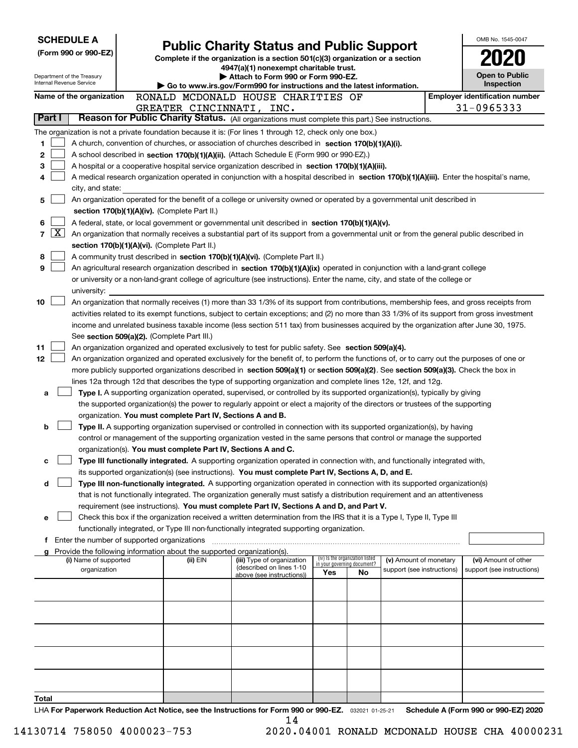**SCHEDULE A**
**(Form 990 or 990-EZ)**

Department of the Treasury
Internal Revenue Service

# Public Charity Status and Public Support

**Complete if the organization is a section 501(c)(3) organization or a section 4947(a)(1) nonexempt charitable trust.**
**▶ Attach to Form 990 or Form 990-EZ.**
**▶ Go to www.irs.gov/Form990 for instructions and the latest information.**

OMB No. 1545-0047
**2020**
**Open to Public Inspection**

**Name of the organization** RONALD MCDONALD HOUSE CHARITIES OF GREATER CINCINNATI, INC.
**Employer identification number** 31-0965333

## Part I Reason for Public Charity Status. (All organizations must complete this part.) See instructions.

The organization is not a private foundation because it is: (For lines 1 through 12, check only one box.)

1 [ ] A church, convention of churches, or association of churches described in **section 170(b)(1)(A)(i).**
2 [ ] A school described in **section 170(b)(1)(A)(ii).** (Attach Schedule E (Form 990 or 990-EZ).)
3 [ ] A hospital or a cooperative hospital service organization described in **section 170(b)(1)(A)(iii).**
4 [ ] A medical research organization operated in conjunction with a hospital described in **section 170(b)(1)(A)(iii).** Enter the hospital's name, city, and state:
5 [ ] An organization operated for the benefit of a college or university owned or operated by a governmental unit described in **section 170(b)(1)(A)(iv).** (Complete Part II.)
6 [ ] A federal, state, or local government or governmental unit described in **section 170(b)(1)(A)(v).**
7 [X] An organization that normally receives a substantial part of its support from a governmental unit or from the general public described in **section 170(b)(1)(A)(vi).** (Complete Part II.)
8 [ ] A community trust described in **section 170(b)(1)(A)(vi).** (Complete Part II.)
9 [ ] An agricultural research organization described in **section 170(b)(1)(A)(ix)** operated in conjunction with a land-grant college or university or a non-land-grant college of agriculture (see instructions). Enter the name, city, and state of the college or university:
10 [ ] An organization that normally receives (1) more than 33 1/3% of its support from contributions, membership fees, and gross receipts from activities related to its exempt functions, subject to certain exceptions; and (2) no more than 33 1/3% of its support from gross investment income and unrelated business taxable income (less section 511 tax) from businesses acquired by the organization after June 30, 1975. See **section 509(a)(2).** (Complete Part III.)
11 [ ] An organization organized and operated exclusively to test for public safety. See **section 509(a)(4).**
12 [ ] An organization organized and operated exclusively for the benefit of, to perform the functions of, or to carry out the purposes of one or more publicly supported organizations described in **section 509(a)(1)** or **section 509(a)(2).** See **section 509(a)(3).** Check the box in lines 12a through 12d that describes the type of supporting organization and complete lines 12e, 12f, and 12g.

a [ ] **Type I.** A supporting organization operated, supervised, or controlled by its supported organization(s), typically by giving the supported organization(s) the power to regularly appoint or elect a majority of the directors or trustees of the supporting organization. **You must complete Part IV, Sections A and B.**
b [ ] **Type II.** A supporting organization supervised or controlled in connection with its supported organization(s), by having control or management of the supporting organization vested in the same persons that control or manage the supported organization(s). **You must complete Part IV, Sections A and C.**
c [ ] **Type III functionally integrated.** A supporting organization operated in connection with, and functionally integrated with, its supported organization(s) (see instructions). **You must complete Part IV, Sections A, D, and E.**
d [ ] **Type III non-functionally integrated.** A supporting organization operated in connection with its supported organization(s) that is not functionally integrated. The organization generally must satisfy a distribution requirement and an attentiveness requirement (see instructions). **You must complete Part IV, Sections A and D, and Part V.**
e [ ] Check this box if the organization received a written determination from the IRS that it is a Type I, Type II, Type III functionally integrated, or Type III non-functionally integrated supporting organization.
f Enter the number of supported organizations
g Provide the following information about the supported organization(s).

| (i) Name of supported organization | (ii) EIN | (iii) Type of organization (described on lines 1-10 above (see instructions)) | (iv) Is the organization listed in your governing document? Yes | No | (v) Amount of monetary support (see instructions) | (vi) Amount of other support (see instructions) |
|---|---|---|---|---|---|---|
| | | | | | | |
| | | | | | | |
| | | | | | | |
| | | | | | | |
| | | | | | | |
| **Total** | | | | | | |

LHA **For Paperwork Reduction Act Notice, see the Instructions for Form 990 or 990-EZ.** 032021 01-25-21 **Schedule A (Form 990 or 990-EZ) 2020**

14130714 758050 4000023-753 2020.04001 RONALD MCDONALD HOUSE CHA 40000231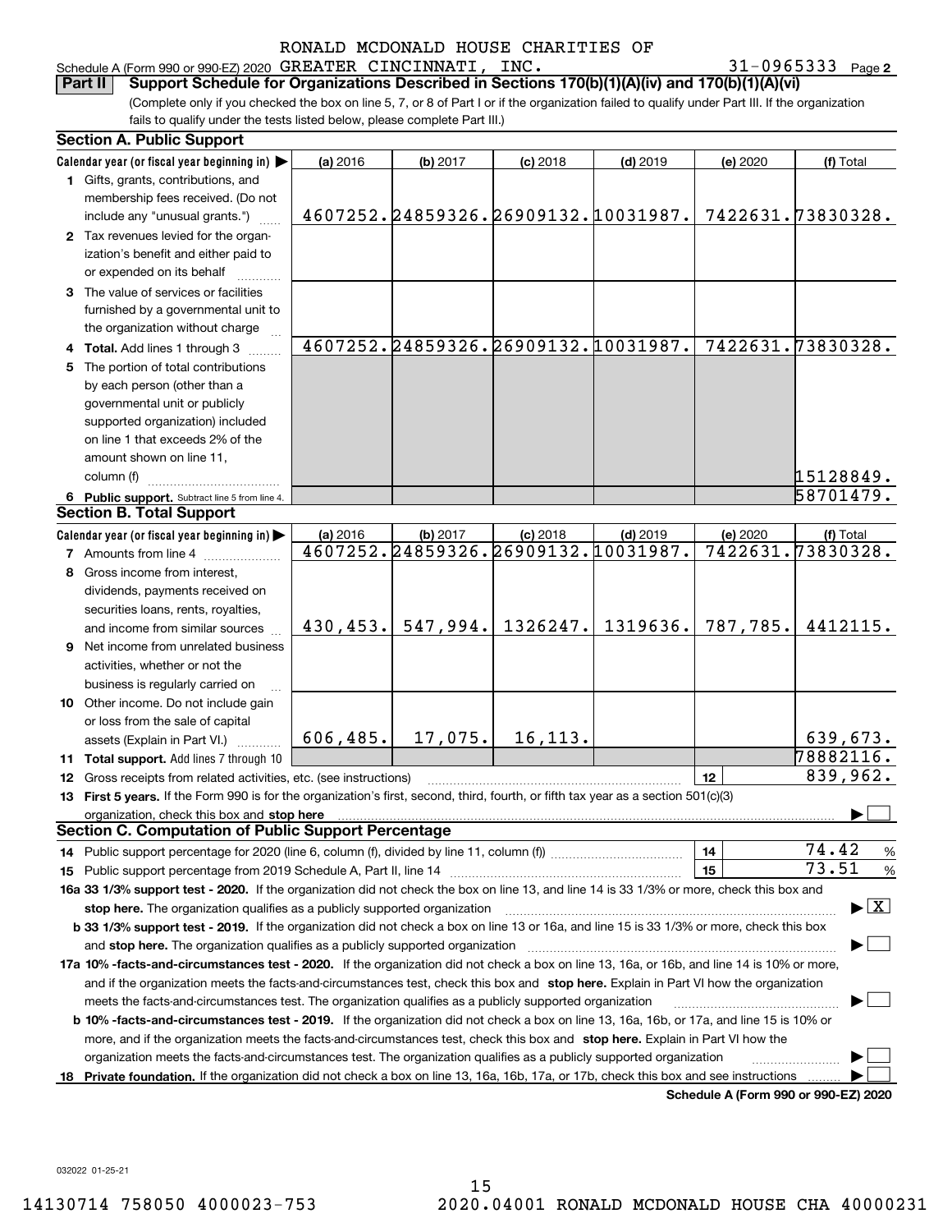RONALD MCDONALD HOUSE CHARITIES OF

Schedule A (Form 990 or 990-EZ) 2020 GREATER CINCINNATI, INC. 31-0965333 Page 2

**Part II Support Schedule for Organizations Described in Sections 170(b)(1)(A)(iv) and 170(b)(1)(A)(vi)**

(Complete only if you checked the box on line 5, 7, or 8 of Part I or if the organization failed to qualify under Part III. If the organization fails to qualify under the tests listed below, please complete Part III.)

**Section A. Public Support**

| Calendar year (or fiscal year beginning in) ▶ | (a) 2016 | (b) 2017 | (c) 2018 | (d) 2019 | (e) 2020 | (f) Total |
|---|---|---|---|---|---|---|
| 1 Gifts, grants, contributions, and membership fees received. (Do not include any "unusual grants.") | 4607252. | 24859326. | 26909132. | 10031987. | 7422631. | 73830328. |
| 2 Tax revenues levied for the organization's benefit and either paid to or expended on its behalf | | | | | | |
| 3 The value of services or facilities furnished by a governmental unit to the organization without charge | | | | | | |
| 4 **Total.** Add lines 1 through 3 | 4607252. | 24859326. | 26909132. | 10031987. | 7422631. | 73830328. |
| 5 The portion of total contributions by each person (other than a governmental unit or publicly supported organization) included on line 1 that exceeds 2% of the amount shown on line 11, column (f) | | | | | | 15128849. |
| 6 **Public support.** Subtract line 5 from line 4. | | | | | | 58701479. |

**Section B. Total Support**

| Calendar year (or fiscal year beginning in) ▶ | (a) 2016 | (b) 2017 | (c) 2018 | (d) 2019 | (e) 2020 | (f) Total |
|---|---|---|---|---|---|---|
| 7 Amounts from line 4 | 4607252. | 24859326. | 26909132. | 10031987. | 7422631. | 73830328. |
| 8 Gross income from interest, dividends, payments received on securities loans, rents, royalties, and income from similar sources | 430,453. | 547,994. | 1326247. | 1319636. | 787,785. | 4412115. |
| 9 Net income from unrelated business activities, whether or not the business is regularly carried on | | | | | | |
| 10 Other income. Do not include gain or loss from the sale of capital assets (Explain in Part VI.) | 606,485. | 17,075. | 16,113. | | | 639,673. |
| 11 **Total support.** Add lines 7 through 10 | | | | | | 78882116. |

12 Gross receipts from related activities, etc. (see instructions) — 12 — 839,962.

13 **First 5 years.** If the Form 990 is for the organization's first, second, third, fourth, or fifth tax year as a section 501(c)(3) organization, check this box and **stop here** ▶ ☐

**Section C. Computation of Public Support Percentage**

14 Public support percentage for 2020 (line 6, column (f), divided by line 11, column (f)) — 14 — 74.42 %

15 Public support percentage from 2019 Schedule A, Part II, line 14 — 15 — 73.51 %

**16a 33 1/3% support test - 2020.** If the organization did not check the box on line 13, and line 14 is 33 1/3% or more, check this box and **stop here.** The organization qualifies as a publicly supported organization ▶ ☒

**b 33 1/3% support test - 2019.** If the organization did not check a box on line 13 or 16a, and line 15 is 33 1/3% or more, check this box and **stop here.** The organization qualifies as a publicly supported organization ▶ ☐

**17a 10% -facts-and-circumstances test - 2020.** If the organization did not check a box on line 13, 16a, or 16b, and line 14 is 10% or more, and if the organization meets the facts-and-circumstances test, check this box and **stop here.** Explain in Part VI how the organization meets the facts-and-circumstances test. The organization qualifies as a publicly supported organization ▶ ☐

**b 10% -facts-and-circumstances test - 2019.** If the organization did not check a box on line 13, 16a, 16b, or 17a, and line 15 is 10% or more, and if the organization meets the facts-and-circumstances test, check this box and **stop here.** Explain in Part VI how the organization meets the facts-and-circumstances test. The organization qualifies as a publicly supported organization ▶ ☐

**18 Private foundation.** If the organization did not check a box on line 13, 16a, 16b, 17a, or 17b, check this box and see instructions ▶ ☐

**Schedule A (Form 990 or 990-EZ) 2020**

032022 01-25-21

14130714 758050 4000023-753 2020.04001 RONALD MCDONALD HOUSE CHA 40000231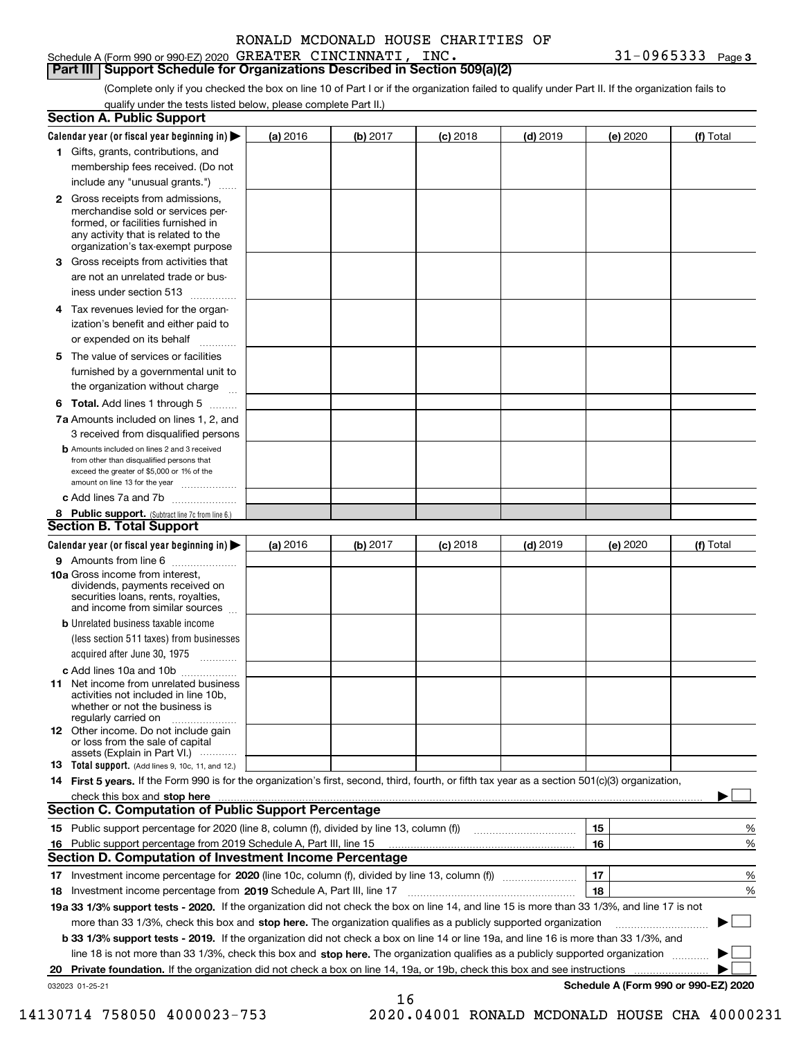RONALD MCDONALD HOUSE CHARITIES OF

Schedule A (Form 990 or 990-EZ) 2020 GREATER CINCINNATI, INC. 31-0965333 Page **3**

## Part III Support Schedule for Organizations Described in Section 509(a)(2)

(Complete only if you checked the box on line 10 of Part I or if the organization failed to qualify under Part II. If the organization fails to qualify under the tests listed below, please complete Part II.)

### Section A. Public Support

| Calendar year (or fiscal year beginning in) | (a) 2016 | (b) 2017 | (c) 2018 | (d) 2019 | (e) 2020 | (f) Total |
|---|---|---|---|---|---|---|
| **1** Gifts, grants, contributions, and membership fees received. (Do not include any "unusual grants.") | | | | | | |
| **2** Gross receipts from admissions, merchandise sold or services performed, or facilities furnished in any activity that is related to the organization's tax-exempt purpose | | | | | | |
| **3** Gross receipts from activities that are not an unrelated trade or business under section 513 | | | | | | |
| **4** Tax revenues levied for the organization's benefit and either paid to or expended on its behalf | | | | | | |
| **5** The value of services or facilities furnished by a governmental unit to the organization without charge | | | | | | |
| **6 Total.** Add lines 1 through 5 | | | | | | |
| **7a** Amounts included on lines 1, 2, and 3 received from disqualified persons | | | | | | |
| **b** Amounts included on lines 2 and 3 received from other than disqualified persons that exceed the greater of $5,000 or 1% of the amount on line 13 for the year | | | | | | |
| **c** Add lines 7a and 7b | | | | | | |
| **8 Public support.** (Subtract line 7c from line 6.) | | | | | | |

### Section B. Total Support

| Calendar year (or fiscal year beginning in) | (a) 2016 | (b) 2017 | (c) 2018 | (d) 2019 | (e) 2020 | (f) Total |
|---|---|---|---|---|---|---|
| **9** Amounts from line 6 | | | | | | |
| **10a** Gross income from interest, dividends, payments received on securities loans, rents, royalties, and income from similar sources | | | | | | |
| **b** Unrelated business taxable income (less section 511 taxes) from businesses acquired after June 30, 1975 | | | | | | |
| **c** Add lines 10a and 10b | | | | | | |
| **11** Net income from unrelated business activities not included in line 10b, whether or not the business is regularly carried on | | | | | | |
| **12** Other income. Do not include gain or loss from the sale of capital assets (Explain in Part VI.) | | | | | | |
| **13 Total support.** (Add lines 9, 10c, 11, and 12.) | | | | | | |

**14 First 5 years.** If the Form 990 is for the organization's first, second, third, fourth, or fifth tax year as a section 501(c)(3) organization, check this box and **stop here** ☐

### Section C. Computation of Public Support Percentage

| | | | |
|---|---|---|---|
| **15** | Public support percentage for 2020 (line 8, column (f), divided by line 13, column (f)) | 15 | % |
| **16** | Public support percentage from 2019 Schedule A, Part III, line 15 | 16 | % |

### Section D. Computation of Investment Income Percentage

| | | | |
|---|---|---|---|
| **17** | Investment income percentage for **2020** (line 10c, column (f), divided by line 13, column (f)) | 17 | % |
| **18** | Investment income percentage from **2019** Schedule A, Part III, line 17 | 18 | % |

**19a 33 1/3% support tests - 2020.** If the organization did not check the box on line 14, and line 15 is more than 33 1/3%, and line 17 is not more than 33 1/3%, check this box and **stop here.** The organization qualifies as a publicly supported organization ☐

**b 33 1/3% support tests - 2019.** If the organization did not check a box on line 14 or line 19a, and line 16 is more than 33 1/3%, and line 18 is not more than 33 1/3%, check this box and **stop here.** The organization qualifies as a publicly supported organization ☐

**20 Private foundation.** If the organization did not check a box on line 14, 19a, or 19b, check this box and see instructions ☐

032023 01-25-21 **Schedule A (Form 990 or 990-EZ) 2020**

14130714 758050 4000023-753 2020.04001 RONALD MCDONALD HOUSE CHA 40000231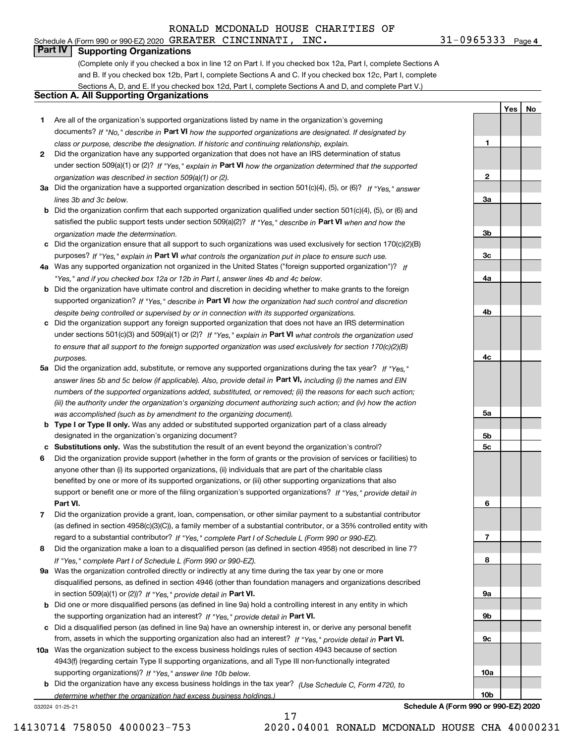RONALD MCDONALD HOUSE CHARITIES OF

Schedule A (Form 990 or 990-EZ) 2020 GREATER CINCINNATI, INC. 31-0965333 Page 4

## Part IV Supporting Organizations

(Complete only if you checked a box in line 12 on Part I. If you checked box 12a, Part I, complete Sections A and B. If you checked box 12b, Part I, complete Sections A and C. If you checked box 12c, Part I, complete Sections A, D, and E. If you checked box 12d, Part I, complete Sections A and D, and complete Part V.)

### Section A. All Supporting Organizations

| | | | Yes | No |
|---|---|---|---|---|
| **1** | Are all of the organization's supported organizations listed by name in the organization's governing documents? *If "No," describe in* **Part VI** *how the supported organizations are designated. If designated by class or purpose, describe the designation. If historic and continuing relationship, explain.* | 1 | | |
| **2** | Did the organization have any supported organization that does not have an IRS determination of status under section 509(a)(1) or (2)? *If "Yes," explain in* **Part VI** *how the organization determined that the supported organization was described in section 509(a)(1) or (2).* | 2 | | |
| **3a** | Did the organization have a supported organization described in section 501(c)(4), (5), or (6)? *If "Yes," answer lines 3b and 3c below.* | 3a | | |
| **b** | Did the organization confirm that each supported organization qualified under section 501(c)(4), (5), or (6) and satisfied the public support tests under section 509(a)(2)? *If "Yes," describe in* **Part VI** *when and how the organization made the determination.* | 3b | | |
| **c** | Did the organization ensure that all support to such organizations was used exclusively for section 170(c)(2)(B) purposes? *If "Yes," explain in* **Part VI** *what controls the organization put in place to ensure such use.* | 3c | | |
| **4a** | Was any supported organization not organized in the United States ("foreign supported organization")? *If "Yes," and if you checked box 12a or 12b in Part I, answer lines 4b and 4c below.* | 4a | | |
| **b** | Did the organization have ultimate control and discretion in deciding whether to make grants to the foreign supported organization? *If "Yes," describe in* **Part VI** *how the organization had such control and discretion despite being controlled or supervised by or in connection with its supported organizations.* | 4b | | |
| **c** | Did the organization support any foreign supported organization that does not have an IRS determination under sections 501(c)(3) and 509(a)(1) or (2)? *If "Yes," explain in* **Part VI** *what controls the organization used to ensure that all support to the foreign supported organization was used exclusively for section 170(c)(2)(B) purposes.* | 4c | | |
| **5a** | Did the organization add, substitute, or remove any supported organizations during the tax year? *If "Yes," answer lines 5b and 5c below (if applicable). Also, provide detail in* **Part VI,** *including (i) the names and EIN numbers of the supported organizations added, substituted, or removed; (ii) the reasons for each such action; (iii) the authority under the organization's organizing document authorizing such action; and (iv) how the action was accomplished (such as by amendment to the organizing document).* | 5a | | |
| **b** | **Type I or Type II only.** Was any added or substituted supported organization part of a class already designated in the organization's organizing document? | 5b | | |
| **c** | **Substitutions only.** Was the substitution the result of an event beyond the organization's control? | 5c | | |
| **6** | Did the organization provide support (whether in the form of grants or the provision of services or facilities) to anyone other than (i) its supported organizations, (ii) individuals that are part of the charitable class benefited by one or more of its supported organizations, or (iii) other supporting organizations that also support or benefit one or more of the filing organization's supported organizations? *If "Yes," provide detail in* **Part VI.** | 6 | | |
| **7** | Did the organization provide a grant, loan, compensation, or other similar payment to a substantial contributor (as defined in section 4958(c)(3)(C)), a family member of a substantial contributor, or a 35% controlled entity with regard to a substantial contributor? *If "Yes," complete Part I of Schedule L (Form 990 or 990-EZ).* | 7 | | |
| **8** | Did the organization make a loan to a disqualified person (as defined in section 4958) not described in line 7? *If "Yes," complete Part I of Schedule L (Form 990 or 990-EZ).* | 8 | | |
| **9a** | Was the organization controlled directly or indirectly at any time during the tax year by one or more disqualified persons, as defined in section 4946 (other than foundation managers and organizations described in section 509(a)(1) or (2))? *If "Yes," provide detail in* **Part VI.** | 9a | | |
| **b** | Did one or more disqualified persons (as defined in line 9a) hold a controlling interest in any entity in which the supporting organization had an interest? *If "Yes," provide detail in* **Part VI.** | 9b | | |
| **c** | Did a disqualified person (as defined in line 9a) have an ownership interest in, or derive any personal benefit from, assets in which the supporting organization also had an interest? *If "Yes," provide detail in* **Part VI.** | 9c | | |
| **10a** | Was the organization subject to the excess business holdings rules of section 4943 because of section 4943(f) (regarding certain Type II supporting organizations, and all Type III non-functionally integrated supporting organizations)? *If "Yes," answer line 10b below.* | 10a | | |
| **b** | Did the organization have any excess business holdings in the tax year? *(Use Schedule C, Form 4720, to determine whether the organization had excess business holdings.)* | 10b | | |

032024 01-25-21

**Schedule A (Form 990 or 990-EZ) 2020**

14130714 758050 4000023-753 2020.04001 RONALD MCDONALD HOUSE CHA 40000231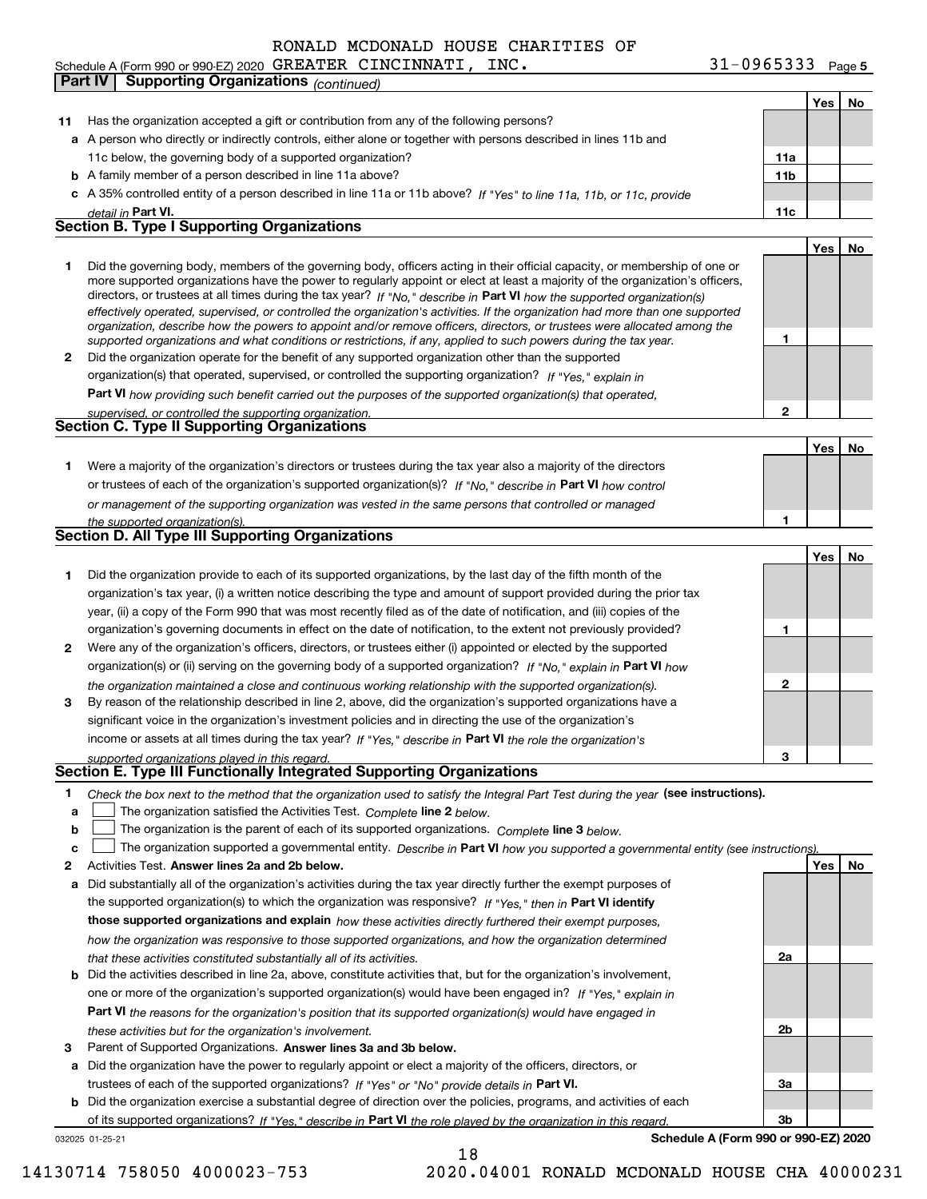RONALD MCDONALD HOUSE CHARITIES OF

Schedule A (Form 990 or 990-EZ) 2020 GREATER CINCINNATI, INC. 31-0965333 Page 5

**Part IV Supporting Organizations** *(continued)*

| | | | Yes | No |
|---|---|---|---|---|
| **11** | Has the organization accepted a gift or contribution from any of the following persons? | | | |
| **a** | A person who directly or indirectly controls, either alone or together with persons described in lines 11b and 11c below, the governing body of a supported organization? | 11a | | |
| **b** | A family member of a person described in line 11a above? | 11b | | |
| **c** | A 35% controlled entity of a person described in line 11a or 11b above? *If "Yes" to line 11a, 11b, or 11c, provide detail in* **Part VI.** | 11c | | |

### Section B. Type I Supporting Organizations

| | | | Yes | No |
|---|---|---|---|---|
| **1** | Did the governing body, members of the governing body, officers acting in their official capacity, or membership of one or more supported organizations have the power to regularly appoint or elect at least a majority of the organization's officers, directors, or trustees at all times during the tax year? *If "No," describe in* **Part VI** *how the supported organization(s) effectively operated, supervised, or controlled the organization's activities. If the organization had more than one supported organization, describe how the powers to appoint and/or remove officers, directors, or trustees were allocated among the supported organizations and what conditions or restrictions, if any, applied to such powers during the tax year.* | 1 | | |
| **2** | Did the organization operate for the benefit of any supported organization other than the supported organization(s) that operated, supervised, or controlled the supporting organization? *If "Yes," explain in* **Part VI** *how providing such benefit carried out the purposes of the supported organization(s) that operated, supervised, or controlled the supporting organization.* | 2 | | |

### Section C. Type II Supporting Organizations

| | | | Yes | No |
|---|---|---|---|---|
| **1** | Were a majority of the organization's directors or trustees during the tax year also a majority of the directors or trustees of each of the organization's supported organization(s)? *If "No," describe in* **Part VI** *how control or management of the supporting organization was vested in the same persons that controlled or managed the supported organization(s).* | 1 | | |

### Section D. All Type III Supporting Organizations

| | | | Yes | No |
|---|---|---|---|---|
| **1** | Did the organization provide to each of its supported organizations, by the last day of the fifth month of the organization's tax year, (i) a written notice describing the type and amount of support provided during the prior tax year, (ii) a copy of the Form 990 that was most recently filed as of the date of notification, and (iii) copies of the organization's governing documents in effect on the date of notification, to the extent not previously provided? | 1 | | |
| **2** | Were any of the organization's officers, directors, or trustees either (i) appointed or elected by the supported organization(s) or (ii) serving on the governing body of a supported organization? *If "No," explain in* **Part VI** *how the organization maintained a close and continuous working relationship with the supported organization(s).* | 2 | | |
| **3** | By reason of the relationship described in line 2, above, did the organization's supported organizations have a significant voice in the organization's investment policies and in directing the use of the organization's income or assets at all times during the tax year? *If "Yes," describe in* **Part VI** *the role the organization's supported organizations played in this regard.* | 3 | | |

### Section E. Type III Functionally Integrated Supporting Organizations

**1** *Check the box next to the method that the organization used to satisfy the Integral Part Test during the year* **(see instructions).**

**a** ☐ The organization satisfied the Activities Test. *Complete* **line 2** *below.*

**b** ☐ The organization is the parent of each of its supported organizations. *Complete* **line 3** *below.*

**c** ☐ The organization supported a governmental entity. *Describe in* **Part VI** *how you supported a governmental entity (see instructions).*

| | | | Yes | No |
|---|---|---|---|---|
| **2** | Activities Test. **Answer lines 2a and 2b below.** | | | |
| **a** | Did substantially all of the organization's activities during the tax year directly further the exempt purposes of the supported organization(s) to which the organization was responsive? *If "Yes," then in* **Part VI identify those supported organizations and explain** *how these activities directly furthered their exempt purposes, how the organization was responsive to those supported organizations, and how the organization determined that these activities constituted substantially all of its activities.* | 2a | | |
| **b** | Did the activities described in line 2a, above, constitute activities that, but for the organization's involvement, one or more of the organization's supported organization(s) would have been engaged in? *If "Yes," explain in* **Part VI** *the reasons for the organization's position that its supported organization(s) would have engaged in these activities but for the organization's involvement.* | 2b | | |
| **3** | Parent of Supported Organizations. **Answer lines 3a and 3b below.** | | | |
| **a** | Did the organization have the power to regularly appoint or elect a majority of the officers, directors, or trustees of each of the supported organizations? *If "Yes" or "No" provide details in* **Part VI.** | 3a | | |
| **b** | Did the organization exercise a substantial degree of direction over the policies, programs, and activities of each of its supported organizations? *If "Yes," describe in* **Part VI** *the role played by the organization in this regard.* | 3b | | |

032025 01-25-21 **Schedule A (Form 990 or 990-EZ) 2020**

14130714 758050 4000023-753 2020.04001 RONALD MCDONALD HOUSE CHA 40000231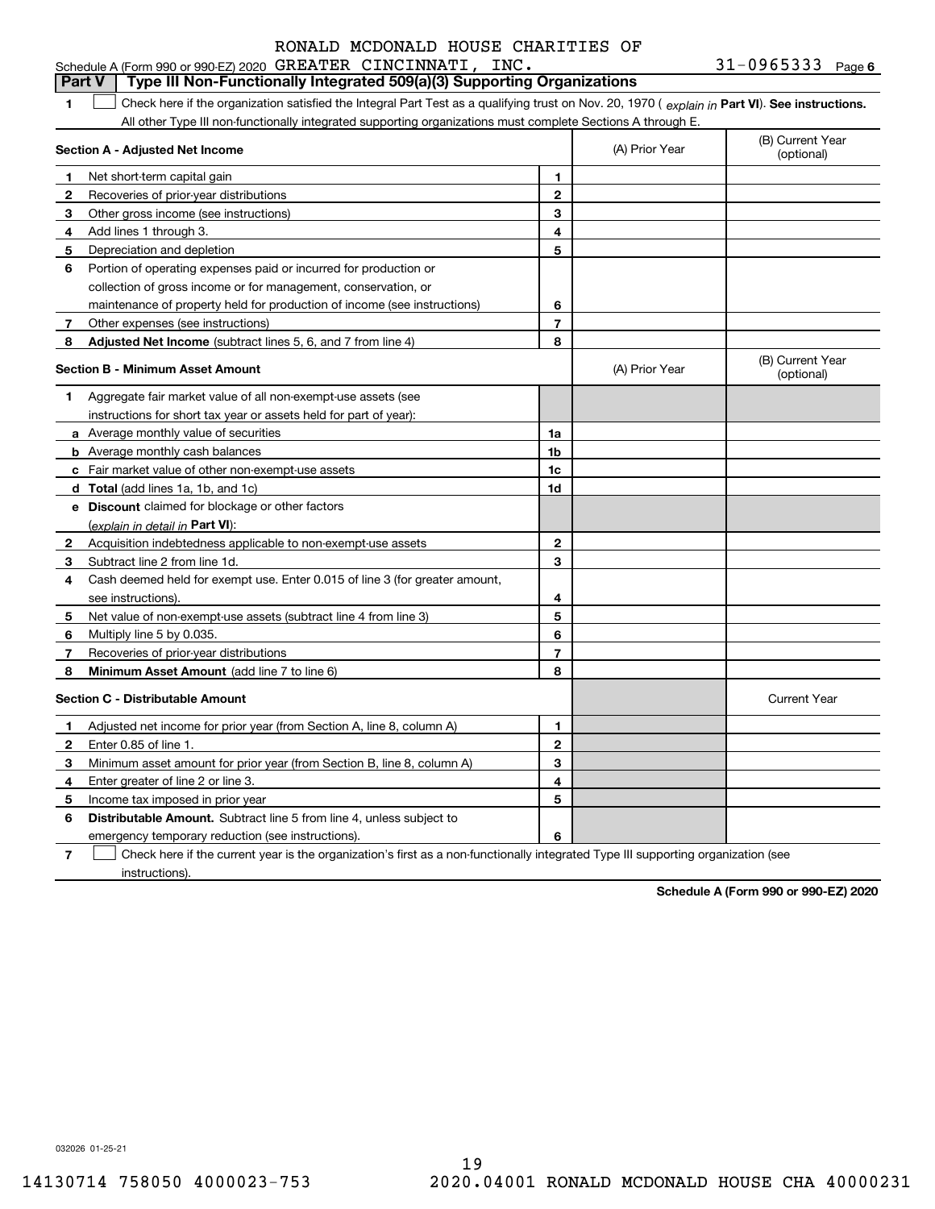RONALD MCDONALD HOUSE CHARITIES OF

Schedule A (Form 990 or 990-EZ) 2020 GREATER CINCINNATI, INC. 31-0965333 Page 6

## Part V | Type III Non-Functionally Integrated 509(a)(3) Supporting Organizations

1 ☐ Check here if the organization satisfied the Integral Part Test as a qualifying trust on Nov. 20, 1970 ( *explain in* **Part VI**). **See instructions.** All other Type III non-functionally integrated supporting organizations must complete Sections A through E.

| **Section A - Adjusted Net Income** | | | (A) Prior Year | (B) Current Year (optional) |
|---|---|---|---|---|
| **1** | Net short-term capital gain | **1** | | |
| **2** | Recoveries of prior-year distributions | **2** | | |
| **3** | Other gross income (see instructions) | **3** | | |
| **4** | Add lines 1 through 3. | **4** | | |
| **5** | Depreciation and depletion | **5** | | |
| **6** | Portion of operating expenses paid or incurred for production or collection of gross income or for management, conservation, or maintenance of property held for production of income (see instructions) | **6** | | |
| **7** | Other expenses (see instructions) | **7** | | |
| **8** | **Adjusted Net Income** (subtract lines 5, 6, and 7 from line 4) | **8** | | |

| **Section B - Minimum Asset Amount** | | | (A) Prior Year | (B) Current Year (optional) |
|---|---|---|---|---|
| **1** | Aggregate fair market value of all non-exempt-use assets (see instructions for short tax year or assets held for part of year): | | | |
| **a** | Average monthly value of securities | **1a** | | |
| **b** | Average monthly cash balances | **1b** | | |
| **c** | Fair market value of other non-exempt-use assets | **1c** | | |
| **d** | **Total** (add lines 1a, 1b, and 1c) | **1d** | | |
| **e** | **Discount** claimed for blockage or other factors (*explain in detail in* **Part VI**): | | | |
| **2** | Acquisition indebtedness applicable to non-exempt-use assets | **2** | | |
| **3** | Subtract line 2 from line 1d. | **3** | | |
| **4** | Cash deemed held for exempt use. Enter 0.015 of line 3 (for greater amount, see instructions). | **4** | | |
| **5** | Net value of non-exempt-use assets (subtract line 4 from line 3) | **5** | | |
| **6** | Multiply line 5 by 0.035. | **6** | | |
| **7** | Recoveries of prior-year distributions | **7** | | |
| **8** | **Minimum Asset Amount** (add line 7 to line 6) | **8** | | |

| **Section C - Distributable Amount** | | | | Current Year |
|---|---|---|---|---|
| **1** | Adjusted net income for prior year (from Section A, line 8, column A) | **1** | | |
| **2** | Enter 0.85 of line 1. | **2** | | |
| **3** | Minimum asset amount for prior year (from Section B, line 8, column A) | **3** | | |
| **4** | Enter greater of line 2 or line 3. | **4** | | |
| **5** | Income tax imposed in prior year | **5** | | |
| **6** | **Distributable Amount.** Subtract line 5 from line 4, unless subject to emergency temporary reduction (see instructions). | **6** | | |

7 ☐ Check here if the current year is the organization's first as a non-functionally integrated Type III supporting organization (see instructions).

**Schedule A (Form 990 or 990-EZ) 2020**

032026 01-25-21

14130714 758050 4000023-753 2020.04001 RONALD MCDONALD HOUSE CHA 40000231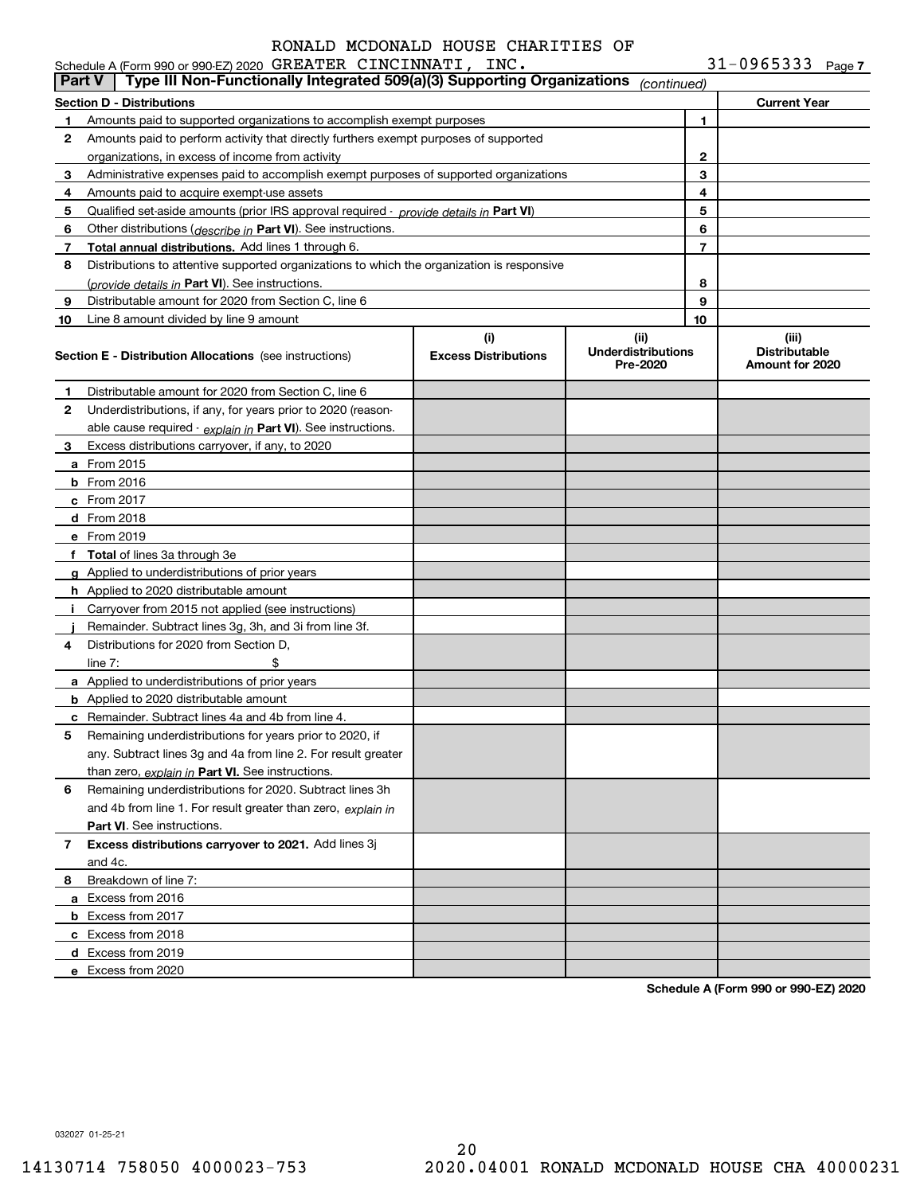RONALD MCDONALD HOUSE CHARITIES OF

Schedule A (Form 990 or 990-EZ) 2020 GREATER CINCINNATI, INC. 31-0965333 Page 7

**Part V | Type III Non-Functionally Integrated 509(a)(3) Supporting Organizations** *(continued)*

| Section D - Distributions | | | Current Year |
|---|---|---|---|
| 1 | Amounts paid to supported organizations to accomplish exempt purposes | 1 | |
| 2 | Amounts paid to perform activity that directly furthers exempt purposes of supported organizations, in excess of income from activity | 2 | |
| 3 | Administrative expenses paid to accomplish exempt purposes of supported organizations | 3 | |
| 4 | Amounts paid to acquire exempt-use assets | 4 | |
| 5 | Qualified set-aside amounts (prior IRS approval required - *provide details in* **Part VI**) | 5 | |
| 6 | Other distributions (*describe in* **Part VI**). See instructions. | 6 | |
| 7 | **Total annual distributions.** Add lines 1 through 6. | 7 | |
| 8 | Distributions to attentive supported organizations to which the organization is responsive (*provide details in* **Part VI**). See instructions. | 8 | |
| 9 | Distributable amount for 2020 from Section C, line 6 | 9 | |
| 10 | Line 8 amount divided by line 9 amount | 10 | |

| **Section E - Distribution Allocations** (see instructions) | (i) Excess Distributions | (ii) Underdistributions Pre-2020 | (iii) Distributable Amount for 2020 |
|---|---|---|---|
| **1** Distributable amount for 2020 from Section C, line 6 | | | |
| **2** Underdistributions, if any, for years prior to 2020 (reasonable cause required - *explain in* **Part VI**). See instructions. | | | |
| **3** Excess distributions carryover, if any, to 2020 | | | |
| **a** From 2015 | | | |
| **b** From 2016 | | | |
| **c** From 2017 | | | |
| **d** From 2018 | | | |
| **e** From 2019 | | | |
| **f** **Total** of lines 3a through 3e | | | |
| **g** Applied to underdistributions of prior years | | | |
| **h** Applied to 2020 distributable amount | | | |
| **i** Carryover from 2015 not applied (see instructions) | | | |
| **j** Remainder. Subtract lines 3g, 3h, and 3i from line 3f. | | | |
| **4** Distributions for 2020 from Section D, line 7: $ | | | |
| **a** Applied to underdistributions of prior years | | | |
| **b** Applied to 2020 distributable amount | | | |
| **c** Remainder. Subtract lines 4a and 4b from line 4. | | | |
| **5** Remaining underdistributions for years prior to 2020, if any. Subtract lines 3g and 4a from line 2. For result greater than zero, *explain in* **Part VI.** See instructions. | | | |
| **6** Remaining underdistributions for 2020. Subtract lines 3h and 4b from line 1. For result greater than zero, *explain in* **Part VI**. See instructions. | | | |
| **7** **Excess distributions carryover to 2021.** Add lines 3j and 4c. | | | |
| **8** Breakdown of line 7: | | | |
| **a** Excess from 2016 | | | |
| **b** Excess from 2017 | | | |
| **c** Excess from 2018 | | | |
| **d** Excess from 2019 | | | |
| **e** Excess from 2020 | | | |

**Schedule A (Form 990 or 990-EZ) 2020**

032027 01-25-21

14130714 758050 4000023-753 2020.04001 RONALD MCDONALD HOUSE CHA 40000231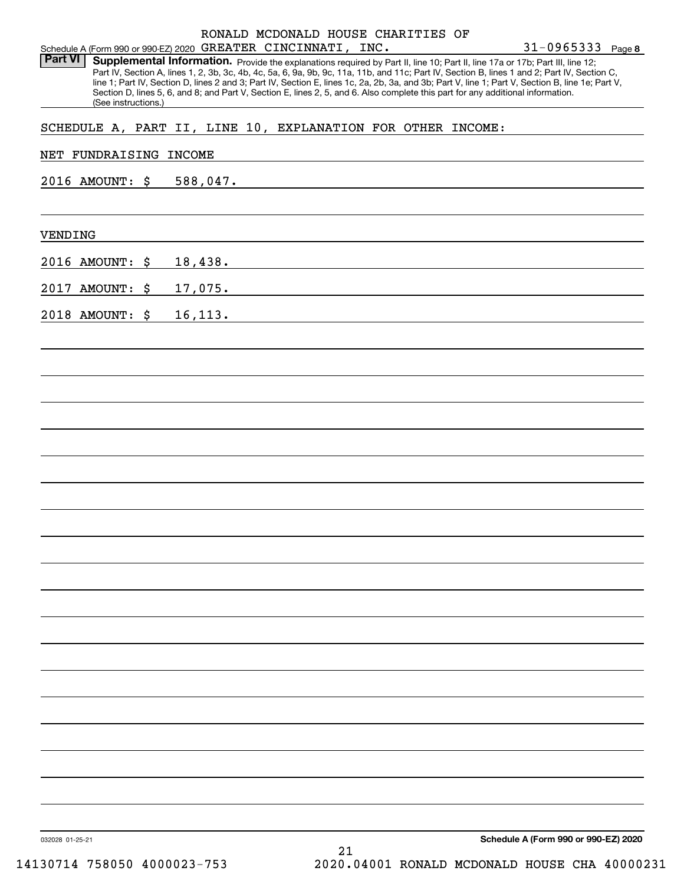RONALD MCDONALD HOUSE CHARITIES OF

Schedule A (Form 990 or 990-EZ) 2020 GREATER CINCINNATI, INC. 31-0965333 Page **8**

**Part VI** **Supplemental Information.** Provide the explanations required by Part II, line 10; Part II, line 17a or 17b; Part III, line 12; Part IV, Section A, lines 1, 2, 3b, 3c, 4b, 4c, 5a, 6, 9a, 9b, 9c, 11a, 11b, and 11c; Part IV, Section B, lines 1 and 2; Part IV, Section C, line 1; Part IV, Section D, lines 2 and 3; Part IV, Section E, lines 1c, 2a, 2b, 3a, and 3b; Part V, line 1; Part V, Section B, line 1e; Part V, Section D, lines 5, 6, and 8; and Part V, Section E, lines 2, 5, and 6. Also complete this part for any additional information. (See instructions.)

SCHEDULE A, PART II, LINE 10, EXPLANATION FOR OTHER INCOME:

NET FUNDRAISING INCOME

2016 AMOUNT: $ 588,047.

VENDING

2016 AMOUNT: $ 18,438.

2017 AMOUNT: $ 17,075.

2018 AMOUNT: $ 16,113.

032028 01-25-21 **Schedule A (Form 990 or 990-EZ) 2020**

14130714 758050 4000023-753 2020.04001 RONALD MCDONALD HOUSE CHA 40000231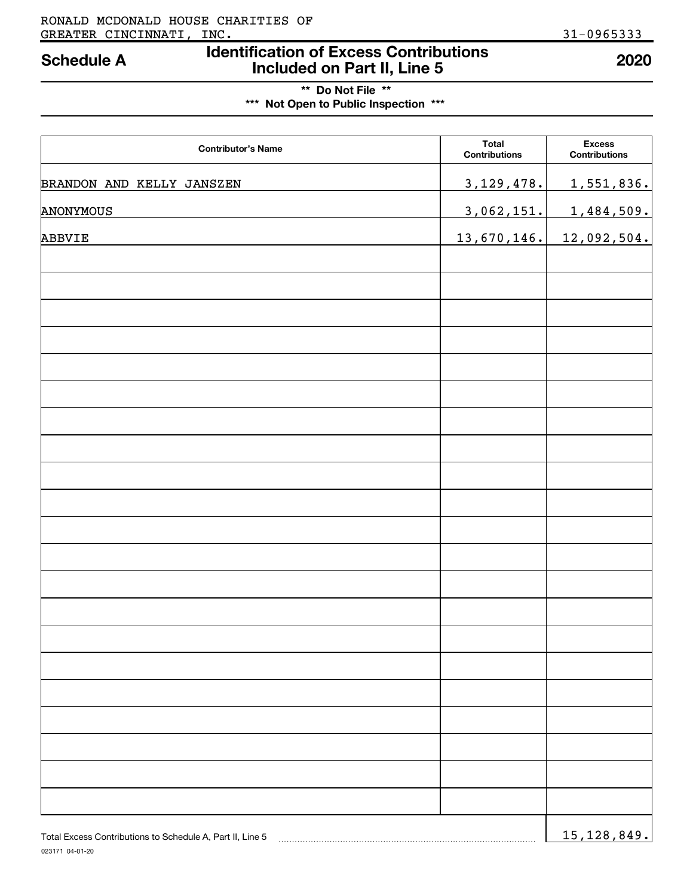RONALD MCDONALD HOUSE CHARITIES OF GREATER CINCINNATI, INC. 31-0965333

# Schedule A — Identification of Excess Contributions Included on Part II, Line 5 — 2020

**\*\* Do Not File \*\***
**\*\*\* Not Open to Public Inspection \*\*\***

| Contributor's Name | Total Contributions | Excess Contributions |
|---|---|---|
| BRANDON AND KELLY JANSZEN | 3,129,478. | 1,551,836. |
| ANONYMOUS | 3,062,151. | 1,484,509. |
| ABBVIE | 13,670,146. | 12,092,504. |

Total Excess Contributions to Schedule A, Part II, Line 5 ........ 15,128,849.

023171 04-01-20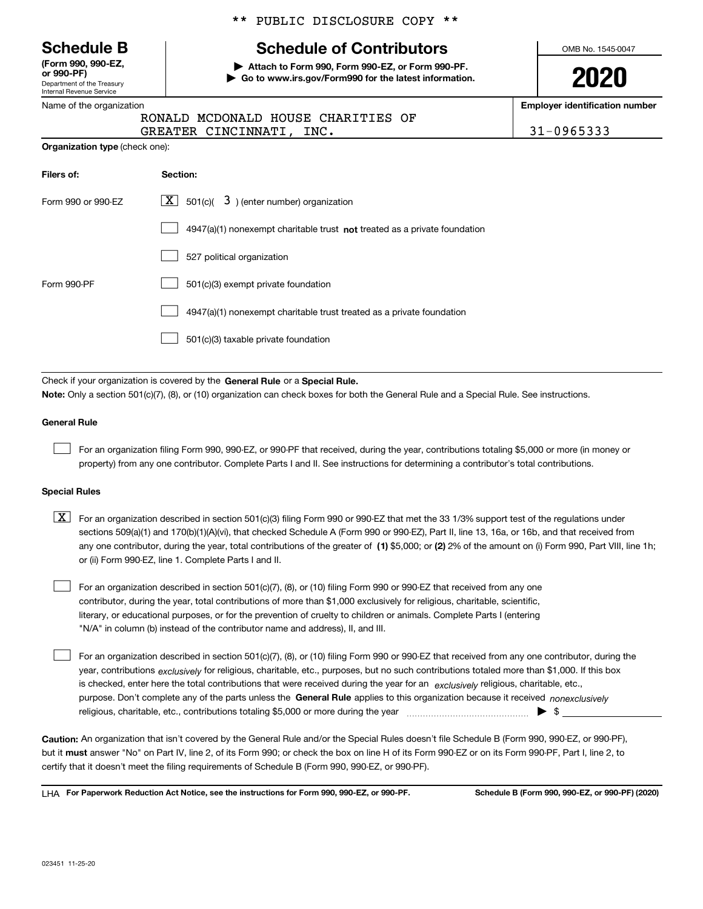** PUBLIC DISCLOSURE COPY **

# Schedule B

**(Form 990, 990-EZ, or 990-PF)**
Department of the Treasury
Internal Revenue Service

## Schedule of Contributors

▶ **Attach to Form 990, Form 990-EZ, or Form 990-PF.**
▶ **Go to www.irs.gov/Form990 for the latest information.**

OMB No. 1545-0047

**2020**

Name of the organization: RONALD MCDONALD HOUSE CHARITIES OF GREATER CINCINNATI, INC.

**Employer identification number:** 31-0965333

**Organization type** (check one):

| Filers of: | Section: |
|---|---|
| Form 990 or 990-EZ | [X] 501(c)( 3 ) (enter number) organization |
| | [ ] 4947(a)(1) nonexempt charitable trust **not** treated as a private foundation |
| | [ ] 527 political organization |
| Form 990-PF | [ ] 501(c)(3) exempt private foundation |
| | [ ] 4947(a)(1) nonexempt charitable trust treated as a private foundation |
| | [ ] 501(c)(3) taxable private foundation |

Check if your organization is covered by the **General Rule** or a **Special Rule.**

**Note:** Only a section 501(c)(7), (8), or (10) organization can check boxes for both the General Rule and a Special Rule. See instructions.

**General Rule**

[ ] For an organization filing Form 990, 990-EZ, or 990-PF that received, during the year, contributions totaling $5,000 or more (in money or property) from any one contributor. Complete Parts I and II. See instructions for determining a contributor's total contributions.

**Special Rules**

[X] For an organization described in section 501(c)(3) filing Form 990 or 990-EZ that met the 33 1/3% support test of the regulations under sections 509(a)(1) and 170(b)(1)(A)(vi), that checked Schedule A (Form 990 or 990-EZ), Part II, line 13, 16a, or 16b, and that received from any one contributor, during the year, total contributions of the greater of **(1)** $5,000; or **(2)** 2% of the amount on (i) Form 990, Part VIII, line 1h; or (ii) Form 990-EZ, line 1. Complete Parts I and II.

[ ] For an organization described in section 501(c)(7), (8), or (10) filing Form 990 or 990-EZ that received from any one contributor, during the year, total contributions of more than $1,000 exclusively for religious, charitable, scientific, literary, or educational purposes, or for the prevention of cruelty to children or animals. Complete Parts I (entering "N/A" in column (b) instead of the contributor name and address), II, and III.

[ ] For an organization described in section 501(c)(7), (8), or (10) filing Form 990 or 990-EZ that received from any one contributor, during the year, contributions *exclusively* for religious, charitable, etc., purposes, but no such contributions totaled more than $1,000. If this box is checked, enter here the total contributions that were received during the year for an *exclusively* religious, charitable, etc., purpose. Don't complete any of the parts unless the **General Rule** applies to this organization because it received *nonexclusively* religious, charitable, etc., contributions totaling $5,000 or more during the year ▶ $

**Caution:** An organization that isn't covered by the General Rule and/or the Special Rules doesn't file Schedule B (Form 990, 990-EZ, or 990-PF), but it **must** answer "No" on Part IV, line 2, of its Form 990; or check the box on line H of its Form 990-EZ or on its Form 990-PF, Part I, line 2, to certify that it doesn't meet the filing requirements of Schedule B (Form 990, 990-EZ, or 990-PF).

LHA **For Paperwork Reduction Act Notice, see the instructions for Form 990, 990-EZ, or 990-PF.** **Schedule B (Form 990, 990-EZ, or 990-PF) (2020)**

023451 11-25-20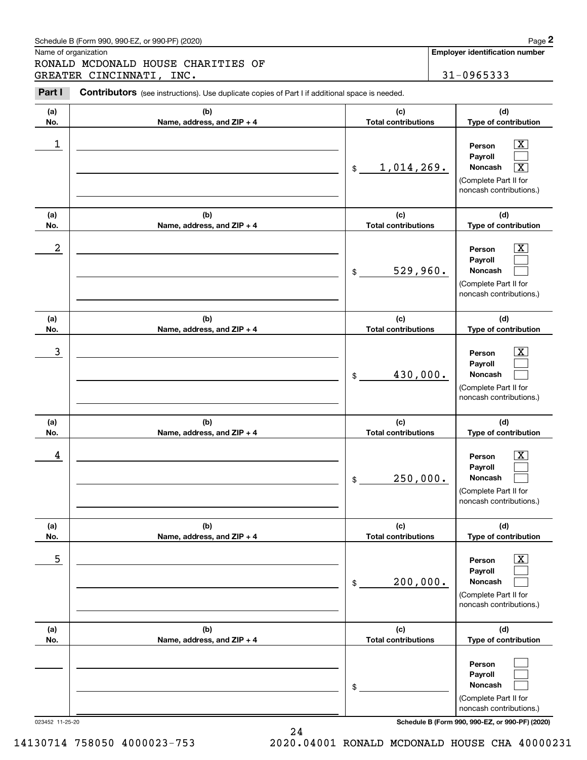Schedule B (Form 990, 990-EZ, or 990-PF) (2020) Page **2**

Name of organization

RONALD MCDONALD HOUSE CHARITIES OF GREATER CINCINNATI, INC.

**Employer identification number**

31-0965333

**Part I** **Contributors** (see instructions). Use duplicate copies of Part I if additional space is needed.

| (a) No. | (b) Name, address, and ZIP + 4 | (c) Total contributions | (d) Type of contribution |
|---|---|---|---|
| 1 | | $ 1,014,269. | Person [X] Payroll [ ] Noncash [X] (Complete Part II for noncash contributions.) |
| 2 | | $ 529,960. | Person [X] Payroll [ ] Noncash [ ] (Complete Part II for noncash contributions.) |
| 3 | | $ 430,000. | Person [X] Payroll [ ] Noncash [ ] (Complete Part II for noncash contributions.) |
| 4 | | $ 250,000. | Person [X] Payroll [ ] Noncash [ ] (Complete Part II for noncash contributions.) |
| 5 | | $ 200,000. | Person [X] Payroll [ ] Noncash [ ] (Complete Part II for noncash contributions.) |
| | | $ | Person [ ] Payroll [ ] Noncash [ ] (Complete Part II for noncash contributions.) |

023452 11-25-20 **Schedule B (Form 990, 990-EZ, or 990-PF) (2020)**

14130714 758050 4000023-753 2020.04001 RONALD MCDONALD HOUSE CHA 40000231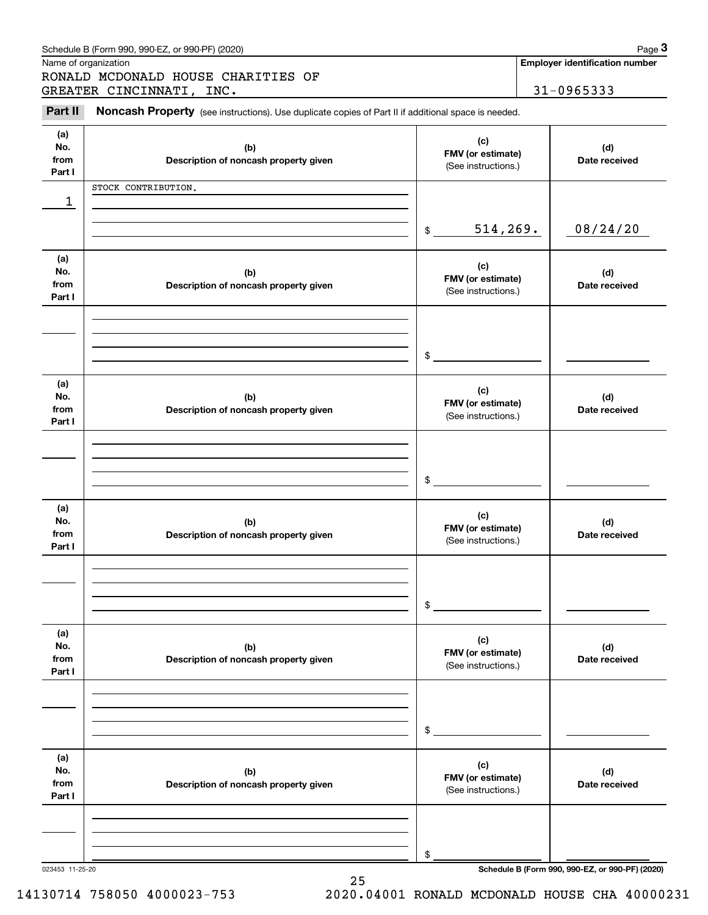Schedule B (Form 990, 990-EZ, or 990-PF) (2020) Page **3**

Name of organization

RONALD MCDONALD HOUSE CHARITIES OF GREATER CINCINNATI, INC.

**Employer identification number**

31-0965333

**Part II** **Noncash Property** (see instructions). Use duplicate copies of Part II if additional space is needed.

| (a) No. from Part I | (b) Description of noncash property given | (c) FMV (or estimate) (See instructions.) | (d) Date received |
|---|---|---|---|
| 1 | STOCK CONTRIBUTION. | $ 514,269. | 08/24/20 |

| (a) No. from Part I | (b) Description of noncash property given | (c) FMV (or estimate) (See instructions.) | (d) Date received |
|---|---|---|---|
| | | $ | |

| (a) No. from Part I | (b) Description of noncash property given | (c) FMV (or estimate) (See instructions.) | (d) Date received |
|---|---|---|---|
| | | $ | |

| (a) No. from Part I | (b) Description of noncash property given | (c) FMV (or estimate) (See instructions.) | (d) Date received |
|---|---|---|---|
| | | $ | |

| (a) No. from Part I | (b) Description of noncash property given | (c) FMV (or estimate) (See instructions.) | (d) Date received |
|---|---|---|---|
| | | $ | |

| (a) No. from Part I | (b) Description of noncash property given | (c) FMV (or estimate) (See instructions.) | (d) Date received |
|---|---|---|---|
| | | $ | |

023453 11-25-20 **Schedule B (Form 990, 990-EZ, or 990-PF) (2020)**

14130714 758050 4000023-753 2020.04001 RONALD MCDONALD HOUSE CHA 40000231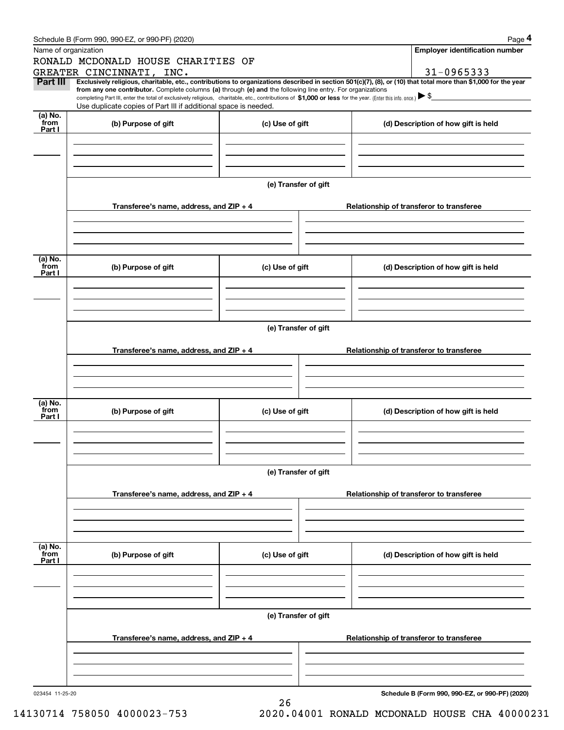Name of organization

RONALD MCDONALD HOUSE CHARITIES OF GREATER CINCINNATI, INC.

**Employer identification number**

31-0965333

**Part III** **Exclusively religious, charitable, etc., contributions to organizations described in section 501(c)(7), (8), or (10) that total more than $1,000 for the year from any one contributor.** Complete columns **(a)** through **(e)** and the following line entry. For organizations completing Part III, enter the total of exclusively religious, charitable, etc., contributions of **$1,000 or less** for the year. (Enter this info. once.) ▶ $

Use duplicate copies of Part III if additional space is needed.

| (a) No. from Part I | (b) Purpose of gift | (c) Use of gift | (d) Description of how gift is held |
|---|---|---|---|
| | | | |

(e) Transfer of gift

| Transferee's name, address, and ZIP + 4 | Relationship of transferor to transferee |
|---|---|
| | |

| (a) No. from Part I | (b) Purpose of gift | (c) Use of gift | (d) Description of how gift is held |
|---|---|---|---|
| | | | |

(e) Transfer of gift

| Transferee's name, address, and ZIP + 4 | Relationship of transferor to transferee |
|---|---|
| | |

| (a) No. from Part I | (b) Purpose of gift | (c) Use of gift | (d) Description of how gift is held |
|---|---|---|---|
| | | | |

(e) Transfer of gift

| Transferee's name, address, and ZIP + 4 | Relationship of transferor to transferee |
|---|---|
| | |

| (a) No. from Part I | (b) Purpose of gift | (c) Use of gift | (d) Description of how gift is held |
|---|---|---|---|
| | | | |

(e) Transfer of gift

| Transferee's name, address, and ZIP + 4 | Relationship of transferor to transferee |
|---|---|
| | |

023454 11-25-20

**Schedule B (Form 990, 990-EZ, or 990-PF) (2020)**

14130714 758050 4000023-753 2020.04001 RONALD MCDONALD HOUSE CHA 40000231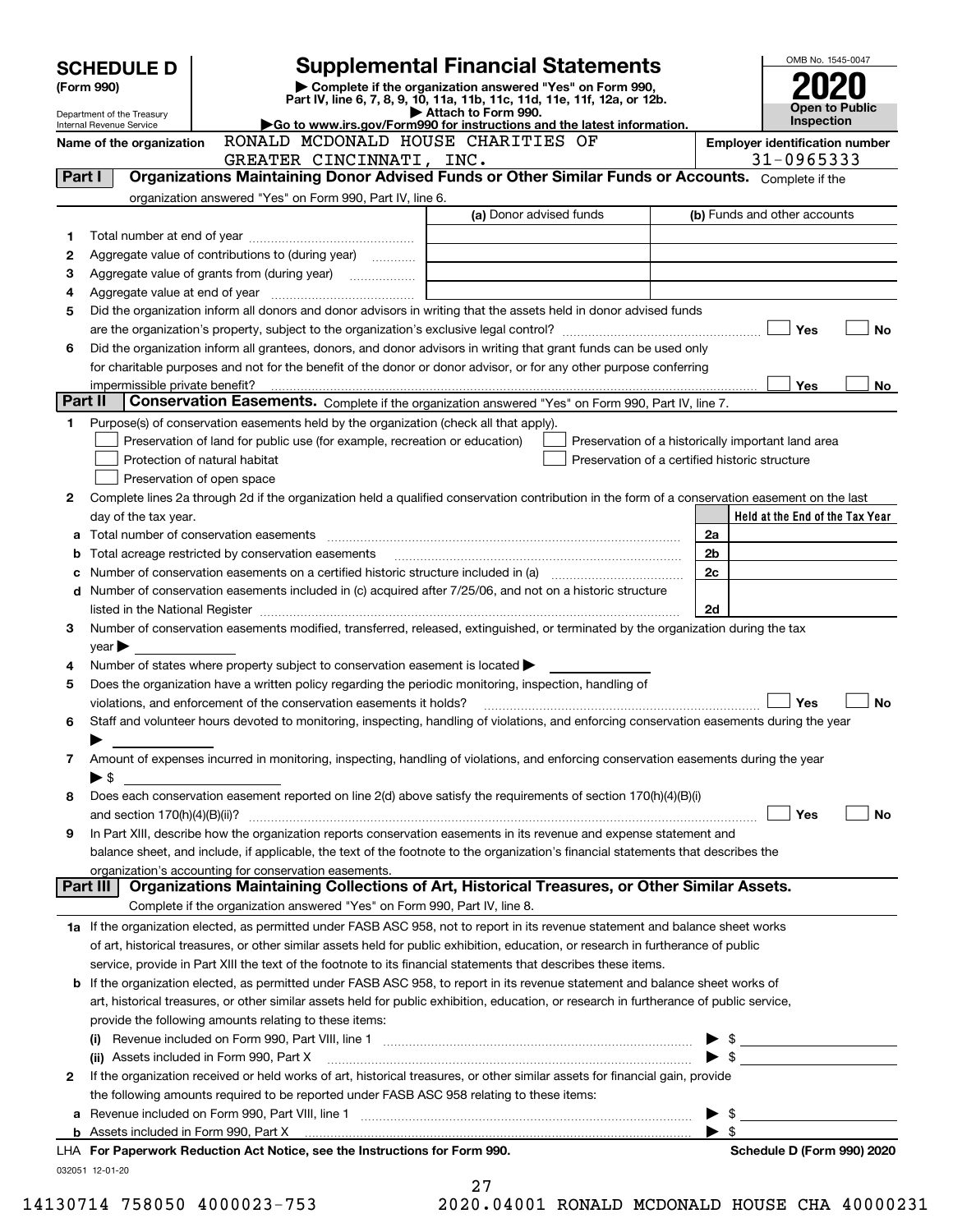# SCHEDULE D (Form 990)

Department of the Treasury
Internal Revenue Service

## Supplemental Financial Statements

▶ Complete if the organization answered "Yes" on Form 990, Part IV, line 6, 7, 8, 9, 10, 11a, 11b, 11c, 11d, 11e, 11f, 12a, or 12b.
▶ Attach to Form 990.
▶Go to www.irs.gov/Form990 for instructions and the latest information.

OMB No. 1545-0047
**2020**
**Open to Public Inspection**

Name of the organization: RONALD MCDONALD HOUSE CHARITIES OF GREATER CINCINNATI, INC.

Employer identification number: 31-0965333

### Part I — Organizations Maintaining Donor Advised Funds or Other Similar Funds or Accounts. Complete if the organization answered "Yes" on Form 990, Part IV, line 6.

| | | (a) Donor advised funds | (b) Funds and other accounts |
|---|---|---|---|
| 1 | Total number at end of year | | |
| 2 | Aggregate value of contributions to (during year) | | |
| 3 | Aggregate value of grants from (during year) | | |
| 4 | Aggregate value at end of year | | |

5 Did the organization inform all donors and donor advisors in writing that the assets held in donor advised funds are the organization's property, subject to the organization's exclusive legal control? ☐ Yes ☐ No

6 Did the organization inform all grantees, donors, and donor advisors in writing that grant funds can be used only for charitable purposes and not for the benefit of the donor or donor advisor, or for any other purpose conferring impermissible private benefit? ☐ Yes ☐ No

### Part II — Conservation Easements. Complete if the organization answered "Yes" on Form 990, Part IV, line 7.

1 Purpose(s) of conservation easements held by the organization (check all that apply).

- ☐ Preservation of land for public use (for example, recreation or education)
- ☐ Protection of natural habitat
- ☐ Preservation of open space
- ☐ Preservation of a historically important land area
- ☐ Preservation of a certified historic structure

2 Complete lines 2a through 2d if the organization held a qualified conservation contribution in the form of a conservation easement on the last day of the tax year.

| | | | Held at the End of the Tax Year |
|---|---|---|---|
| a | Total number of conservation easements | 2a | |
| b | Total acreage restricted by conservation easements | 2b | |
| c | Number of conservation easements on a certified historic structure included in (a) | 2c | |
| d | Number of conservation easements included in (c) acquired after 7/25/06, and not on a historic structure listed in the National Register | 2d | |

3 Number of conservation easements modified, transferred, released, extinguished, or terminated by the organization during the tax year ▶

4 Number of states where property subject to conservation easement is located ▶

5 Does the organization have a written policy regarding the periodic monitoring, inspection, handling of violations, and enforcement of the conservation easements it holds? ☐ Yes ☐ No

6 Staff and volunteer hours devoted to monitoring, inspecting, handling of violations, and enforcing conservation easements during the year ▶

7 Amount of expenses incurred in monitoring, inspecting, handling of violations, and enforcing conservation easements during the year ▶ $

8 Does each conservation easement reported on line 2(d) above satisfy the requirements of section 170(h)(4)(B)(i) and section 170(h)(4)(B)(ii)? ☐ Yes ☐ No

9 In Part XIII, describe how the organization reports conservation easements in its revenue and expense statement and balance sheet, and include, if applicable, the text of the footnote to the organization's financial statements that describes the organization's accounting for conservation easements.

### Part III — Organizations Maintaining Collections of Art, Historical Treasures, or Other Similar Assets. Complete if the organization answered "Yes" on Form 990, Part IV, line 8.

1a If the organization elected, as permitted under FASB ASC 958, not to report in its revenue statement and balance sheet works of art, historical treasures, or other similar assets held for public exhibition, education, or research in furtherance of public service, provide in Part XIII the text of the footnote to its financial statements that describes these items.

b If the organization elected, as permitted under FASB ASC 958, to report in its revenue statement and balance sheet works of art, historical treasures, or other similar assets held for public exhibition, education, or research in furtherance of public service, provide the following amounts relating to these items:

(i) Revenue included on Form 990, Part VIII, line 1 ▶ $

(ii) Assets included in Form 990, Part X ▶ $

2 If the organization received or held works of art, historical treasures, or other similar assets for financial gain, provide the following amounts required to be reported under FASB ASC 958 relating to these items:

a Revenue included on Form 990, Part VIII, line 1 ▶ $

b Assets included in Form 990, Part X ▶ $

LHA For Paperwork Reduction Act Notice, see the Instructions for Form 990. Schedule D (Form 990) 2020

032051 12-01-20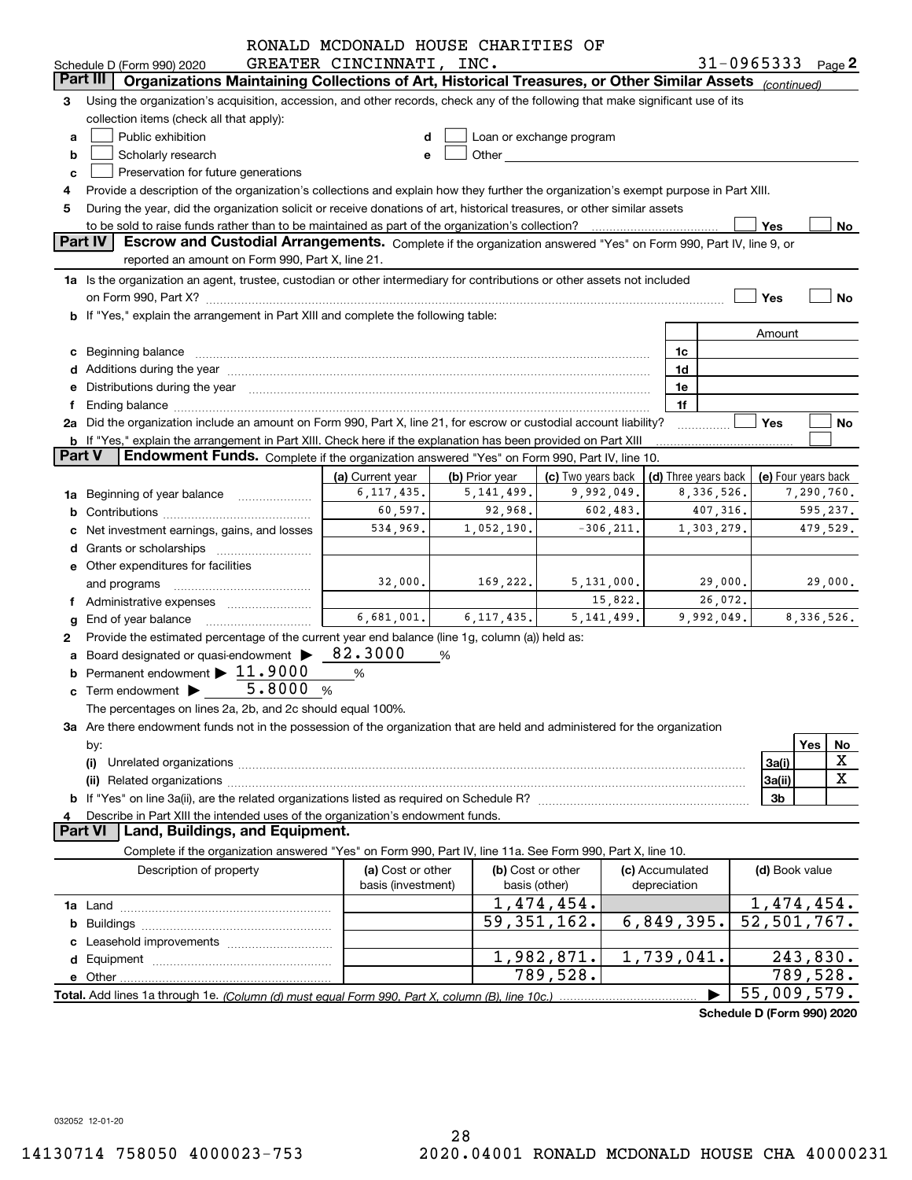RONALD MCDONALD HOUSE CHARITIES OF GREATER CINCINNATI, INC. 31-0965333

Schedule D (Form 990) 2020 Page 2

**Part III | Organizations Maintaining Collections of Art, Historical Treasures, or Other Similar Assets** *(continued)*

3 Using the organization's acquisition, accession, and other records, check any of the following that make significant use of its collection items (check all that apply):

a ☐ Public exhibition
b ☐ Scholarly research
c ☐ Preservation for future generations
d ☐ Loan or exchange program
e ☐ Other

4 Provide a description of the organization's collections and explain how they further the organization's exempt purpose in Part XIII.

5 During the year, did the organization solicit or receive donations of art, historical treasures, or other similar assets to be sold to raise funds rather than to be maintained as part of the organization's collection? ☐ Yes ☐ No

**Part IV | Escrow and Custodial Arrangements.** Complete if the organization answered "Yes" on Form 990, Part IV, line 9, or reported an amount on Form 990, Part X, line 21.

1a Is the organization an agent, trustee, custodian or other intermediary for contributions or other assets not included on Form 990, Part X? ☐ Yes ☐ No

b If "Yes," explain the arrangement in Part XIII and complete the following table:

| | | Amount |
|---|---|---|
| c Beginning balance | 1c | |
| d Additions during the year | 1d | |
| e Distributions during the year | 1e | |
| f Ending balance | 1f | |

2a Did the organization include an amount on Form 990, Part X, line 21, for escrow or custodial account liability? ☐ Yes ☐ No

b If "Yes," explain the arrangement in Part XIII. Check here if the explanation has been provided on Part XIII ☐

**Part V | Endowment Funds.** Complete if the organization answered "Yes" on Form 990, Part IV, line 10.

| | (a) Current year | (b) Prior year | (c) Two years back | (d) Three years back | (e) Four years back |
|---|---|---|---|---|---|
| 1a Beginning of year balance | 6,117,435. | 5,141,499. | 9,992,049. | 8,336,526. | 7,290,760. |
| b Contributions | 60,597. | 92,968. | 602,483. | 407,316. | 595,237. |
| c Net investment earnings, gains, and losses | 534,969. | 1,052,190. | -306,211. | 1,303,279. | 479,529. |
| d Grants or scholarships | | | | | |
| e Other expenditures for facilities and programs | 32,000. | 169,222. | 5,131,000. | 29,000. | 29,000. |
| f Administrative expenses | | | 15,822. | 26,072. | |
| g End of year balance | 6,681,001. | 6,117,435. | 5,141,499. | 9,992,049. | 8,336,526. |

2 Provide the estimated percentage of the current year end balance (line 1g, column (a)) held as:

a Board designated or quasi-endowment ▶ 82.3000 %

b Permanent endowment ▶ 11.9000 %

c Term endowment ▶ 5.8000 %

The percentages on lines 2a, 2b, and 2c should equal 100%.

3a Are there endowment funds not in the possession of the organization that are held and administered for the organization by:

| | | Yes | No |
|---|---|---|---|
| (i) Unrelated organizations | 3a(i) | | X |
| (ii) Related organizations | 3a(ii) | | X |
| b If "Yes" on line 3a(ii), are the related organizations listed as required on Schedule R? | 3b | | |

4 Describe in Part XIII the intended uses of the organization's endowment funds.

**Part VI | Land, Buildings, and Equipment.**

Complete if the organization answered "Yes" on Form 990, Part IV, line 11a. See Form 990, Part X, line 10.

| Description of property | (a) Cost or other basis (investment) | (b) Cost or other basis (other) | (c) Accumulated depreciation | (d) Book value |
|---|---|---|---|---|
| 1a Land | | 1,474,454. | | 1,474,454. |
| b Buildings | | 59,351,162. | 6,849,395. | 52,501,767. |
| c Leasehold improvements | | | | |
| d Equipment | | 1,982,871. | 1,739,041. | 243,830. |
| e Other | | 789,528. | | 789,528. |
| **Total.** Add lines 1a through 1e. *(Column (d) must equal Form 990, Part X, column (B), line 10c.)* | | | ▶ | 55,009,579. |

**Schedule D (Form 990) 2020**

032052 12-01-20

14130714 758050 4000023-753 2020.04001 RONALD MCDONALD HOUSE CHA 40000231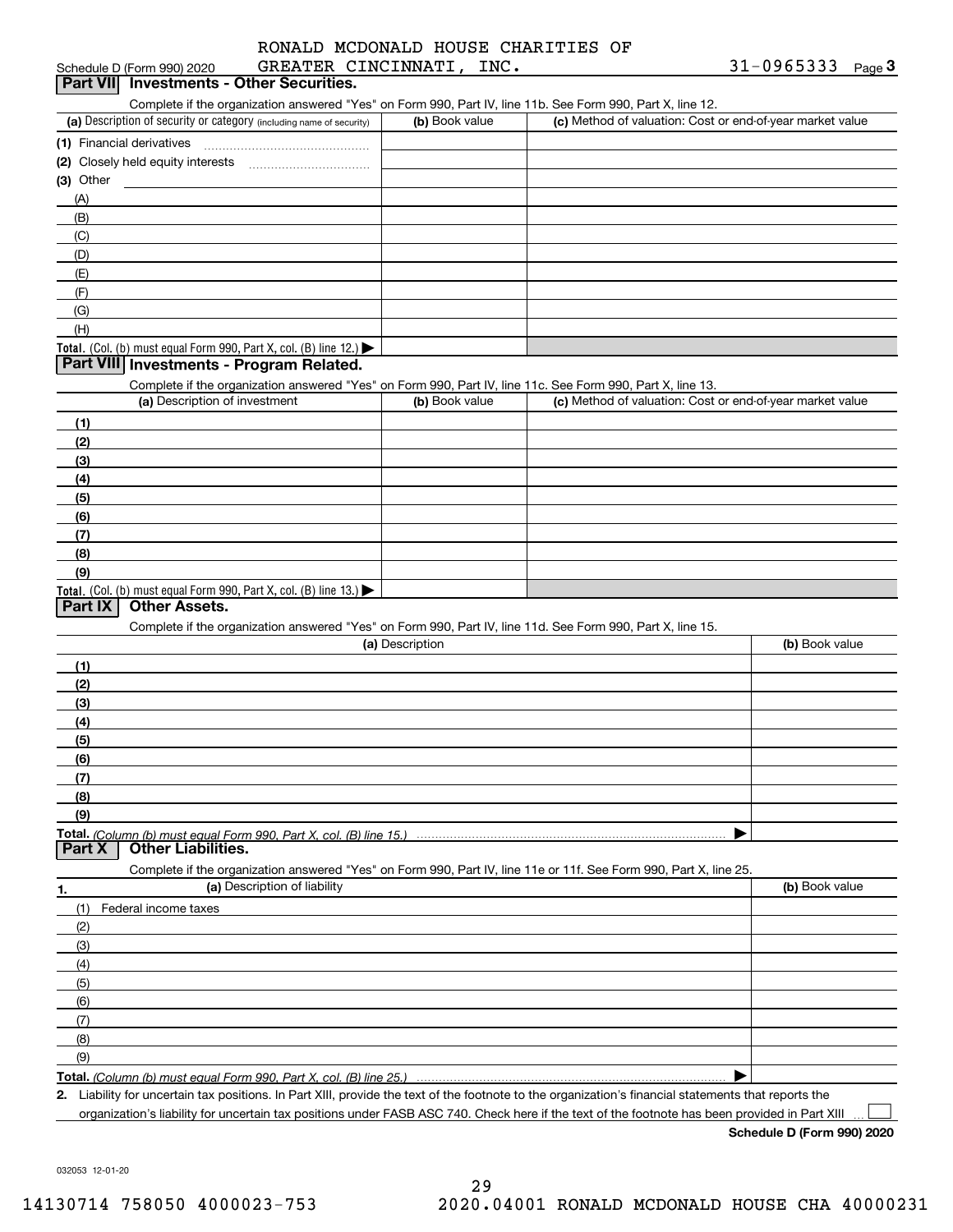RONALD MCDONALD HOUSE CHARITIES OF GREATER CINCINNATI, INC. 31-0965333

Schedule D (Form 990) 2020 Page 3

## Part VII Investments - Other Securities.

Complete if the organization answered "Yes" on Form 990, Part IV, line 11b. See Form 990, Part X, line 12.

| (a) Description of security or category (including name of security) | (b) Book value | (c) Method of valuation: Cost or end-of-year market value |
|---|---|---|
| (1) Financial derivatives | | |
| (2) Closely held equity interests | | |
| (3) Other | | |
| (A) | | |
| (B) | | |
| (C) | | |
| (D) | | |
| (E) | | |
| (F) | | |
| (G) | | |
| (H) | | |
| Total. (Col. (b) must equal Form 990, Part X, col. (B) line 12.) | | |

## Part VIII Investments - Program Related.

Complete if the organization answered "Yes" on Form 990, Part IV, line 11c. See Form 990, Part X, line 13.

| (a) Description of investment | (b) Book value | (c) Method of valuation: Cost or end-of-year market value |
|---|---|---|
| (1) | | |
| (2) | | |
| (3) | | |
| (4) | | |
| (5) | | |
| (6) | | |
| (7) | | |
| (8) | | |
| (9) | | |
| Total. (Col. (b) must equal Form 990, Part X, col. (B) line 13.) | | |

## Part IX Other Assets.

Complete if the organization answered "Yes" on Form 990, Part IV, line 11d. See Form 990, Part X, line 15.

| (a) Description | (b) Book value |
|---|---|
| (1) | |
| (2) | |
| (3) | |
| (4) | |
| (5) | |
| (6) | |
| (7) | |
| (8) | |
| (9) | |
| Total. *(Column (b) must equal Form 990, Part X, col. (B) line 15.)* | |

## Part X Other Liabilities.

Complete if the organization answered "Yes" on Form 990, Part IV, line 11e or 11f. See Form 990, Part X, line 25.

| 1. (a) Description of liability | (b) Book value |
|---|---|
| (1) Federal income taxes | |
| (2) | |
| (3) | |
| (4) | |
| (5) | |
| (6) | |
| (7) | |
| (8) | |
| (9) | |
| Total. *(Column (b) must equal Form 990, Part X, col. (B) line 25.)* | |

2. Liability for uncertain tax positions. In Part XIII, provide the text of the footnote to the organization's financial statements that reports the organization's liability for uncertain tax positions under FASB ASC 740. Check here if the text of the footnote has been provided in Part XIII ☐

Schedule D (Form 990) 2020

032053 12-01-20

14130714 758050 4000023-753 2020.04001 RONALD MCDONALD HOUSE CHA 40000231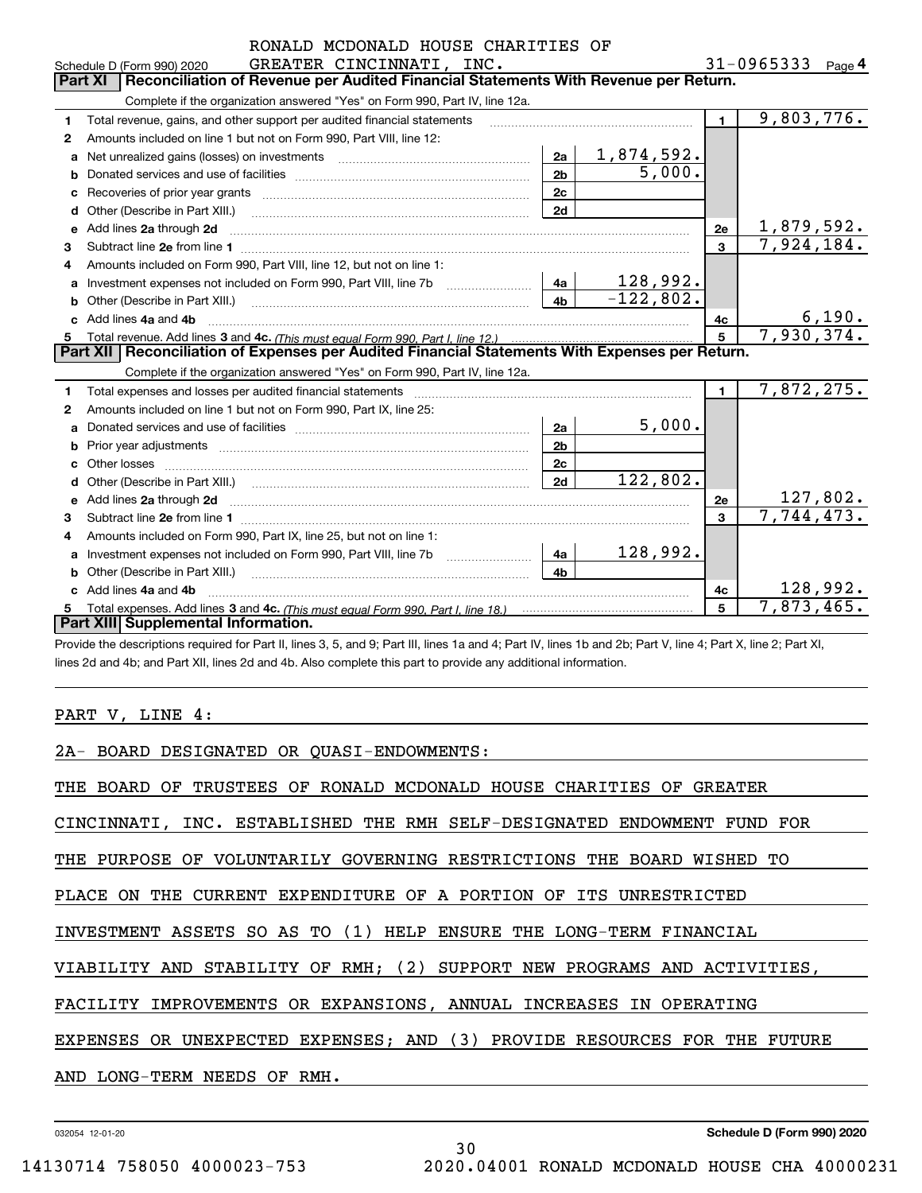RONALD MCDONALD HOUSE CHARITIES OF GREATER CINCINNATI, INC.

Schedule D (Form 990) 2020 — 31-0965333 Page 4

## Part XI Reconciliation of Revenue per Audited Financial Statements With Revenue per Return.

Complete if the organization answered "Yes" on Form 990, Part IV, line 12a.

| | | | | | |
|---|---|---|---|---|---|
| 1 | Total revenue, gains, and other support per audited financial statements | | | 1 | 9,803,776. |
| 2 | Amounts included on line 1 but not on Form 990, Part VIII, line 12: | | | | |
| a | Net unrealized gains (losses) on investments | 2a | 1,874,592. | | |
| b | Donated services and use of facilities | 2b | 5,000. | | |
| c | Recoveries of prior year grants | 2c | | | |
| d | Other (Describe in Part XIII.) | 2d | | | |
| e | Add lines 2a through 2d | | | 2e | 1,879,592. |
| 3 | Subtract line 2e from line 1 | | | 3 | 7,924,184. |
| 4 | Amounts included on Form 990, Part VIII, line 12, but not on line 1: | | | | |
| a | Investment expenses not included on Form 990, Part VIII, line 7b | 4a | 128,992. | | |
| b | Other (Describe in Part XIII.) | 4b | -122,802. | | |
| c | Add lines 4a and 4b | | | 4c | 6,190. |
| 5 | Total revenue. Add lines 3 and 4c. *(This must equal Form 990, Part I, line 12.)* | | | 5 | 7,930,374. |

## Part XII Reconciliation of Expenses per Audited Financial Statements With Expenses per Return.

Complete if the organization answered "Yes" on Form 990, Part IV, line 12a.

| | | | | | |
|---|---|---|---|---|---|
| 1 | Total expenses and losses per audited financial statements | | | 1 | 7,872,275. |
| 2 | Amounts included on line 1 but not on Form 990, Part IX, line 25: | | | | |
| a | Donated services and use of facilities | 2a | 5,000. | | |
| b | Prior year adjustments | 2b | | | |
| c | Other losses | 2c | | | |
| d | Other (Describe in Part XIII.) | 2d | 122,802. | | |
| e | Add lines 2a through 2d | | | 2e | 127,802. |
| 3 | Subtract line 2e from line 1 | | | 3 | 7,744,473. |
| 4 | Amounts included on Form 990, Part IX, line 25, but not on line 1: | | | | |
| a | Investment expenses not included on Form 990, Part VIII, line 7b | 4a | 128,992. | | |
| b | Other (Describe in Part XIII.) | 4b | | | |
| c | Add lines 4a and 4b | | | 4c | 128,992. |
| 5 | Total expenses. Add lines 3 and 4c. *(This must equal Form 990, Part I, line 18.)* | | | 5 | 7,873,465. |

## Part XIII Supplemental Information.

Provide the descriptions required for Part II, lines 3, 5, and 9; Part III, lines 1a and 4; Part IV, lines 1b and 2b; Part V, line 4; Part X, line 2; Part XI, lines 2d and 4b; and Part XII, lines 2d and 4b. Also complete this part to provide any additional information.

PART V, LINE 4:

2A- BOARD DESIGNATED OR QUASI-ENDOWMENTS:

THE BOARD OF TRUSTEES OF RONALD MCDONALD HOUSE CHARITIES OF GREATER CINCINNATI, INC. ESTABLISHED THE RMH SELF-DESIGNATED ENDOWMENT FUND FOR THE PURPOSE OF VOLUNTARILY GOVERNING RESTRICTIONS THE BOARD WISHED TO PLACE ON THE CURRENT EXPENDITURE OF A PORTION OF ITS UNRESTRICTED INVESTMENT ASSETS SO AS TO (1) HELP ENSURE THE LONG-TERM FINANCIAL VIABILITY AND STABILITY OF RMH; (2) SUPPORT NEW PROGRAMS AND ACTIVITIES, FACILITY IMPROVEMENTS OR EXPANSIONS, ANNUAL INCREASES IN OPERATING EXPENSES OR UNEXPECTED EXPENSES; AND (3) PROVIDE RESOURCES FOR THE FUTURE AND LONG-TERM NEEDS OF RMH.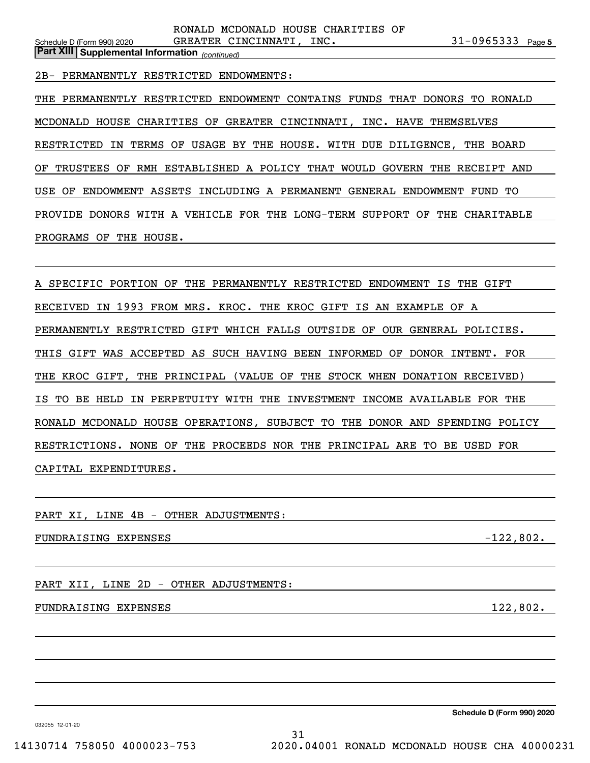RONALD MCDONALD HOUSE CHARITIES OF GREATER CINCINNATI, INC. 31-0965333

Schedule D (Form 990) 2020

**Part XIII | Supplemental Information** *(continued)*

2B- PERMANENTLY RESTRICTED ENDOWMENTS:

THE PERMANENTLY RESTRICTED ENDOWMENT CONTAINS FUNDS THAT DONORS TO RONALD MCDONALD HOUSE CHARITIES OF GREATER CINCINNATI, INC. HAVE THEMSELVES RESTRICTED IN TERMS OF USAGE BY THE HOUSE. WITH DUE DILIGENCE, THE BOARD OF TRUSTEES OF RMH ESTABLISHED A POLICY THAT WOULD GOVERN THE RECEIPT AND USE OF ENDOWMENT ASSETS INCLUDING A PERMANENT GENERAL ENDOWMENT FUND TO PROVIDE DONORS WITH A VEHICLE FOR THE LONG-TERM SUPPORT OF THE CHARITABLE PROGRAMS OF THE HOUSE.

A SPECIFIC PORTION OF THE PERMANENTLY RESTRICTED ENDOWMENT IS THE GIFT RECEIVED IN 1993 FROM MRS. KROC. THE KROC GIFT IS AN EXAMPLE OF A PERMANENTLY RESTRICTED GIFT WHICH FALLS OUTSIDE OF OUR GENERAL POLICIES. THIS GIFT WAS ACCEPTED AS SUCH HAVING BEEN INFORMED OF DONOR INTENT. FOR THE KROC GIFT, THE PRINCIPAL (VALUE OF THE STOCK WHEN DONATION RECEIVED) IS TO BE HELD IN PERPETUITY WITH THE INVESTMENT INCOME AVAILABLE FOR THE RONALD MCDONALD HOUSE OPERATIONS, SUBJECT TO THE DONOR AND SPENDING POLICY RESTRICTIONS. NONE OF THE PROCEEDS NOR THE PRINCIPAL ARE TO BE USED FOR CAPITAL EXPENDITURES.

PART XI, LINE 4B - OTHER ADJUSTMENTS:

FUNDRAISING EXPENSES -122,802.

PART XII, LINE 2D - OTHER ADJUSTMENTS:

FUNDRAISING EXPENSES 122,802.

Schedule D (Form 990) 2020

032055 12-01-20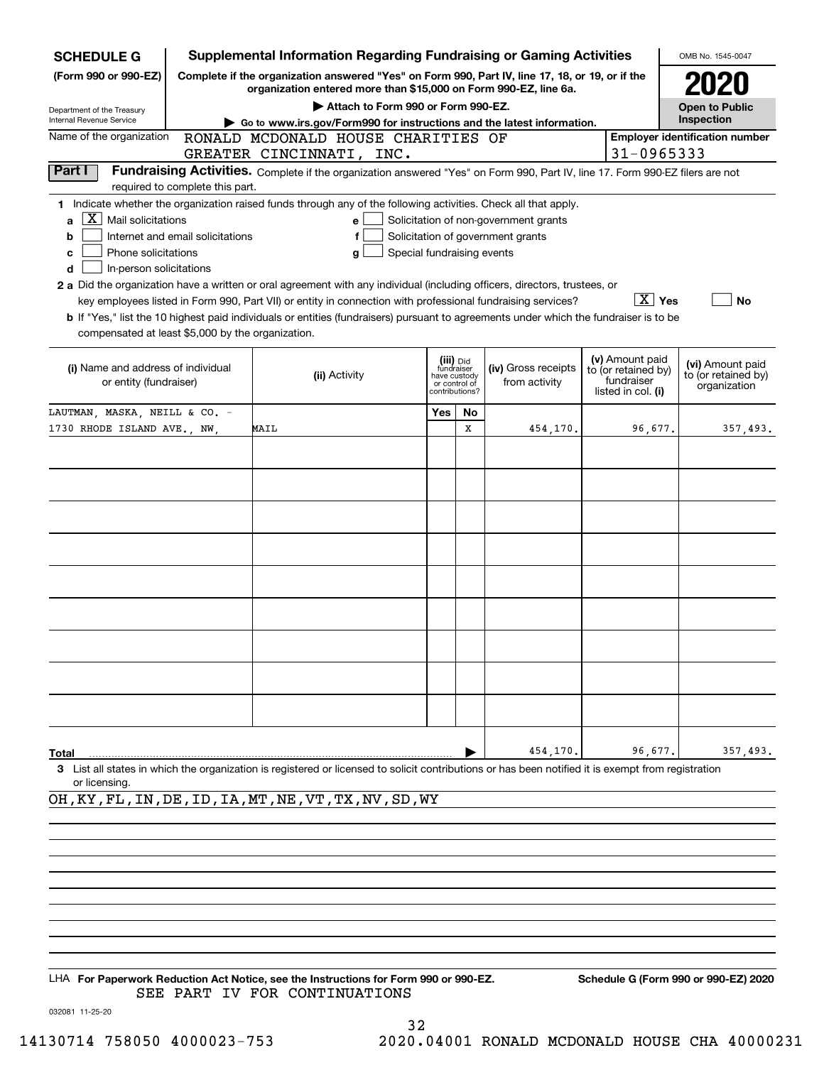**SCHEDULE G (Form 990 or 990-EZ)**

Department of the Treasury
Internal Revenue Service

# Supplemental Information Regarding Fundraising or Gaming Activities

**Complete if the organization answered "Yes" on Form 990, Part IV, line 17, 18, or 19, or if the organization entered more than $15,000 on Form 990-EZ, line 6a.**

**▶ Attach to Form 990 or Form 990-EZ.**

**▶ Go to www.irs.gov/Form990 for instructions and the latest information.**

OMB No. 1545-0047

**2020**

**Open to Public Inspection**

Name of the organization: RONALD MCDONALD HOUSE CHARITIES OF GREATER CINCINNATI, INC.

**Employer identification number**: 31-0965333

**Part I** **Fundraising Activities.** Complete if the organization answered "Yes" on Form 990, Part IV, line 17. Form 990-EZ filers are not required to complete this part.

**1** Indicate whether the organization raised funds through any of the following activities. Check all that apply.

- **a** [X] Mail solicitations
- **b** [ ] Internet and email solicitations
- **c** [ ] Phone solicitations
- **d** [ ] In-person solicitations
- **e** [ ] Solicitation of non-government grants
- **f** [ ] Solicitation of government grants
- **g** [ ] Special fundraising events

**2 a** Did the organization have a written or oral agreement with any individual (including officers, directors, trustees, or key employees listed in Form 990, Part VII) or entity in connection with professional fundraising services? [X] **Yes** [ ] **No**

**b** If "Yes," list the 10 highest paid individuals or entities (fundraisers) pursuant to agreements under which the fundraiser is to be compensated at least $5,000 by the organization.

| (i) Name and address of individual or entity (fundraiser) | (ii) Activity | (iii) Did fundraiser have custody or control of contributions? Yes | No | (iv) Gross receipts from activity | (v) Amount paid to (or retained by) fundraiser listed in col. (i) | (vi) Amount paid to (or retained by) organization |
|---|---|---|---|---|---|---|
| LAUTMAN, MASKA, NEILL & CO. - 1730 RHODE ISLAND AVE., NW, | MAIL | | X | 454,170. | 96,677. | 357,493. |
| | | | | | | |
| | | | | | | |
| | | | | | | |
| | | | | | | |
| | | | | | | |
| | | | | | | |
| | | | | | | |
| | | | | | | |
| | | | | | | |
| **Total** | | | ▶ | 454,170. | 96,677. | 357,493. |

**3** List all states in which the organization is registered or licensed to solicit contributions or has been notified it is exempt from registration or licensing.

OH,KY,FL,IN,DE,ID,IA,MT,NE,VT,TX,NV,SD,WY

LHA **For Paperwork Reduction Act Notice, see the Instructions for Form 990 or 990-EZ.** **Schedule G (Form 990 or 990-EZ) 2020**

SEE PART IV FOR CONTINUATIONS

032081 11-25-20

14130714 758050 4000023-753 2020.04001 RONALD MCDONALD HOUSE CHA 40000231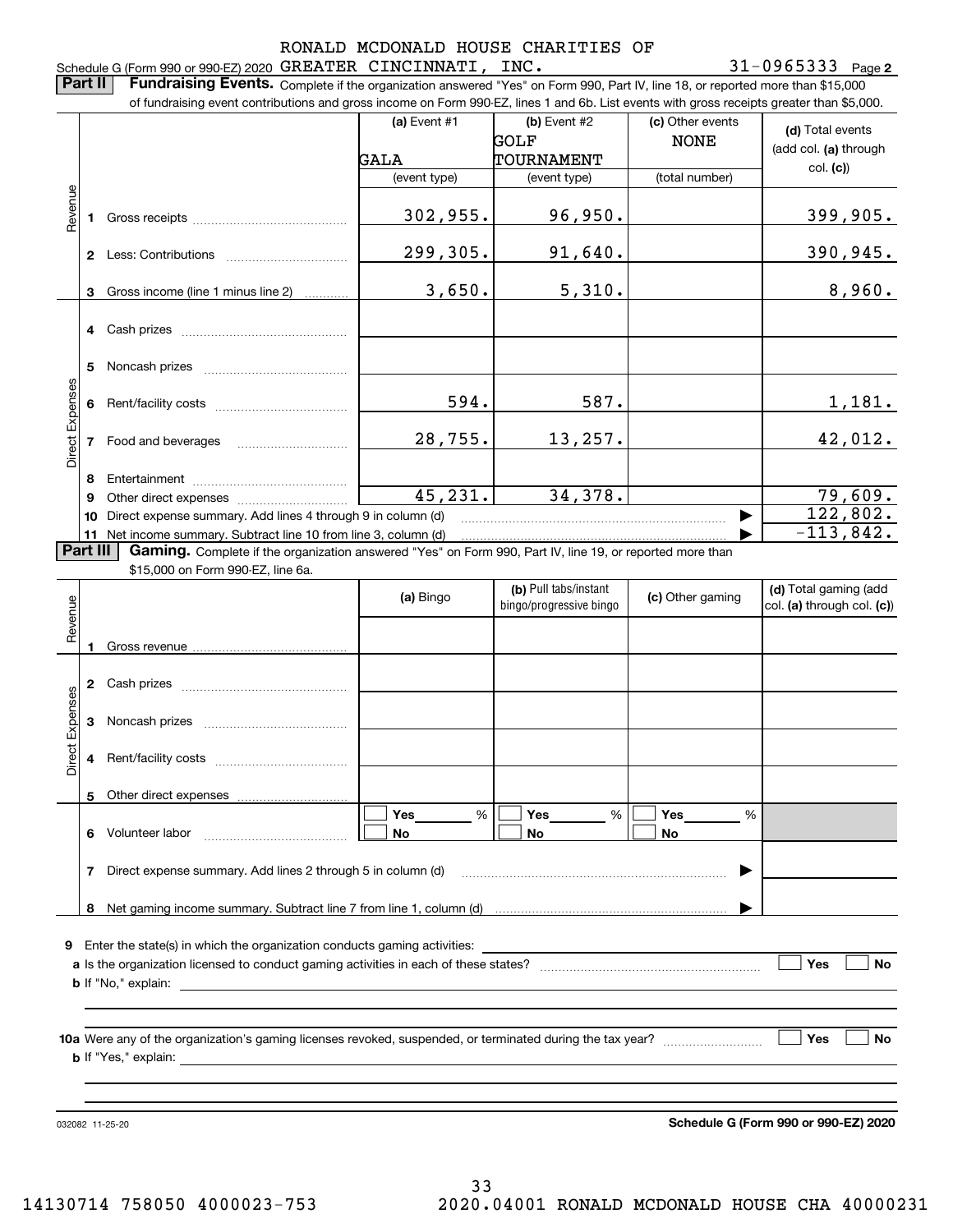RONALD MCDONALD HOUSE CHARITIES OF

Schedule G (Form 990 or 990-EZ) 2020 GREATER CINCINNATI, INC. 31-0965333 Page **2**

**Part II** **Fundraising Events.** Complete if the organization answered "Yes" on Form 990, Part IV, line 18, or reported more than $15,000 of fundraising event contributions and gross income on Form 990-EZ, lines 1 and 6b. List events with gross receipts greater than $5,000.

| | | (a) Event #1 GALA (event type) | (b) Event #2 GOLF TOURNAMENT (event type) | (c) Other events NONE (total number) | (d) Total events (add col. (a) through col. (c)) |
|---|---|---|---|---|---|
| Revenue | 1 Gross receipts | 302,955. | 96,950. | | 399,905. |
| | 2 Less: Contributions | 299,305. | 91,640. | | 390,945. |
| | 3 Gross income (line 1 minus line 2) | 3,650. | 5,310. | | 8,960. |
| Direct Expenses | 4 Cash prizes | | | | |
| | 5 Noncash prizes | | | | |
| | 6 Rent/facility costs | 594. | 587. | | 1,181. |
| | 7 Food and beverages | 28,755. | 13,257. | | 42,012. |
| | 8 Entertainment | | | | |
| | 9 Other direct expenses | 45,231. | 34,378. | | 79,609. |
| | 10 Direct expense summary. Add lines 4 through 9 in column (d) | | | ▶ | 122,802. |
| | 11 Net income summary. Subtract line 10 from line 3, column (d) | | | ▶ | -113,842. |

**Part III** **Gaming.** Complete if the organization answered "Yes" on Form 990, Part IV, line 19, or reported more than $15,000 on Form 990-EZ, line 6a.

| | | (a) Bingo | (b) Pull tabs/instant bingo/progressive bingo | (c) Other gaming | (d) Total gaming (add col. (a) through col. (c)) |
|---|---|---|---|---|---|
| Revenue | 1 Gross revenue | | | | |
| Direct Expenses | 2 Cash prizes | | | | |
| | 3 Noncash prizes | | | | |
| | 4 Rent/facility costs | | | | |
| | 5 Other direct expenses | | | | |
| | 6 Volunteer labor | ☐ Yes ____ % ☐ No | ☐ Yes ____ % ☐ No | ☐ Yes ____ % ☐ No | |
| | 7 Direct expense summary. Add lines 2 through 5 in column (d) | | | ▶ | |
| | 8 Net gaming income summary. Subtract line 7 from line 1, column (d) | | | ▶ | |

**9** Enter the state(s) in which the organization conducts gaming activities:

**a** Is the organization licensed to conduct gaming activities in each of these states? ☐ Yes ☐ No

**b** If "No," explain:

**10a** Were any of the organization's gaming licenses revoked, suspended, or terminated during the tax year? ☐ Yes ☐ No

**b** If "Yes," explain:

032082 11-25-20 **Schedule G (Form 990 or 990-EZ) 2020**

14130714 758050 4000023-753 2020.04001 RONALD MCDONALD HOUSE CHA 40000231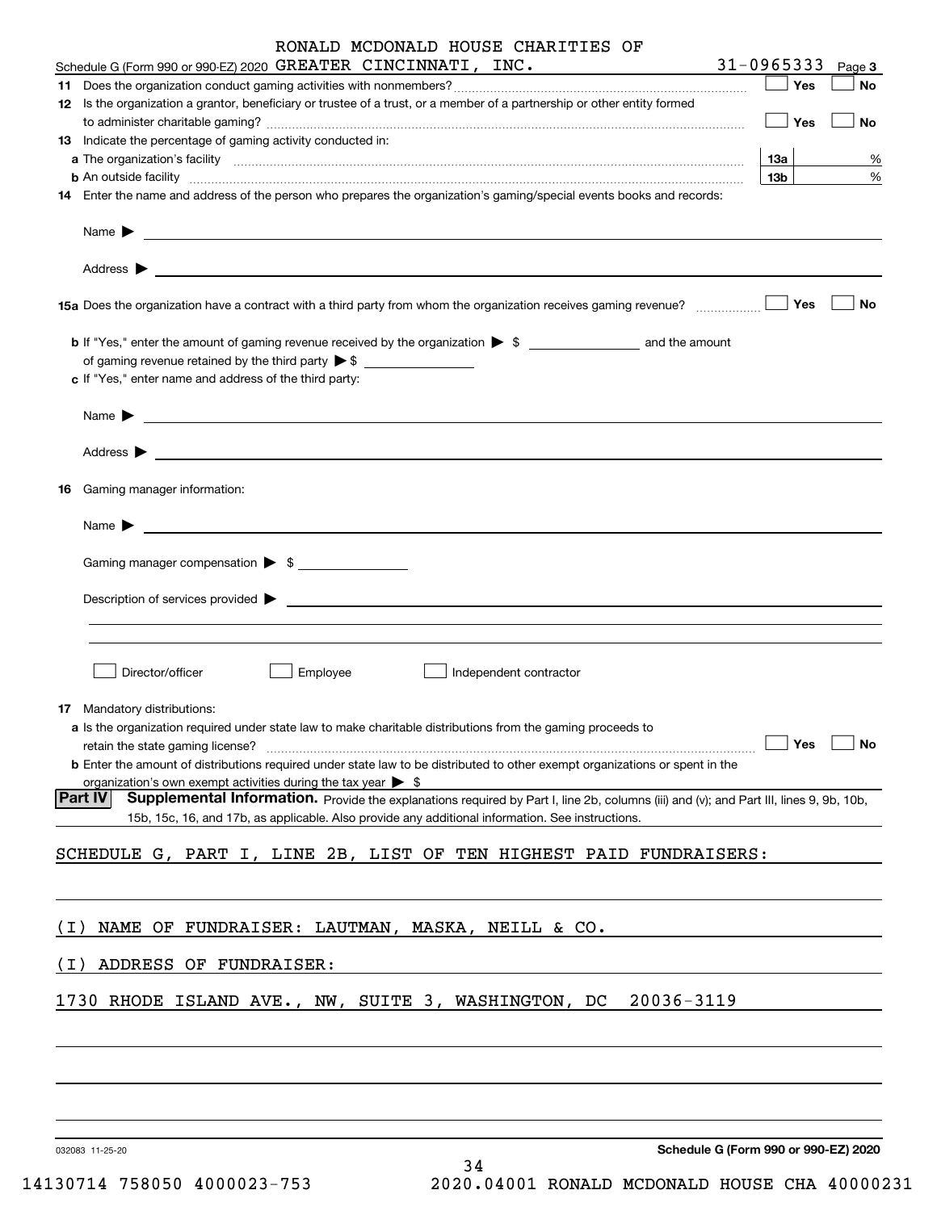RONALD MCDONALD HOUSE CHARITIES OF

Schedule G (Form 990 or 990-EZ) 2020 GREATER CINCINNATI, INC. 31-0965333 Page 3

**11** Does the organization conduct gaming activities with nonmembers? ☐ Yes ☐ No

**12** Is the organization a grantor, beneficiary or trustee of a trust, or a member of a partnership or other entity formed to administer charitable gaming? ☐ Yes ☐ No

**13** Indicate the percentage of gaming activity conducted in:

**a** The organization's facility **13a** %

**b** An outside facility **13b** %

**14** Enter the name and address of the person who prepares the organization's gaming/special events books and records:

Name ▶

Address ▶

**15a** Does the organization have a contract with a third party from whom the organization receives gaming revenue? ☐ Yes ☐ No

**b** If "Yes," enter the amount of gaming revenue received by the organization ▶ $ and the amount of gaming revenue retained by the third party ▶ $

**c** If "Yes," enter name and address of the third party:

Name ▶

Address ▶

**16** Gaming manager information:

Name ▶

Gaming manager compensation ▶ $

Description of services provided ▶

☐ Director/officer ☐ Employee ☐ Independent contractor

**17** Mandatory distributions:

**a** Is the organization required under state law to make charitable distributions from the gaming proceeds to retain the state gaming license? ☐ Yes ☐ No

**b** Enter the amount of distributions required under state law to be distributed to other exempt organizations or spent in the organization's own exempt activities during the tax year ▶ $

**Part IV** **Supplemental Information.** Provide the explanations required by Part I, line 2b, columns (iii) and (v); and Part III, lines 9, 9b, 10b, 15b, 15c, 16, and 17b, as applicable. Also provide any additional information. See instructions.

SCHEDULE G, PART I, LINE 2B, LIST OF TEN HIGHEST PAID FUNDRAISERS:

(I) NAME OF FUNDRAISER: LAUTMAN, MASKA, NEILL & CO.

(I) ADDRESS OF FUNDRAISER:

1730 RHODE ISLAND AVE., NW, SUITE 3, WASHINGTON, DC 20036-3119

032083 11-25-20 **Schedule G (Form 990 or 990-EZ) 2020**

14130714 758050 4000023-753 2020.04001 RONALD MCDONALD HOUSE CHA 40000231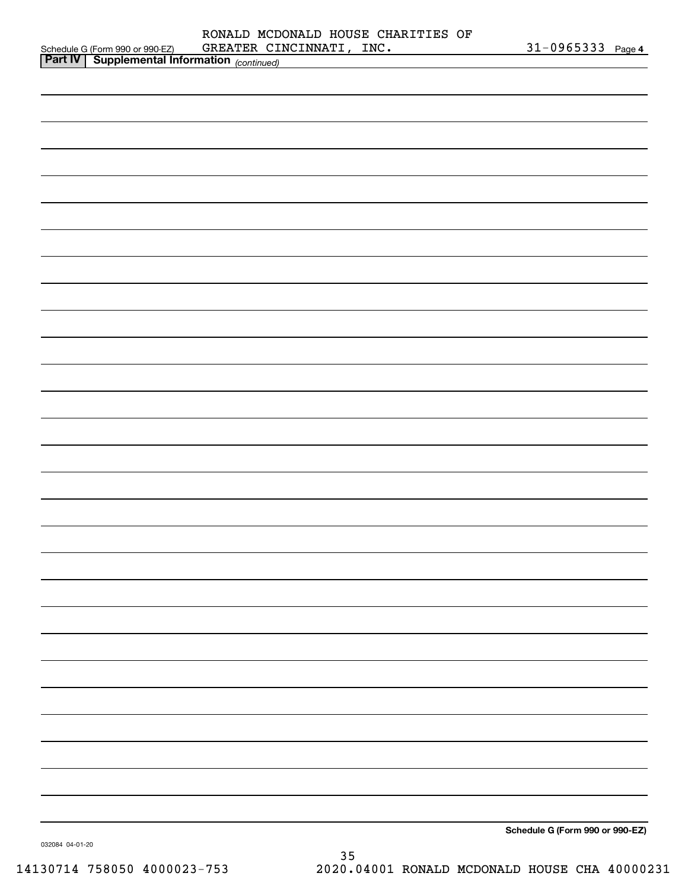Schedule G (Form 990 or 990-EZ) RONALD MCDONALD HOUSE CHARITIES OF GREATER CINCINNATI, INC. 31-0965333 Page 4

**Part IV | Supplemental Information** *(continued)*

**Schedule G (Form 990 or 990-EZ)**

032084 04-01-20

14130714 758050 4000023-753 2020.04001 RONALD MCDONALD HOUSE CHA 40000231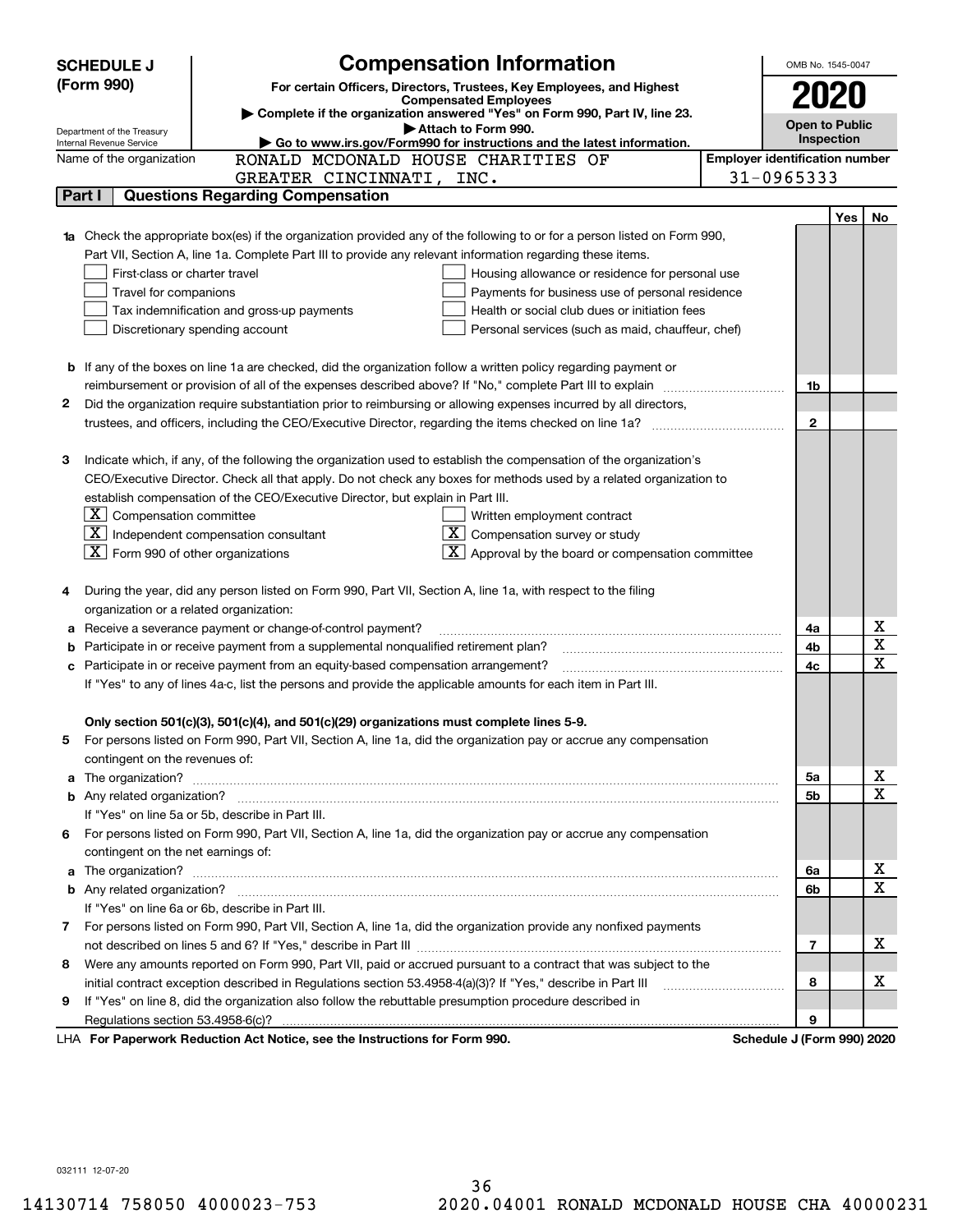**SCHEDULE J (Form 990)**

Department of the Treasury
Internal Revenue Service

# Compensation Information

**For certain Officers, Directors, Trustees, Key Employees, and Highest Compensated Employees**

▶ Complete if the organization answered "Yes" on Form 990, Part IV, line 23.
▶ Attach to Form 990.
▶ Go to www.irs.gov/Form990 for instructions and the latest information.

OMB No. 1545-0047

**2020**

**Open to Public Inspection**

Name of the organization: RONALD MCDONALD HOUSE CHARITIES OF GREATER CINCINNATI, INC.

Employer identification number: 31-0965333

**Part I — Questions Regarding Compensation**

| | | | Yes | No |
|---|---|---|---|---|
| **1a** | Check the appropriate box(es) if the organization provided any of the following to or for a person listed on Form 990, Part VII, Section A, line 1a. Complete Part III to provide any relevant information regarding these items.<br>☐ First-class or charter travel ☐ Housing allowance or residence for personal use<br>☐ Travel for companions ☐ Payments for business use of personal residence<br>☐ Tax indemnification and gross-up payments ☐ Health or social club dues or initiation fees<br>☐ Discretionary spending account ☐ Personal services (such as maid, chauffeur, chef) | | | |
| **b** | If any of the boxes on line 1a are checked, did the organization follow a written policy regarding payment or reimbursement or provision of all of the expenses described above? If "No," complete Part III to explain | 1b | | |
| **2** | Did the organization require substantiation prior to reimbursing or allowing expenses incurred by all directors, trustees, and officers, including the CEO/Executive Director, regarding the items checked on line 1a? | 2 | | |
| **3** | Indicate which, if any, of the following the organization used to establish the compensation of the organization's CEO/Executive Director. Check all that apply. Do not check any boxes for methods used by a related organization to establish compensation of the CEO/Executive Director, but explain in Part III.<br>☒ Compensation committee ☐ Written employment contract<br>☒ Independent compensation consultant ☒ Compensation survey or study<br>☒ Form 990 of other organizations ☒ Approval by the board or compensation committee | | | |
| **4** | During the year, did any person listed on Form 990, Part VII, Section A, line 1a, with respect to the filing organization or a related organization: | | | |
| **a** | Receive a severance payment or change-of-control payment? | 4a | | X |
| **b** | Participate in or receive payment from a supplemental nonqualified retirement plan? | 4b | | X |
| **c** | Participate in or receive payment from an equity-based compensation arrangement? | 4c | | X |
| | If "Yes" to any of lines 4a-c, list the persons and provide the applicable amounts for each item in Part III. | | | |
| | **Only section 501(c)(3), 501(c)(4), and 501(c)(29) organizations must complete lines 5-9.** | | | |
| **5** | For persons listed on Form 990, Part VII, Section A, line 1a, did the organization pay or accrue any compensation contingent on the revenues of: | | | |
| **a** | The organization? | 5a | | X |
| **b** | Any related organization? | 5b | | X |
| | If "Yes" on line 5a or 5b, describe in Part III. | | | |
| **6** | For persons listed on Form 990, Part VII, Section A, line 1a, did the organization pay or accrue any compensation contingent on the net earnings of: | | | |
| **a** | The organization? | 6a | | X |
| **b** | Any related organization? | 6b | | X |
| | If "Yes" on line 6a or 6b, describe in Part III. | | | |
| **7** | For persons listed on Form 990, Part VII, Section A, line 1a, did the organization provide any nonfixed payments not described on lines 5 and 6? If "Yes," describe in Part III | 7 | | X |
| **8** | Were any amounts reported on Form 990, Part VII, paid or accrued pursuant to a contract that was subject to the initial contract exception described in Regulations section 53.4958-4(a)(3)? If "Yes," describe in Part III | 8 | | X |
| **9** | If "Yes" on line 8, did the organization also follow the rebuttable presumption procedure described in Regulations section 53.4958-6(c)? | 9 | | |

LHA **For Paperwork Reduction Act Notice, see the Instructions for Form 990.** **Schedule J (Form 990) 2020**

032111 12-07-20

14130714 758050 4000023-753 2020.04001 RONALD MCDONALD HOUSE CHA 40000231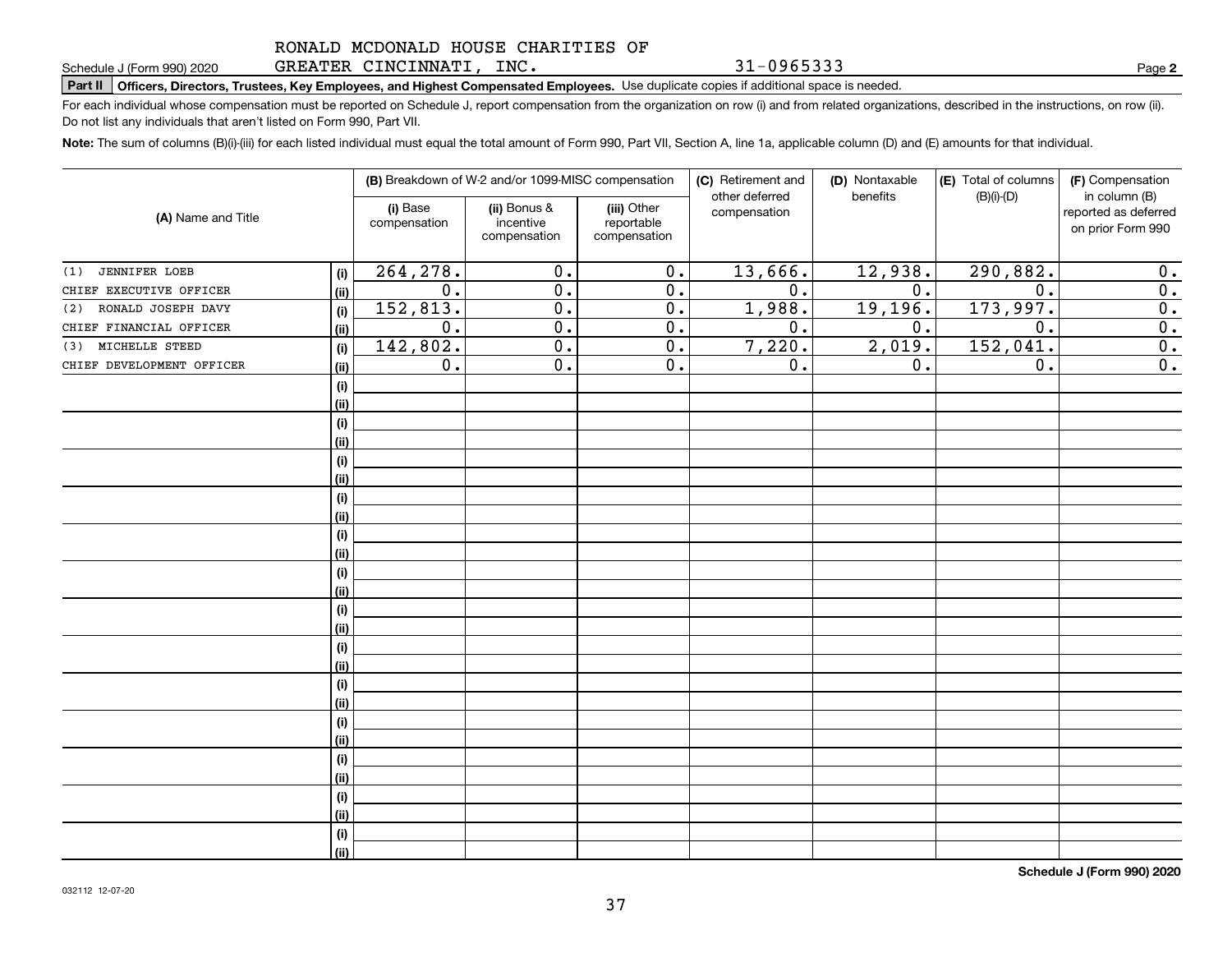RONALD MCDONALD HOUSE CHARITIES OF GREATER CINCINNATI, INC. 31-0965333

Schedule J (Form 990) 2020 Page **2**

**Part II** **Officers, Directors, Trustees, Key Employees, and Highest Compensated Employees.** Use duplicate copies if additional space is needed.

For each individual whose compensation must be reported on Schedule J, report compensation from the organization on row (i) and from related organizations, described in the instructions, on row (ii). Do not list any individuals that aren't listed on Form 990, Part VII.

**Note:** The sum of columns (B)(i)-(iii) for each listed individual must equal the total amount of Form 990, Part VII, Section A, line 1a, applicable column (D) and (E) amounts for that individual.

| (A) Name and Title | | (B) Breakdown of W-2 and/or 1099-MISC compensation | | | (C) Retirement and other deferred compensation | (D) Nontaxable benefits | (E) Total of columns (B)(i)-(D) | (F) Compensation in column (B) reported as deferred on prior Form 990 |
|---|---|---|---|---|---|---|---|---|
| | | (i) Base compensation | (ii) Bonus & incentive compensation | (iii) Other reportable compensation | | | | |
| (1) JENNIFER LOEB | (i) | 264,278. | 0. | 0. | 13,666. | 12,938. | 290,882. | 0. |
| CHIEF EXECUTIVE OFFICER | (ii) | 0. | 0. | 0. | 0. | 0. | 0. | 0. |
| (2) RONALD JOSEPH DAVY | (i) | 152,813. | 0. | 0. | 1,988. | 19,196. | 173,997. | 0. |
| CHIEF FINANCIAL OFFICER | (ii) | 0. | 0. | 0. | 0. | 0. | 0. | 0. |
| (3) MICHELLE STEED | (i) | 142,802. | 0. | 0. | 7,220. | 2,019. | 152,041. | 0. |
| CHIEF DEVELOPMENT OFFICER | (ii) | 0. | 0. | 0. | 0. | 0. | 0. | 0. |

**Schedule J (Form 990) 2020**

032112 12-07-20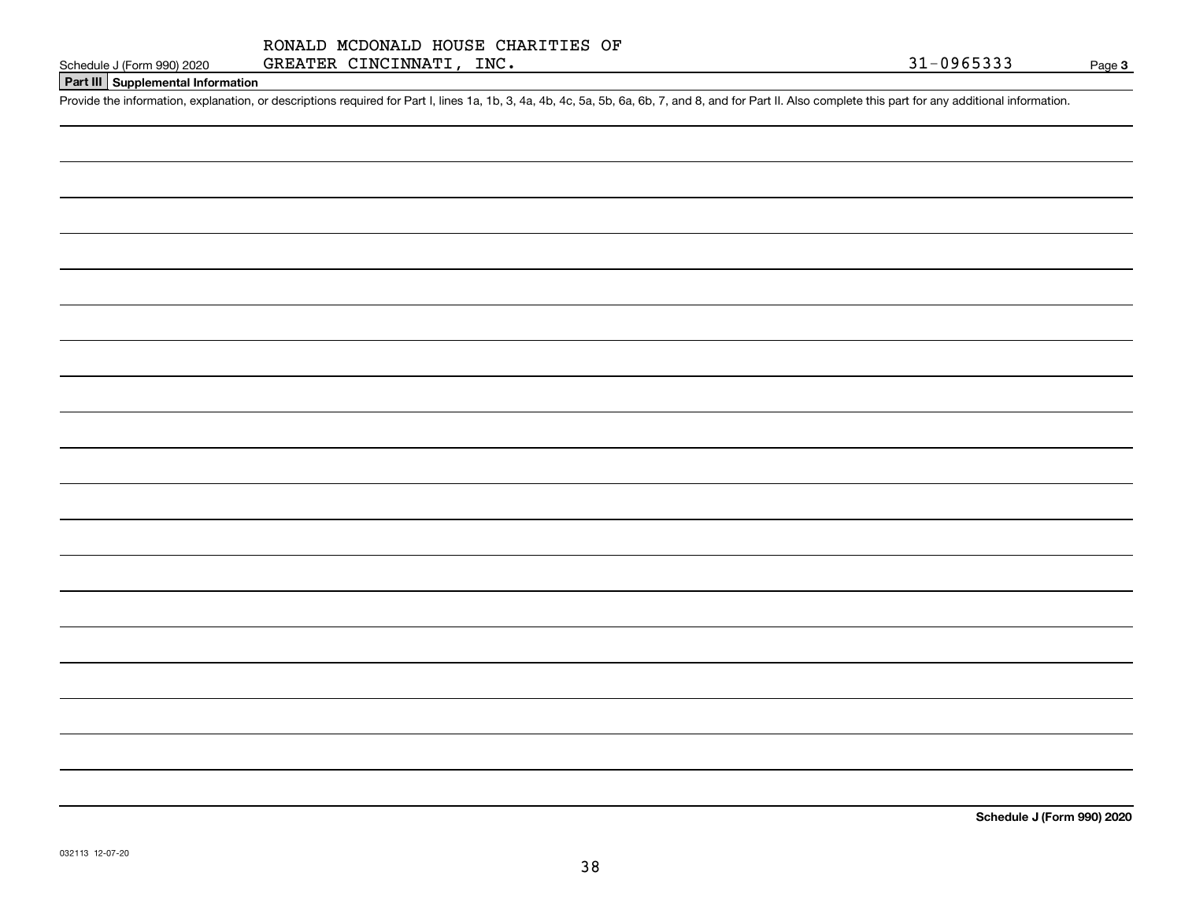RONALD MCDONALD HOUSE CHARITIES OF

Schedule J (Form 990) 2020 GREATER CINCINNATI, INC. 31-0965333 Page **3**

**Part III Supplemental Information**

Provide the information, explanation, or descriptions required for Part I, lines 1a, 1b, 3, 4a, 4b, 4c, 5a, 5b, 6a, 6b, 7, and 8, and for Part II. Also complete this part for any additional information.

**Schedule J (Form 990) 2020**

032113 12-07-20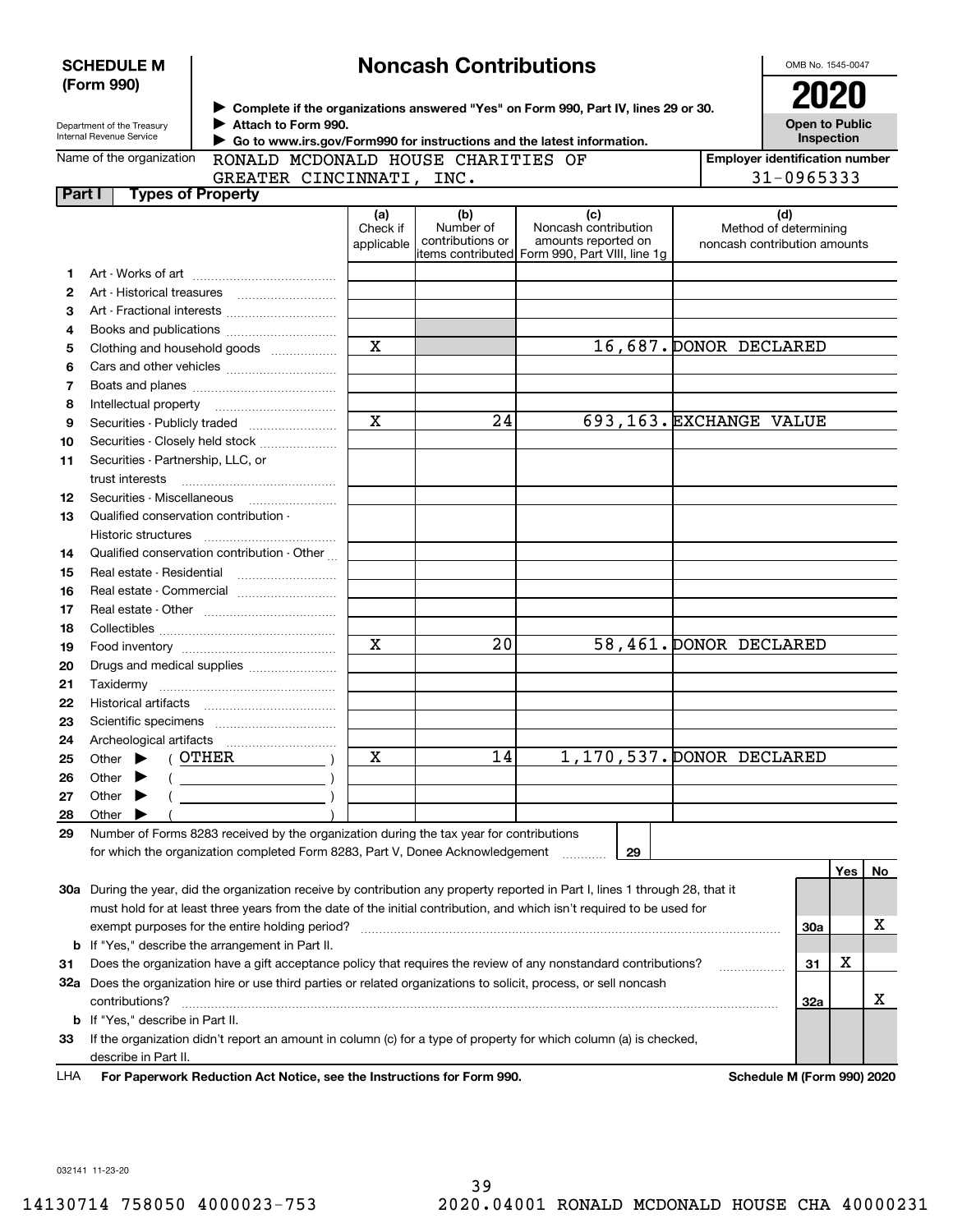**SCHEDULE M (Form 990)**

Department of the Treasury
Internal Revenue Service

# Noncash Contributions

▶ Complete if the organizations answered "Yes" on Form 990, Part IV, lines 29 or 30.
▶ Attach to Form 990.
▶ Go to www.irs.gov/Form990 for instructions and the latest information.

OMB No. 1545-0047

**2020**

**Open to Public Inspection**

Name of the organization: RONALD MCDONALD HOUSE CHARITIES OF GREATER CINCINNATI, INC.

Employer identification number: 31-0965333

**Part I — Types of Property**

| | | (a) Check if applicable | (b) Number of contributions or items contributed | (c) Noncash contribution amounts reported on Form 990, Part VIII, line 1g | (d) Method of determining noncash contribution amounts |
|---|---|---|---|---|---|
| 1 | Art - Works of art | | | | |
| 2 | Art - Historical treasures | | | | |
| 3 | Art - Fractional interests | | | | |
| 4 | Books and publications | | | | |
| 5 | Clothing and household goods | X | | 16,687. | DONOR DECLARED |
| 6 | Cars and other vehicles | | | | |
| 7 | Boats and planes | | | | |
| 8 | Intellectual property | | | | |
| 9 | Securities - Publicly traded | X | 24 | 693,163. | EXCHANGE VALUE |
| 10 | Securities - Closely held stock | | | | |
| 11 | Securities - Partnership, LLC, or trust interests | | | | |
| 12 | Securities - Miscellaneous | | | | |
| 13 | Qualified conservation contribution - Historic structures | | | | |
| 14 | Qualified conservation contribution - Other | | | | |
| 15 | Real estate - Residential | | | | |
| 16 | Real estate - Commercial | | | | |
| 17 | Real estate - Other | | | | |
| 18 | Collectibles | | | | |
| 19 | Food inventory | X | 20 | 58,461. | DONOR DECLARED |
| 20 | Drugs and medical supplies | | | | |
| 21 | Taxidermy | | | | |
| 22 | Historical artifacts | | | | |
| 23 | Scientific specimens | | | | |
| 24 | Archeological artifacts | | | | |
| 25 | Other ▶ ( OTHER ) | X | 14 | 1,170,537. | DONOR DECLARED |
| 26 | Other ▶ ( ) | | | | |
| 27 | Other ▶ ( ) | | | | |
| 28 | Other ▶ ( ) | | | | |

29 Number of Forms 8283 received by the organization during the tax year for contributions for which the organization completed Form 8283, Part V, Donee Acknowledgement ..... 29

| | | | Yes | No |
|---|---|---|---|---|
| 30a | During the year, did the organization receive by contribution any property reported in Part I, lines 1 through 28, that it must hold for at least three years from the date of the initial contribution, and which isn't required to be used for exempt purposes for the entire holding period? | 30a | | X |
| b | If "Yes," describe the arrangement in Part II. | | | |
| 31 | Does the organization have a gift acceptance policy that requires the review of any nonstandard contributions? | 31 | X | |
| 32a | Does the organization hire or use third parties or related organizations to solicit, process, or sell noncash contributions? | 32a | | X |
| b | If "Yes," describe in Part II. | | | |
| 33 | If the organization didn't report an amount in column (c) for a type of property for which column (a) is checked, describe in Part II. | | | |

LHA For Paperwork Reduction Act Notice, see the Instructions for Form 990. Schedule M (Form 990) 2020

032141 11-23-20

14130714 758050 4000023-753 2020.04001 RONALD MCDONALD HOUSE CHA 40000231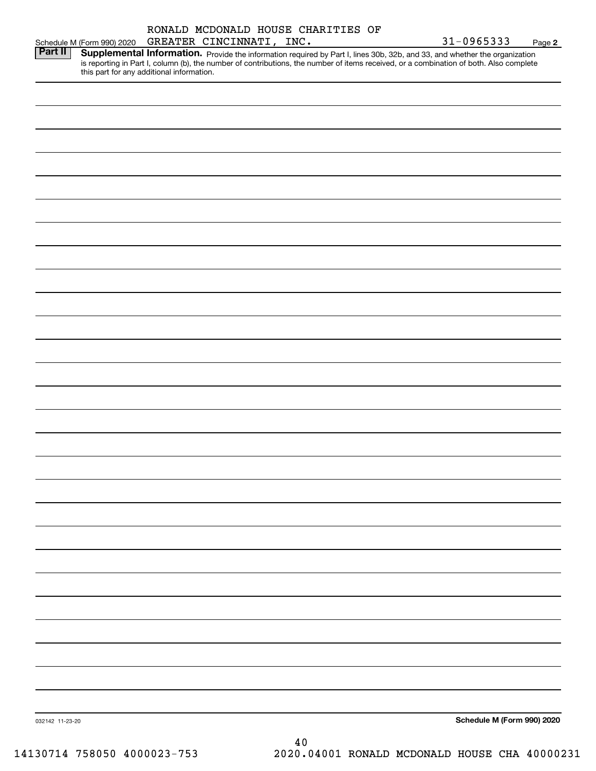RONALD MCDONALD HOUSE CHARITIES OF

Schedule M (Form 990) 2020 GREATER CINCINNATI, INC. 31-0965333 Page **2**

**Part II** **Supplemental Information.** Provide the information required by Part I, lines 30b, 32b, and 33, and whether the organization is reporting in Part I, column (b), the number of contributions, the number of items received, or a combination of both. Also complete this part for any additional information.

032142 11-23-20

**Schedule M (Form 990) 2020**

14130714 758050 4000023-753 2020.04001 RONALD MCDONALD HOUSE CHA 40000231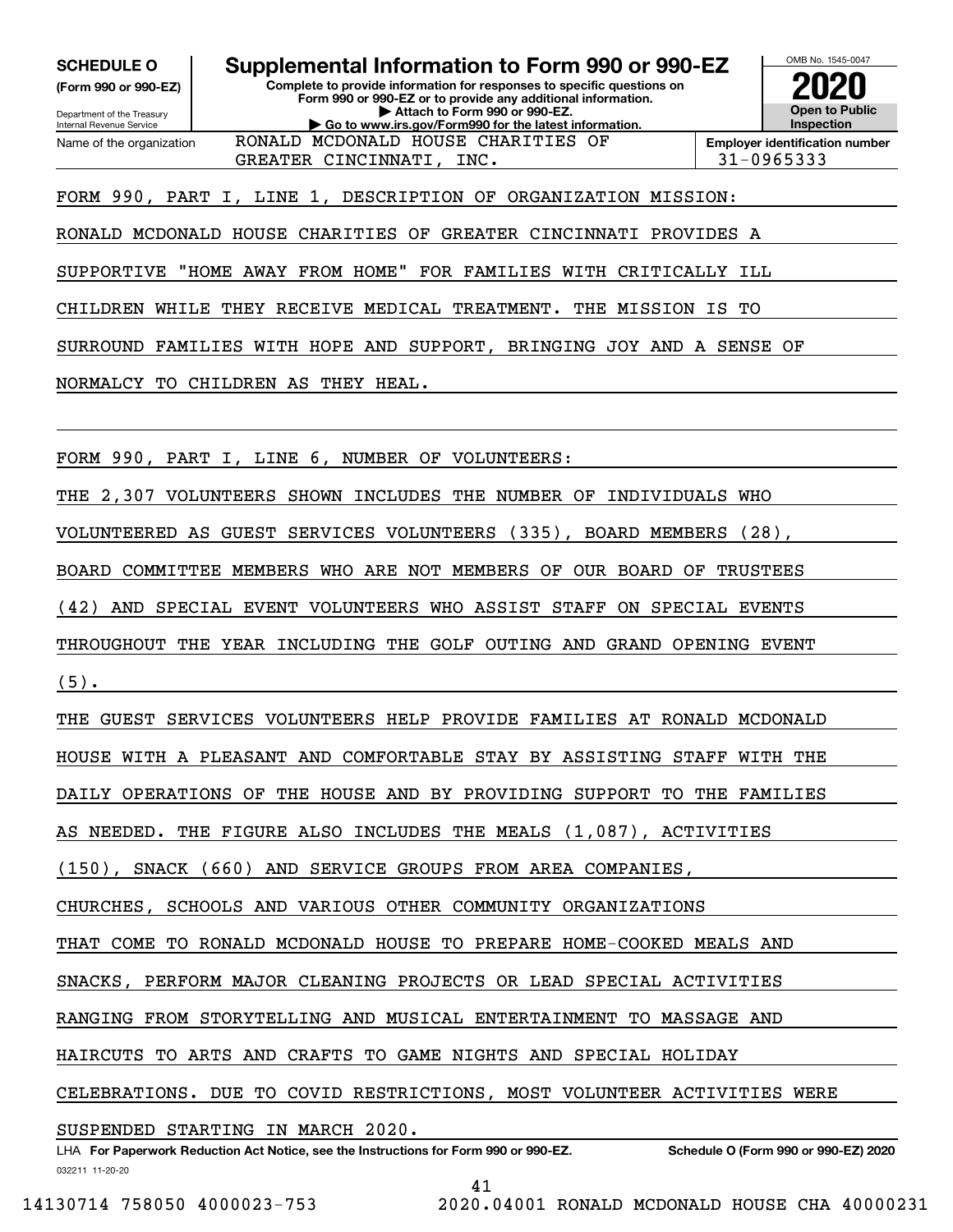**SCHEDULE O**
**(Form 990 or 990-EZ)**

Department of the Treasury
Internal Revenue Service

# Supplemental Information to Form 990 or 990-EZ

**Complete to provide information for responses to specific questions on Form 990 or 990-EZ or to provide any additional information.**
**▶ Attach to Form 990 or 990-EZ.**
**▶ Go to www.irs.gov/Form990 for the latest information.**

OMB No. 1545-0047
**2020**
**Open to Public Inspection**

| Name of the organization | Employer identification number |
|---|---|
| RONALD MCDONALD HOUSE CHARITIES OF GREATER CINCINNATI, INC. | 31-0965333 |

FORM 990, PART I, LINE 1, DESCRIPTION OF ORGANIZATION MISSION:

RONALD MCDONALD HOUSE CHARITIES OF GREATER CINCINNATI PROVIDES A SUPPORTIVE "HOME AWAY FROM HOME" FOR FAMILIES WITH CRITICALLY ILL CHILDREN WHILE THEY RECEIVE MEDICAL TREATMENT. THE MISSION IS TO SURROUND FAMILIES WITH HOPE AND SUPPORT, BRINGING JOY AND A SENSE OF NORMALCY TO CHILDREN AS THEY HEAL.

FORM 990, PART I, LINE 6, NUMBER OF VOLUNTEERS:

THE 2,307 VOLUNTEERS SHOWN INCLUDES THE NUMBER OF INDIVIDUALS WHO VOLUNTEERED AS GUEST SERVICES VOLUNTEERS (335), BOARD MEMBERS (28), BOARD COMMITTEE MEMBERS WHO ARE NOT MEMBERS OF OUR BOARD OF TRUSTEES (42) AND SPECIAL EVENT VOLUNTEERS WHO ASSIST STAFF ON SPECIAL EVENTS THROUGHOUT THE YEAR INCLUDING THE GOLF OUTING AND GRAND OPENING EVENT (5).

THE GUEST SERVICES VOLUNTEERS HELP PROVIDE FAMILIES AT RONALD MCDONALD HOUSE WITH A PLEASANT AND COMFORTABLE STAY BY ASSISTING STAFF WITH THE DAILY OPERATIONS OF THE HOUSE AND BY PROVIDING SUPPORT TO THE FAMILIES AS NEEDED. THE FIGURE ALSO INCLUDES THE MEALS (1,087), ACTIVITIES (150), SNACK (660) AND SERVICE GROUPS FROM AREA COMPANIES, CHURCHES, SCHOOLS AND VARIOUS OTHER COMMUNITY ORGANIZATIONS THAT COME TO RONALD MCDONALD HOUSE TO PREPARE HOME-COOKED MEALS AND SNACKS, PERFORM MAJOR CLEANING PROJECTS OR LEAD SPECIAL ACTIVITIES RANGING FROM STORYTELLING AND MUSICAL ENTERTAINMENT TO MASSAGE AND HAIRCUTS TO ARTS AND CRAFTS TO GAME NIGHTS AND SPECIAL HOLIDAY CELEBRATIONS. DUE TO COVID RESTRICTIONS, MOST VOLUNTEER ACTIVITIES WERE SUSPENDED STARTING IN MARCH 2020.

LHA **For Paperwork Reduction Act Notice, see the Instructions for Form 990 or 990-EZ.** **Schedule O (Form 990 or 990-EZ) 2020**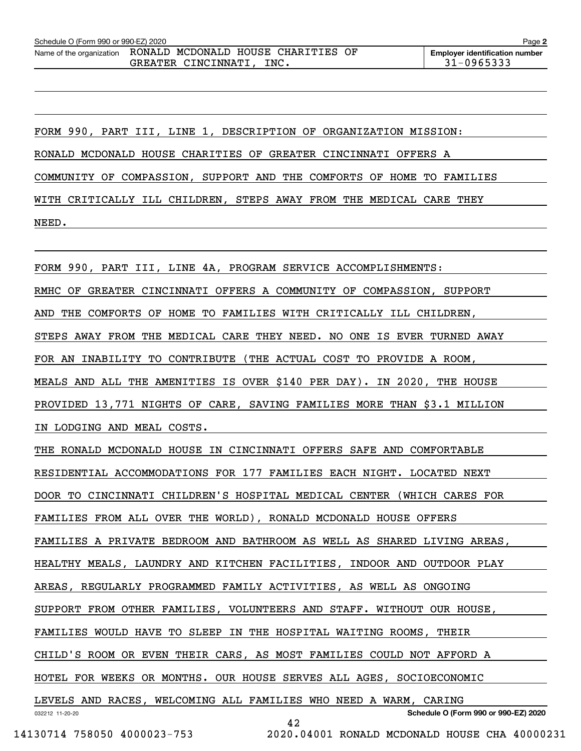Schedule O (Form 990 or 990-EZ) 2020

Name of the organization: RONALD MCDONALD HOUSE CHARITIES OF GREATER CINCINNATI, INC.

Employer identification number: 31-0965333

FORM 990, PART III, LINE 1, DESCRIPTION OF ORGANIZATION MISSION:
RONALD MCDONALD HOUSE CHARITIES OF GREATER CINCINNATI OFFERS A COMMUNITY OF COMPASSION, SUPPORT AND THE COMFORTS OF HOME TO FAMILIES WITH CRITICALLY ILL CHILDREN, STEPS AWAY FROM THE MEDICAL CARE THEY NEED.

FORM 990, PART III, LINE 4A, PROGRAM SERVICE ACCOMPLISHMENTS:
RMHC OF GREATER CINCINNATI OFFERS A COMMUNITY OF COMPASSION, SUPPORT AND THE COMFORTS OF HOME TO FAMILIES WITH CRITICALLY ILL CHILDREN, STEPS AWAY FROM THE MEDICAL CARE THEY NEED. NO ONE IS EVER TURNED AWAY FOR AN INABILITY TO CONTRIBUTE (THE ACTUAL COST TO PROVIDE A ROOM, MEALS AND ALL THE AMENITIES IS OVER $140 PER DAY). IN 2020, THE HOUSE PROVIDED 13,771 NIGHTS OF CARE, SAVING FAMILIES MORE THAN $3.1 MILLION IN LODGING AND MEAL COSTS.
THE RONALD MCDONALD HOUSE IN CINCINNATI OFFERS SAFE AND COMFORTABLE RESIDENTIAL ACCOMMODATIONS FOR 177 FAMILIES EACH NIGHT. LOCATED NEXT DOOR TO CINCINNATI CHILDREN'S HOSPITAL MEDICAL CENTER (WHICH CARES FOR FAMILIES FROM ALL OVER THE WORLD), RONALD MCDONALD HOUSE OFFERS FAMILIES A PRIVATE BEDROOM AND BATHROOM AS WELL AS SHARED LIVING AREAS, HEALTHY MEALS, LAUNDRY AND KITCHEN FACILITIES, INDOOR AND OUTDOOR PLAY AREAS, REGULARLY PROGRAMMED FAMILY ACTIVITIES, AS WELL AS ONGOING SUPPORT FROM OTHER FAMILIES, VOLUNTEERS AND STAFF. WITHOUT OUR HOUSE, FAMILIES WOULD HAVE TO SLEEP IN THE HOSPITAL WAITING ROOMS, THEIR CHILD'S ROOM OR EVEN THEIR CARS, AS MOST FAMILIES COULD NOT AFFORD A HOTEL FOR WEEKS OR MONTHS. OUR HOUSE SERVES ALL AGES, SOCIOECONOMIC LEVELS AND RACES, WELCOMING ALL FAMILIES WHO NEED A WARM, CARING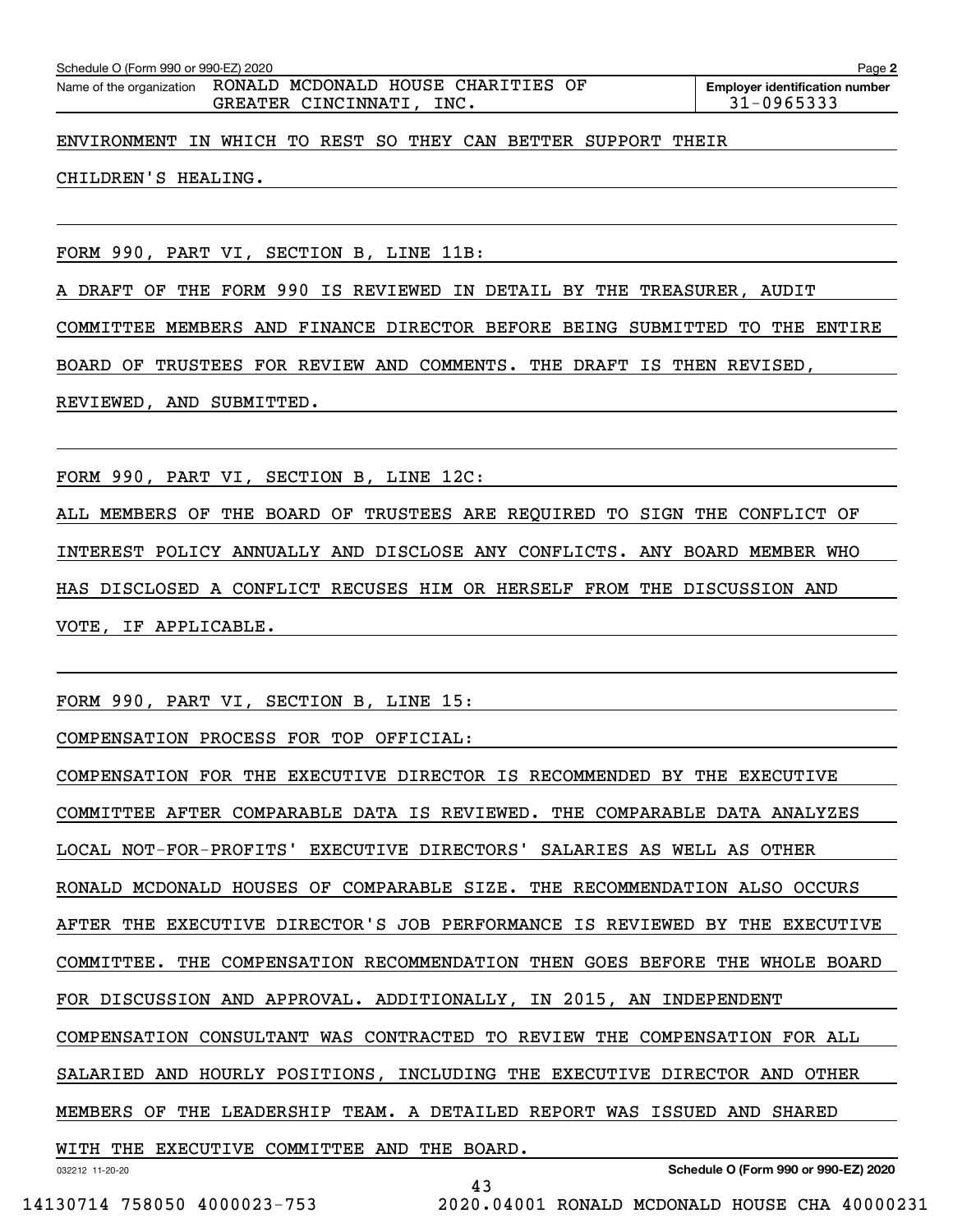Schedule O (Form 990 or 990-EZ) 2020 Page **2**

Name of the organization RONALD MCDONALD HOUSE CHARITIES OF GREATER CINCINNATI, INC.

**Employer identification number** 31-0965333

ENVIRONMENT IN WHICH TO REST SO THEY CAN BETTER SUPPORT THEIR CHILDREN'S HEALING.

FORM 990, PART VI, SECTION B, LINE 11B:

A DRAFT OF THE FORM 990 IS REVIEWED IN DETAIL BY THE TREASURER, AUDIT COMMITTEE MEMBERS AND FINANCE DIRECTOR BEFORE BEING SUBMITTED TO THE ENTIRE BOARD OF TRUSTEES FOR REVIEW AND COMMENTS. THE DRAFT IS THEN REVISED, REVIEWED, AND SUBMITTED.

FORM 990, PART VI, SECTION B, LINE 12C:

ALL MEMBERS OF THE BOARD OF TRUSTEES ARE REQUIRED TO SIGN THE CONFLICT OF INTEREST POLICY ANNUALLY AND DISCLOSE ANY CONFLICTS. ANY BOARD MEMBER WHO HAS DISCLOSED A CONFLICT RECUSES HIM OR HERSELF FROM THE DISCUSSION AND VOTE, IF APPLICABLE.

FORM 990, PART VI, SECTION B, LINE 15:

COMPENSATION PROCESS FOR TOP OFFICIAL:

COMPENSATION FOR THE EXECUTIVE DIRECTOR IS RECOMMENDED BY THE EXECUTIVE COMMITTEE AFTER COMPARABLE DATA IS REVIEWED. THE COMPARABLE DATA ANALYZES LOCAL NOT-FOR-PROFITS' EXECUTIVE DIRECTORS' SALARIES AS WELL AS OTHER RONALD MCDONALD HOUSES OF COMPARABLE SIZE. THE RECOMMENDATION ALSO OCCURS AFTER THE EXECUTIVE DIRECTOR'S JOB PERFORMANCE IS REVIEWED BY THE EXECUTIVE COMMITTEE. THE COMPENSATION RECOMMENDATION THEN GOES BEFORE THE WHOLE BOARD FOR DISCUSSION AND APPROVAL. ADDITIONALLY, IN 2015, AN INDEPENDENT COMPENSATION CONSULTANT WAS CONTRACTED TO REVIEW THE COMPENSATION FOR ALL SALARIED AND HOURLY POSITIONS, INCLUDING THE EXECUTIVE DIRECTOR AND OTHER MEMBERS OF THE LEADERSHIP TEAM. A DETAILED REPORT WAS ISSUED AND SHARED WITH THE EXECUTIVE COMMITTEE AND THE BOARD.

032212 11-20-20 **Schedule O (Form 990 or 990-EZ) 2020**

14130714 758050 4000023-753 2020.04001 RONALD MCDONALD HOUSE CHA 40000231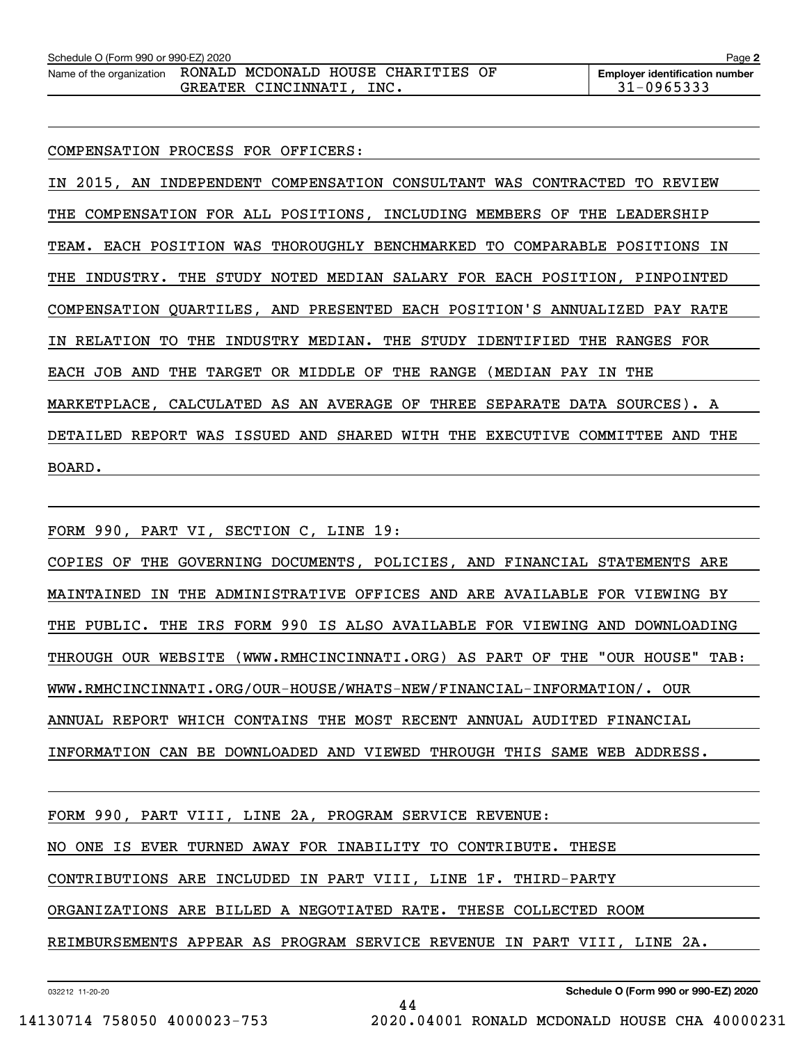Schedule O (Form 990 or 990-EZ) 2020

Name of the organization: RONALD MCDONALD HOUSE CHARITIES OF GREATER CINCINNATI, INC.

**Employer identification number** 31-0965333

COMPENSATION PROCESS FOR OFFICERS:

IN 2015, AN INDEPENDENT COMPENSATION CONSULTANT WAS CONTRACTED TO REVIEW THE COMPENSATION FOR ALL POSITIONS, INCLUDING MEMBERS OF THE LEADERSHIP TEAM. EACH POSITION WAS THOROUGHLY BENCHMARKED TO COMPARABLE POSITIONS IN THE INDUSTRY. THE STUDY NOTED MEDIAN SALARY FOR EACH POSITION, PINPOINTED COMPENSATION QUARTILES, AND PRESENTED EACH POSITION'S ANNUALIZED PAY RATE IN RELATION TO THE INDUSTRY MEDIAN. THE STUDY IDENTIFIED THE RANGES FOR EACH JOB AND THE TARGET OR MIDDLE OF THE RANGE (MEDIAN PAY IN THE MARKETPLACE, CALCULATED AS AN AVERAGE OF THREE SEPARATE DATA SOURCES). A DETAILED REPORT WAS ISSUED AND SHARED WITH THE EXECUTIVE COMMITTEE AND THE BOARD.

FORM 990, PART VI, SECTION C, LINE 19:

COPIES OF THE GOVERNING DOCUMENTS, POLICIES, AND FINANCIAL STATEMENTS ARE MAINTAINED IN THE ADMINISTRATIVE OFFICES AND ARE AVAILABLE FOR VIEWING BY THE PUBLIC. THE IRS FORM 990 IS ALSO AVAILABLE FOR VIEWING AND DOWNLOADING THROUGH OUR WEBSITE (WWW.RMHCINCINNATI.ORG) AS PART OF THE "OUR HOUSE" TAB: WWW.RMHCINCINNATI.ORG/OUR-HOUSE/WHATS-NEW/FINANCIAL-INFORMATION/. OUR ANNUAL REPORT WHICH CONTAINS THE MOST RECENT ANNUAL AUDITED FINANCIAL INFORMATION CAN BE DOWNLOADED AND VIEWED THROUGH THIS SAME WEB ADDRESS.

FORM 990, PART VIII, LINE 2A, PROGRAM SERVICE REVENUE:

NO ONE IS EVER TURNED AWAY FOR INABILITY TO CONTRIBUTE. THESE CONTRIBUTIONS ARE INCLUDED IN PART VIII, LINE 1F. THIRD-PARTY ORGANIZATIONS ARE BILLED A NEGOTIATED RATE. THESE COLLECTED ROOM REIMBURSEMENTS APPEAR AS PROGRAM SERVICE REVENUE IN PART VIII, LINE 2A.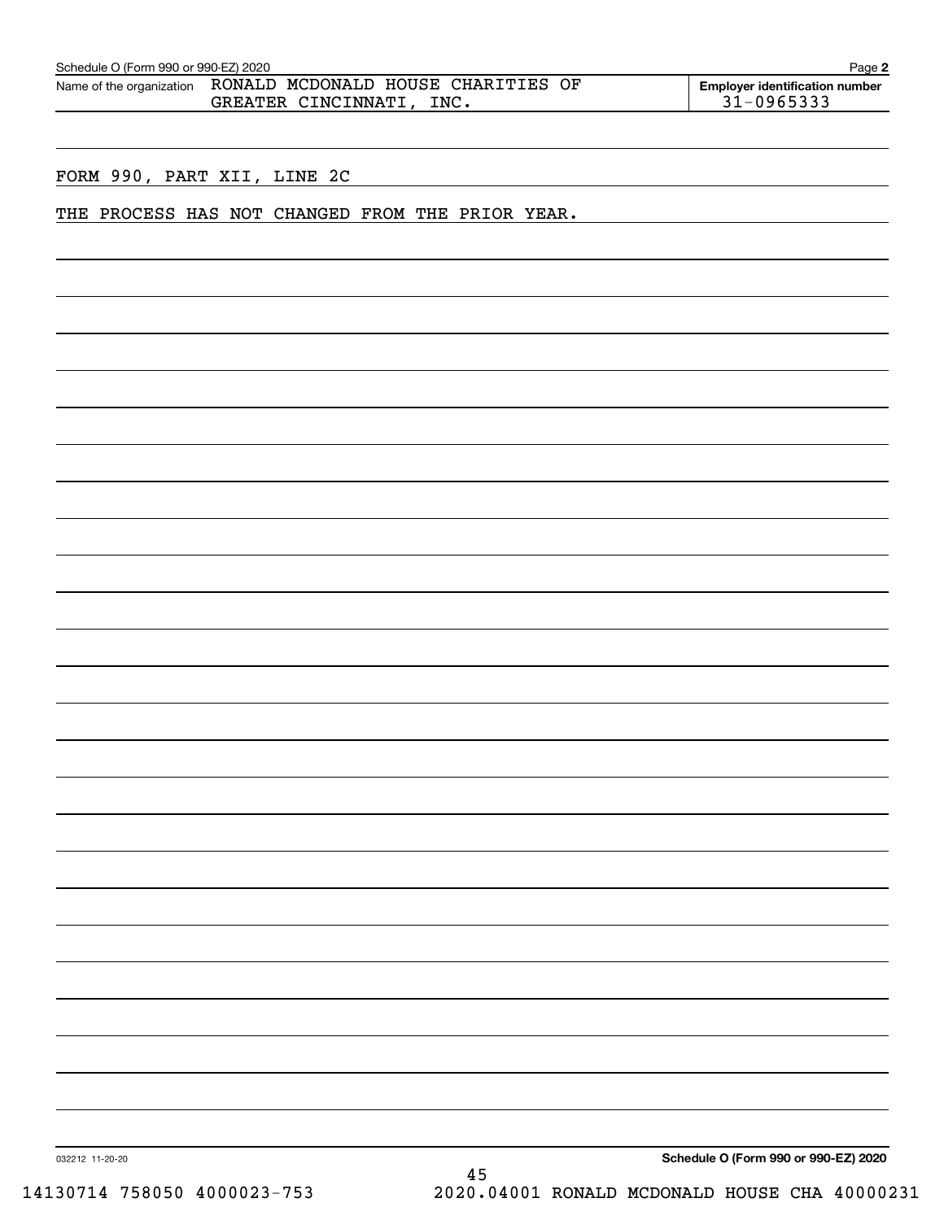Schedule O (Form 990 or 990-EZ) 2020 Page **2**

Name of the organization RONALD MCDONALD HOUSE CHARITIES OF GREATER CINCINNATI, INC.

**Employer identification number** 31-0965333

FORM 990, PART XII, LINE 2C

THE PROCESS HAS NOT CHANGED FROM THE PRIOR YEAR.

032212 11-20-20 **Schedule O (Form 990 or 990-EZ) 2020**

14130714 758050 4000023-753 2020.04001 RONALD MCDONALD HOUSE CHA 40000231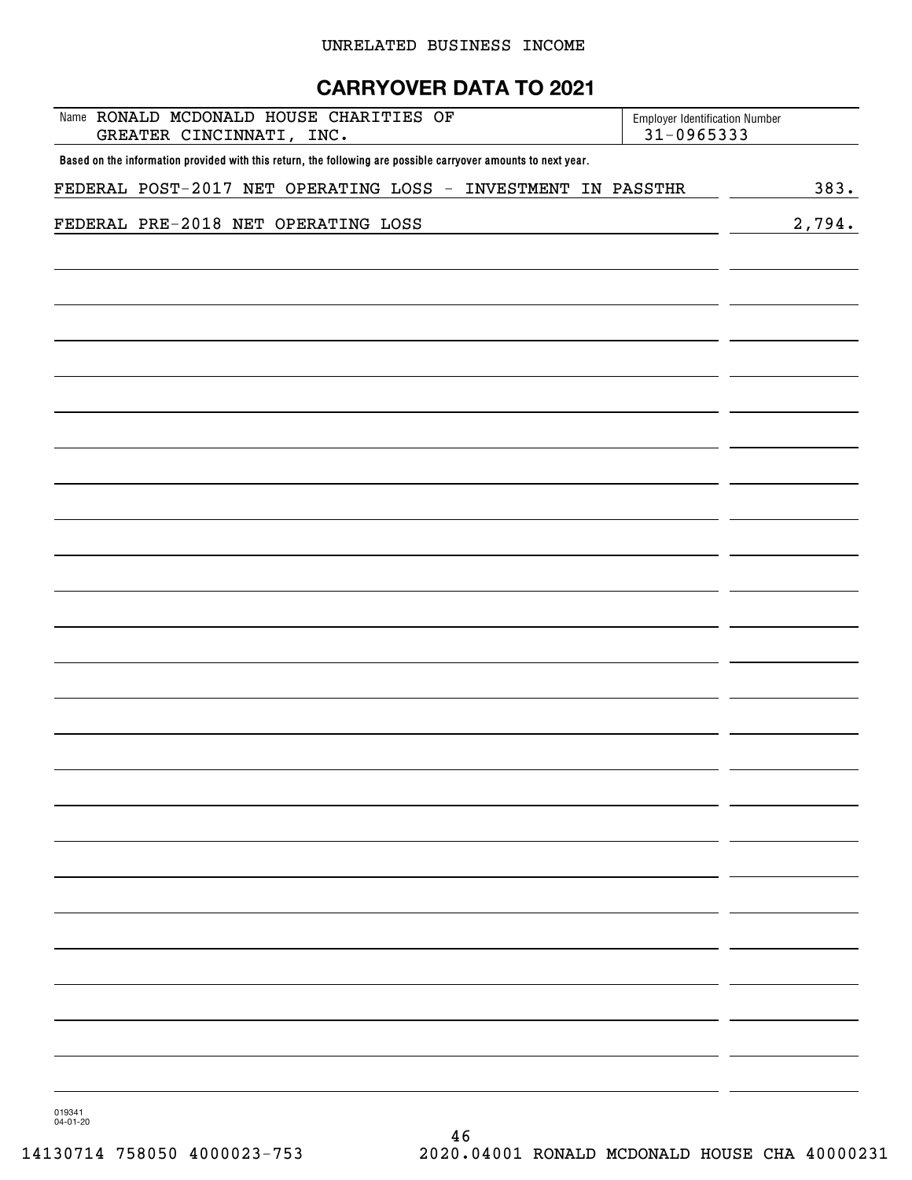UNRELATED BUSINESS INCOME

# CARRYOVER DATA TO 2021

| Name RONALD MCDONALD HOUSE CHARITIES OF GREATER CINCINNATI, INC. | Employer Identification Number 31-0965333 |
| --- | --- |

**Based on the information provided with this return, the following are possible carryover amounts to next year.**

| | |
| --- | --- |
| FEDERAL POST-2017 NET OPERATING LOSS - INVESTMENT IN PASSTHR | 383. |
| FEDERAL PRE-2018 NET OPERATING LOSS | 2,794. |

019341
04-01-20

14130714 758050 4000023-753 2020.04001 RONALD MCDONALD HOUSE CHA 40000231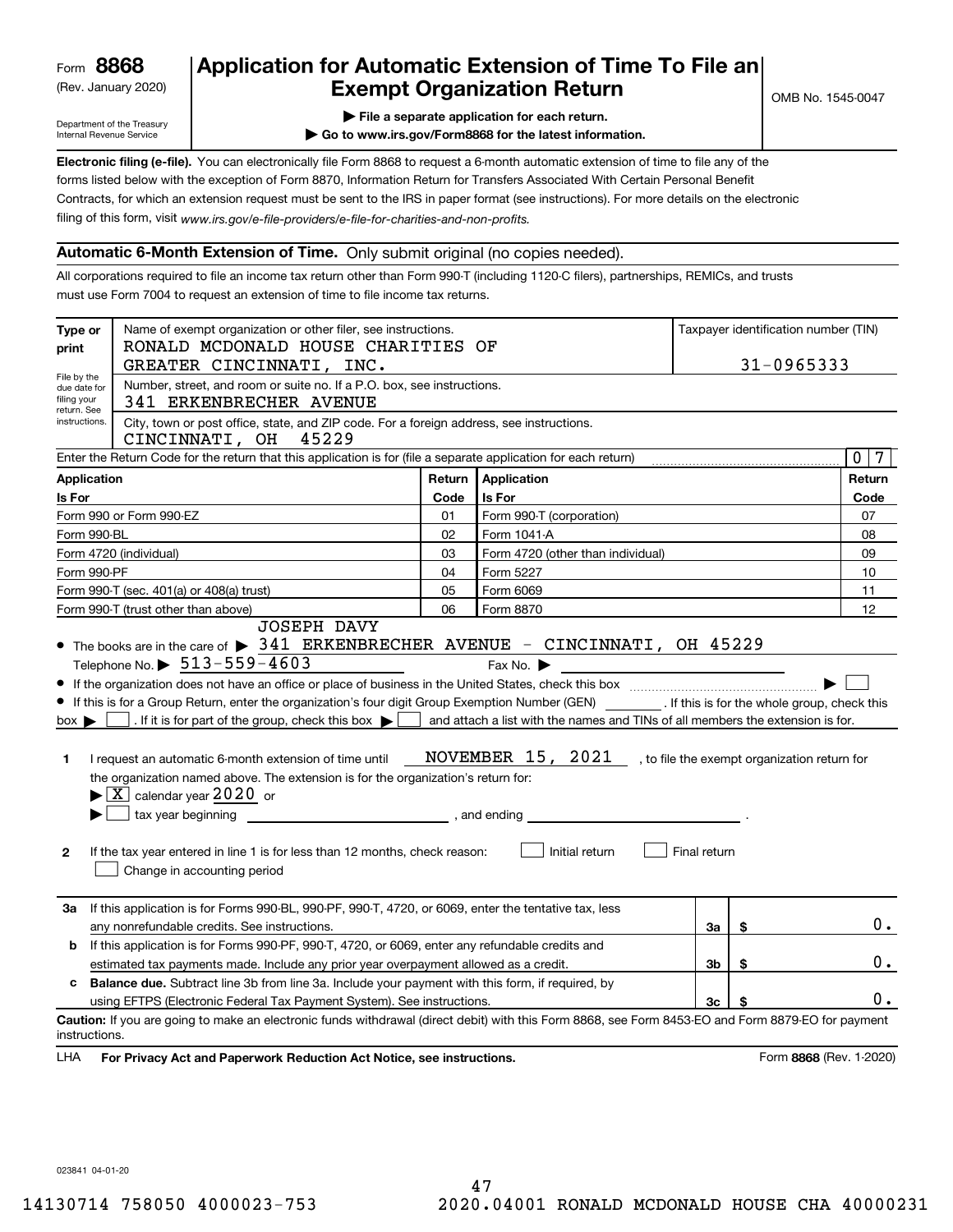Form **8868**
(Rev. January 2020)

Department of the Treasury
Internal Revenue Service

# Application for Automatic Extension of Time To File an Exempt Organization Return

OMB No. 1545-0047

▶ File a separate application for each return.

▶ Go to www.irs.gov/Form8868 for the latest information.

**Electronic filing (e-file).** You can electronically file Form 8868 to request a 6-month automatic extension of time to file any of the forms listed below with the exception of Form 8870, Information Return for Transfers Associated With Certain Personal Benefit Contracts, for which an extension request must be sent to the IRS in paper format (see instructions). For more details on the electronic filing of this form, visit *www.irs.gov/e-file-providers/e-file-for-charities-and-non-profits.*

## Automatic 6-Month Extension of Time. Only submit original (no copies needed).

All corporations required to file an income tax return other than Form 990-T (including 1120-C filers), partnerships, REMICs, and trusts must use Form 7004 to request an extension of time to file income tax returns.

| | | |
|---|---|---|
| **Type or print**<br><br>File by the due date for filing your return. See instructions. | Name of exempt organization or other filer, see instructions.<br>RONALD MCDONALD HOUSE CHARITIES OF GREATER CINCINNATI, INC. | Taxpayer identification number (TIN)<br>31-0965333 |
| | Number, street, and room or suite no. If a P.O. box, see instructions.<br>341 ERKENBRECHER AVENUE | |
| | City, town or post office, state, and ZIP code. For a foreign address, see instructions.<br>CINCINNATI, OH 45229 | |

Enter the Return Code for the return that this application is for (file a separate application for each return) ........ 0 7

| Application Is For | Return Code | Application Is For | Return Code |
|---|---|---|---|
| Form 990 or Form 990-EZ | 01 | Form 990-T (corporation) | 07 |
| Form 990-BL | 02 | Form 1041-A | 08 |
| Form 4720 (individual) | 03 | Form 4720 (other than individual) | 09 |
| Form 990-PF | 04 | Form 5227 | 10 |
| Form 990-T (sec. 401(a) or 408(a) trust) | 05 | Form 6069 | 11 |
| Form 990-T (trust other than above) | 06 | Form 8870 | 12 |

- The books are in the care of ▶ JOSEPH DAVY 341 ERKENBRECHER AVENUE - CINCINNATI, OH 45229
  Telephone No. ▶ 513-559-4603 Fax No. ▶
- If the organization does not have an office or place of business in the United States, check this box ........ ▶ ☐
- If this is for a Group Return, enter the organization's four digit Group Exemption Number (GEN) ________ . If this is for the whole group, check this box ▶ ☐ . If it is for part of the group, check this box ▶ ☐ and attach a list with the names and TINs of all members the extension is for.

**1** I request an automatic 6-month extension of time until NOVEMBER 15, 2021 , to file the exempt organization return for the organization named above. The extension is for the organization's return for:
▶ ☒ calendar year 2020 or
▶ ☐ tax year beginning ________________ , and ending ________________ .

**2** If the tax year entered in line 1 is for less than 12 months, check reason: ☐ Initial return ☐ Final return
☐ Change in accounting period

| | | | |
|---|---|---|---|
| **3a** | If this application is for Forms 990-BL, 990-PF, 990-T, 4720, or 6069, enter the tentative tax, less any nonrefundable credits. See instructions. | 3a | $ 0. |
| **b** | If this application is for Forms 990-PF, 990-T, 4720, or 6069, enter any refundable credits and estimated tax payments made. Include any prior year overpayment allowed as a credit. | 3b | $ 0. |
| **c** | **Balance due.** Subtract line 3b from line 3a. Include your payment with this form, if required, by using EFTPS (Electronic Federal Tax Payment System). See instructions. | 3c | $ 0. |

**Caution:** If you are going to make an electronic funds withdrawal (direct debit) with this Form 8868, see Form 8453-EO and Form 8879-EO for payment instructions.

LHA **For Privacy Act and Paperwork Reduction Act Notice, see instructions.** Form **8868** (Rev. 1-2020)

023841 04-01-20

14130714 758050 4000023-753 2020.04001 RONALD MCDONALD HOUSE CHA 40000231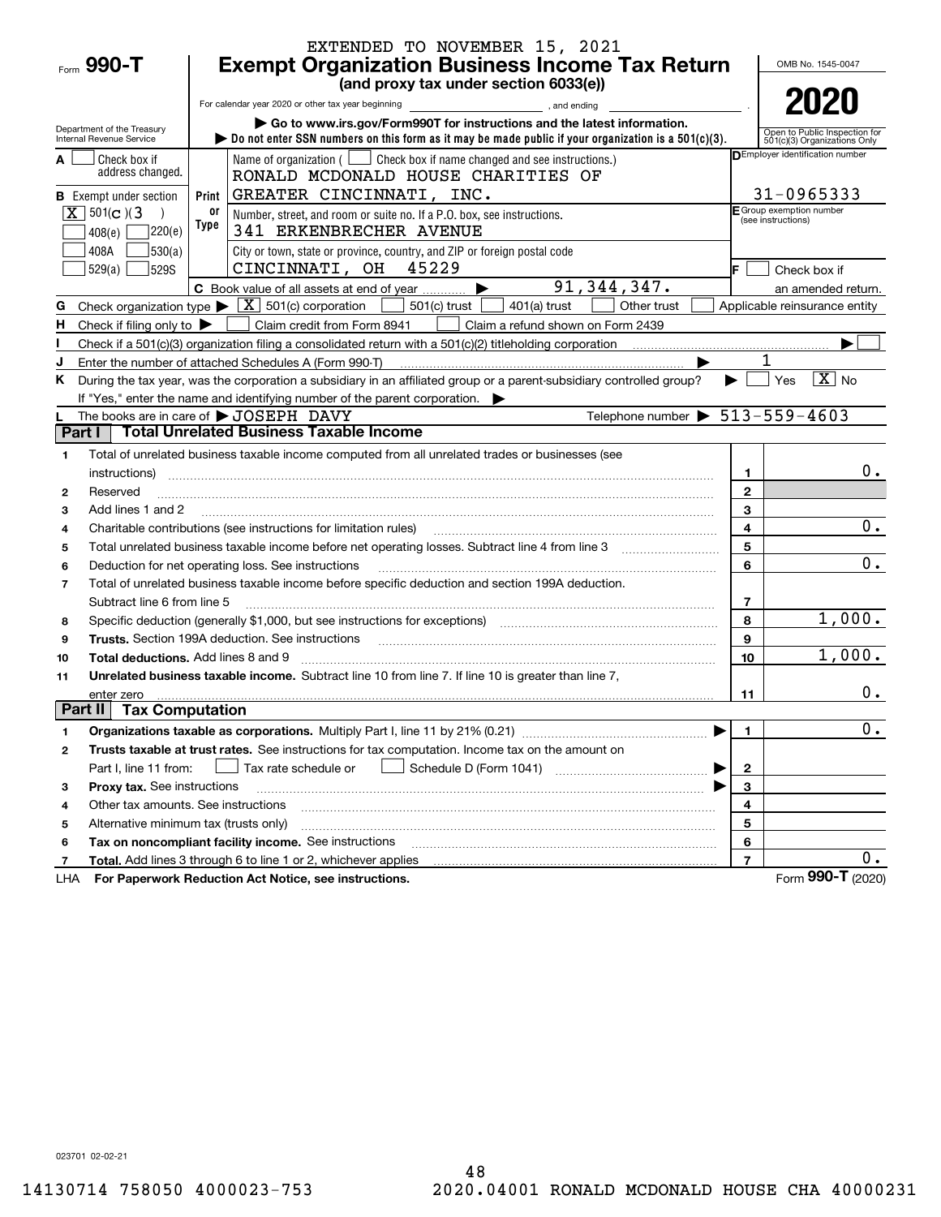EXTENDED TO NOVEMBER 15, 2021

Form **990-T**

# Exempt Organization Business Income Tax Return

**(and proxy tax under section 6033(e))**

For calendar year 2020 or other tax year beginning , and ending .

▶ Go to www.irs.gov/Form990T for instructions and the latest information.

▶ Do not enter SSN numbers on this form as it may be made public if your organization is a 501(c)(3).

Department of the Treasury Internal Revenue Service

OMB No. 1545-0047

**2020**

Open to Public Inspection for 501(c)(3) Organizations Only

A [ ] Check box if address changed.

B Exempt under section [X] 501(c)(3) [ ] 408(e) [ ] 220(e) [ ] 408A [ ] 530(a) [ ] 529(a) [ ] 529S

Name of organization ( [ ] Check box if name changed and see instructions.)
RONALD MCDONALD HOUSE CHARITIES OF GREATER CINCINNATI, INC.

Number, street, and room or suite no. If a P.O. box, see instructions.
341 ERKENBRECHER AVENUE

City or town, state or province, country, and ZIP or foreign postal code
CINCINNATI, OH 45229

D Employer identification number: 31-0965333

E Group exemption number (see instructions)

F [ ] Check box if an amended return.

C Book value of all assets at end of year ▶ 91,344,347.

G Check organization type ▶ [X] 501(c) corporation [ ] 501(c) trust [ ] 401(a) trust [ ] Other trust [ ] Applicable reinsurance entity

H Check if filing only to ▶ [ ] Claim credit from Form 8941 [ ] Claim a refund shown on Form 2439

I Check if a 501(c)(3) organization filing a consolidated return with a 501(c)(2) titleholding corporation ▶ [ ]

J Enter the number of attached Schedules A (Form 990-T) ▶ 1

K During the tax year, was the corporation a subsidiary in an affiliated group or a parent-subsidiary controlled group? ▶ [ ] Yes [X] No
If "Yes," enter the name and identifying number of the parent corporation. ▶

L The books are in care of ▶ JOSEPH DAVY Telephone number ▶ 513-559-4603

## Part I Total Unrelated Business Taxable Income

| | | | |
|---|---|---|---|
| 1 | Total of unrelated business taxable income computed from all unrelated trades or businesses (see instructions) | 1 | 0. |
| 2 | Reserved | 2 | |
| 3 | Add lines 1 and 2 | 3 | |
| 4 | Charitable contributions (see instructions for limitation rules) | 4 | 0. |
| 5 | Total unrelated business taxable income before net operating losses. Subtract line 4 from line 3 | 5 | |
| 6 | Deduction for net operating loss. See instructions | 6 | 0. |
| 7 | Total of unrelated business taxable income before specific deduction and section 199A deduction. Subtract line 6 from line 5 | 7 | |
| 8 | Specific deduction (generally $1,000, but see instructions for exceptions) | 8 | 1,000. |
| 9 | **Trusts.** Section 199A deduction. See instructions | 9 | |
| 10 | **Total deductions.** Add lines 8 and 9 | 10 | 1,000. |
| 11 | **Unrelated business taxable income.** Subtract line 10 from line 7. If line 10 is greater than line 7, enter zero | 11 | 0. |

## Part II Tax Computation

| | | | |
|---|---|---|---|
| 1 | **Organizations taxable as corporations.** Multiply Part I, line 11 by 21% (0.21) ▶ | 1 | 0. |
| 2 | **Trusts taxable at trust rates.** See instructions for tax computation. Income tax on the amount on Part I, line 11 from: [ ] Tax rate schedule or [ ] Schedule D (Form 1041) ▶ | 2 | |
| 3 | **Proxy tax.** See instructions ▶ | 3 | |
| 4 | Other tax amounts. See instructions | 4 | |
| 5 | Alternative minimum tax (trusts only) | 5 | |
| 6 | **Tax on noncompliant facility income.** See instructions | 6 | |
| 7 | **Total.** Add lines 3 through 6 to line 1 or 2, whichever applies | 7 | 0. |

LHA **For Paperwork Reduction Act Notice, see instructions.** Form **990-T** (2020)

023701 02-02-21

14130714 758050 4000023-753 2020.04001 RONALD MCDONALD HOUSE CHA 40000231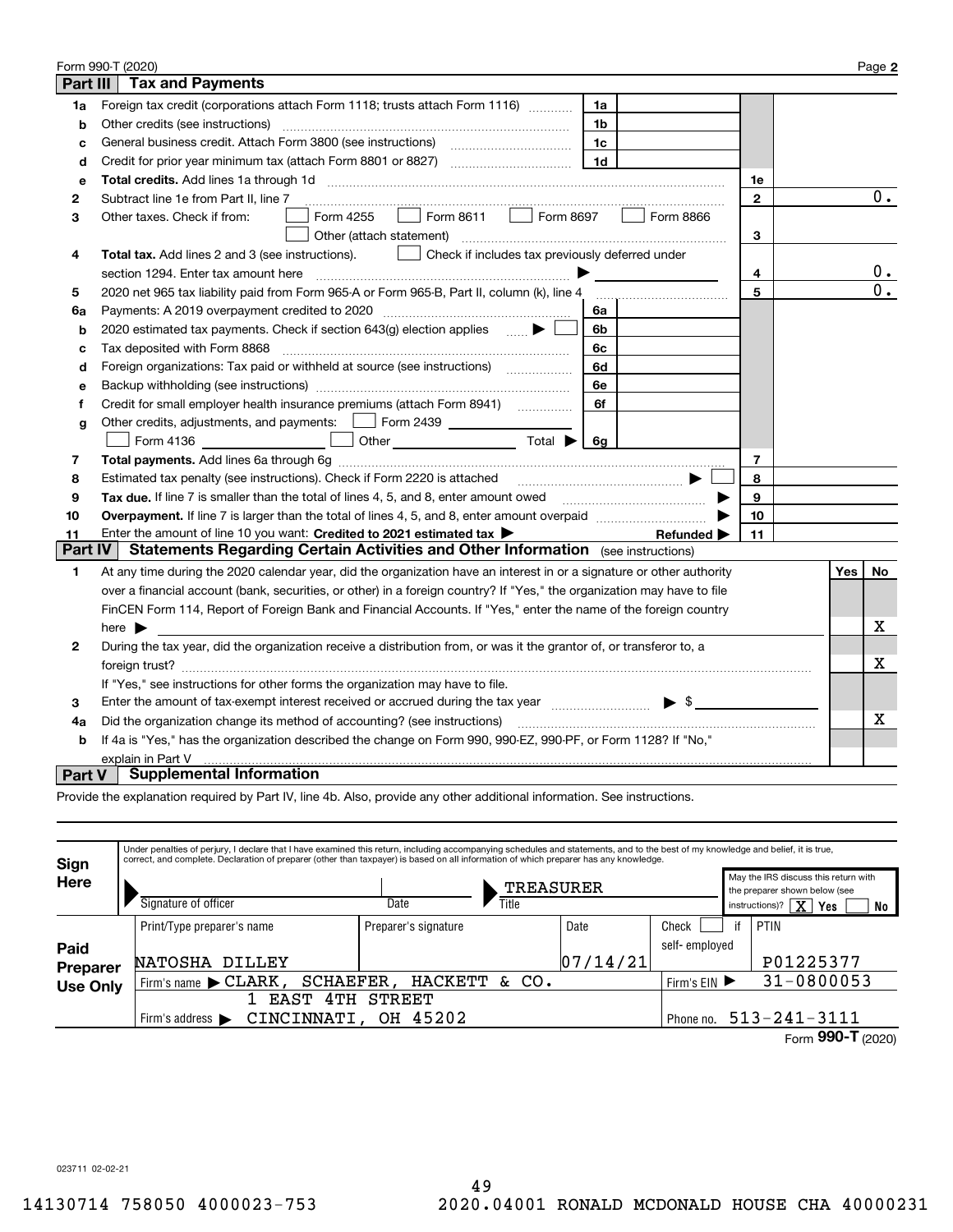Form 990-T (2020) Page **2**

## Part III Tax and Payments

| | | | | | |
|---|---|---|---|---|---|
| **1a** | Foreign tax credit (corporations attach Form 1118; trusts attach Form 1116) | 1a | | | |
| **b** | Other credits (see instructions) | 1b | | | |
| **c** | General business credit. Attach Form 3800 (see instructions) | 1c | | | |
| **d** | Credit for prior year minimum tax (attach Form 8801 or 8827) | 1d | | | |
| **e** | **Total credits.** Add lines 1a through 1d | | | 1e | |
| **2** | Subtract line 1e from Part II, line 7 | | | 2 | 0. |
| **3** | Other taxes. Check if from: ☐ Form 4255 ☐ Form 8611 ☐ Form 8697 ☐ Form 8866 ☐ Other (attach statement) | | | 3 | |
| **4** | **Total tax.** Add lines 2 and 3 (see instructions). ☐ Check if includes tax previously deferred under section 1294. Enter tax amount here ▶ | | | 4 | 0. |
| **5** | 2020 net 965 tax liability paid from Form 965-A or Form 965-B, Part II, column (k), line 4 | | | 5 | 0. |
| **6a** | Payments: A 2019 overpayment credited to 2020 | 6a | | | |
| **b** | 2020 estimated tax payments. Check if section 643(g) election applies ▶ ☐ | 6b | | | |
| **c** | Tax deposited with Form 8868 | 6c | | | |
| **d** | Foreign organizations: Tax paid or withheld at source (see instructions) | 6d | | | |
| **e** | Backup withholding (see instructions) | 6e | | | |
| **f** | Credit for small employer health insurance premiums (attach Form 8941) | 6f | | | |
| **g** | Other credits, adjustments, and payments: ☐ Form 2439 ☐ Form 4136 ☐ Other Total ▶ | 6g | | | |
| **7** | **Total payments.** Add lines 6a through 6g | | | 7 | |
| **8** | Estimated tax penalty (see instructions). Check if Form 2220 is attached ▶ ☐ | | | 8 | |
| **9** | **Tax due.** If line 7 is smaller than the total of lines 4, 5, and 8, enter amount owed ▶ | | | 9 | |
| **10** | **Overpayment.** If line 7 is larger than the total of lines 4, 5, and 8, enter amount overpaid ▶ | | | 10 | |
| **11** | Enter the amount of line 10 you want: **Credited to 2021 estimated tax** ▶ **Refunded** ▶ | | | 11 | |

## Part IV Statements Regarding Certain Activities and Other Information (see instructions)

| | | Yes | No |
|---|---|---|---|
| **1** | At any time during the 2020 calendar year, did the organization have an interest in or a signature or other authority over a financial account (bank, securities, or other) in a foreign country? If "Yes," the organization may have to file FinCEN Form 114, Report of Foreign Bank and Financial Accounts. If "Yes," enter the name of the foreign country here ▶ | | X |
| **2** | During the tax year, did the organization receive a distribution from, or was it the grantor of, or transferor to, a foreign trust? If "Yes," see instructions for other forms the organization may have to file. | | X |
| **3** | Enter the amount of tax-exempt interest received or accrued during the tax year ▶ $ | | |
| **4a** | Did the organization change its method of accounting? (see instructions) | | X |
| **b** | If 4a is "Yes," has the organization described the change on Form 990, 990-EZ, 990-PF, or Form 1128? If "No," explain in Part V | | |

## Part V Supplemental Information

Provide the explanation required by Part IV, line 4b. Also, provide any other additional information. See instructions.

**Sign Here**

Under penalties of perjury, I declare that I have examined this return, including accompanying schedules and statements, and to the best of my knowledge and belief, it is true, correct, and complete. Declaration of preparer (other than taxpayer) is based on all information of which preparer has any knowledge.

Signature of officer | Date | Title: TREASURER

May the IRS discuss this return with the preparer shown below (see instructions)? ☒ Yes ☐ No

**Paid Preparer Use Only**

| Print/Type preparer's name | Preparer's signature | Date | Check ☐ if self-employed | PTIN |
|---|---|---|---|---|
| NATOSHA DILLEY | | 07/14/21 | | P01225377 |

Firm's name ▶ CLARK, SCHAEFER, HACKETT & CO. — Firm's EIN ▶ 31-0800053

Firm's address ▶ 1 EAST 4TH STREET, CINCINNATI, OH 45202 — Phone no. 513-241-3111

Form **990-T** (2020)

023711 02-02-21

14130714 758050 4000023-753 2020.04001 RONALD MCDONALD HOUSE CHA 40000231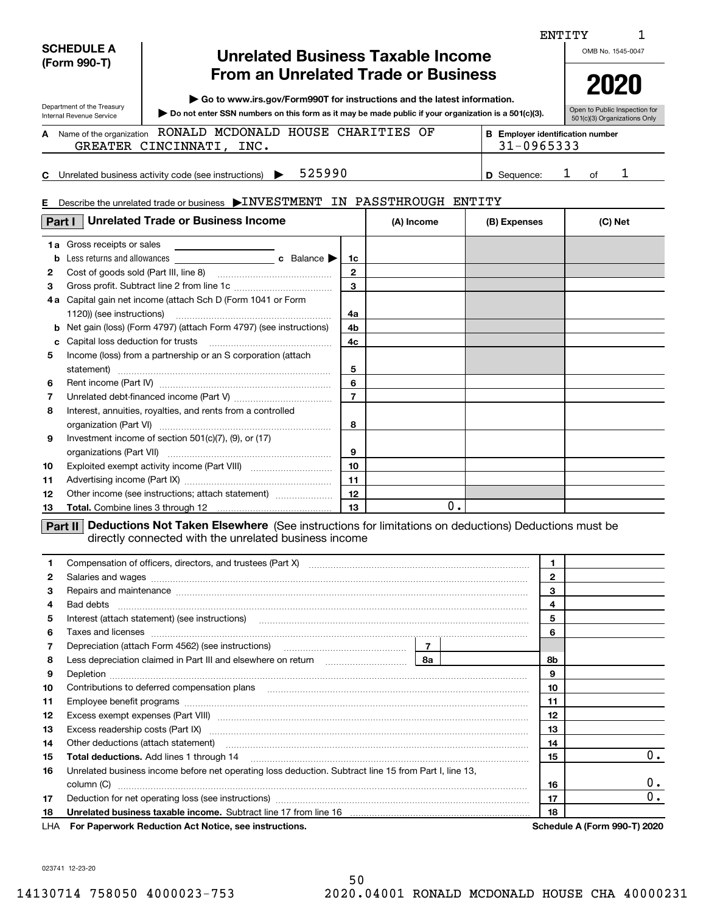ENTITY 1

**SCHEDULE A (Form 990-T)**

Department of the Treasury
Internal Revenue Service

# Unrelated Business Taxable Income From an Unrelated Trade or Business

▶ Go to www.irs.gov/Form990T for instructions and the latest information.

▶ Do not enter SSN numbers on this form as it may be made public if your organization is a 501(c)(3).

OMB No. 1545-0047

**2020**

Open to Public Inspection for 501(c)(3) Organizations Only

**A** Name of the organization RONALD MCDONALD HOUSE CHARITIES OF GREATER CINCINNATI, INC.

**B** Employer identification number 31-0965333

**C** Unrelated business activity code (see instructions) ▶ 525990

**D** Sequence: 1 of 1

**E** Describe the unrelated trade or business ▶INVESTMENT IN PASSTHROUGH ENTITY

| **Part I** Unrelated Trade or Business Income | | (A) Income | (B) Expenses | (C) Net |
|---|---|---|---|---|
| **1a** Gross receipts or sales | | | | |
| **b** Less returns and allowances **c** Balance ▶ | 1c | | | |
| **2** Cost of goods sold (Part III, line 8) | 2 | | | |
| **3** Gross profit. Subtract line 2 from line 1c | 3 | | | |
| **4a** Capital gain net income (attach Sch D (Form 1041 or Form 1120)) (see instructions) | 4a | | | |
| **b** Net gain (loss) (Form 4797) (attach Form 4797) (see instructions) | 4b | | | |
| **c** Capital loss deduction for trusts | 4c | | | |
| **5** Income (loss) from a partnership or an S corporation (attach statement) | 5 | | | |
| **6** Rent income (Part IV) | 6 | | | |
| **7** Unrelated debt-financed income (Part V) | 7 | | | |
| **8** Interest, annuities, royalties, and rents from a controlled organization (Part VI) | 8 | | | |
| **9** Investment income of section 501(c)(7), (9), or (17) organizations (Part VII) | 9 | | | |
| **10** Exploited exempt activity income (Part VIII) | 10 | | | |
| **11** Advertising income (Part IX) | 11 | | | |
| **12** Other income (see instructions; attach statement) | 12 | | | |
| **13** **Total.** Combine lines 3 through 12 | 13 | 0. | | |

**Part II** **Deductions Not Taken Elsewhere** (See instructions for limitations on deductions) Deductions must be directly connected with the unrelated business income

| | | | |
|---|---|---|---|
| **1** | Compensation of officers, directors, and trustees (Part X) | 1 | |
| **2** | Salaries and wages | 2 | |
| **3** | Repairs and maintenance | 3 | |
| **4** | Bad debts | 4 | |
| **5** | Interest (attach statement) (see instructions) | 5 | |
| **6** | Taxes and licenses | 6 | |
| **7** | Depreciation (attach Form 4562) (see instructions) 7 | | |
| **8** | Less depreciation claimed in Part III and elsewhere on return 8a | 8b | |
| **9** | Depletion | 9 | |
| **10** | Contributions to deferred compensation plans | 10 | |
| **11** | Employee benefit programs | 11 | |
| **12** | Excess exempt expenses (Part VIII) | 12 | |
| **13** | Excess readership costs (Part IX) | 13 | |
| **14** | Other deductions (attach statement) | 14 | |
| **15** | **Total deductions.** Add lines 1 through 14 | 15 | 0. |
| **16** | Unrelated business income before net operating loss deduction. Subtract line 15 from Part I, line 13, column (C) | 16 | 0. |
| **17** | Deduction for net operating loss (see instructions) | 17 | 0. |
| **18** | **Unrelated business taxable income.** Subtract line 17 from line 16 | 18 | |

LHA **For Paperwork Reduction Act Notice, see instructions.** **Schedule A (Form 990-T) 2020**

023741 12-23-20

14130714 758050 4000023-753 2020.04001 RONALD MCDONALD HOUSE CHA 40000231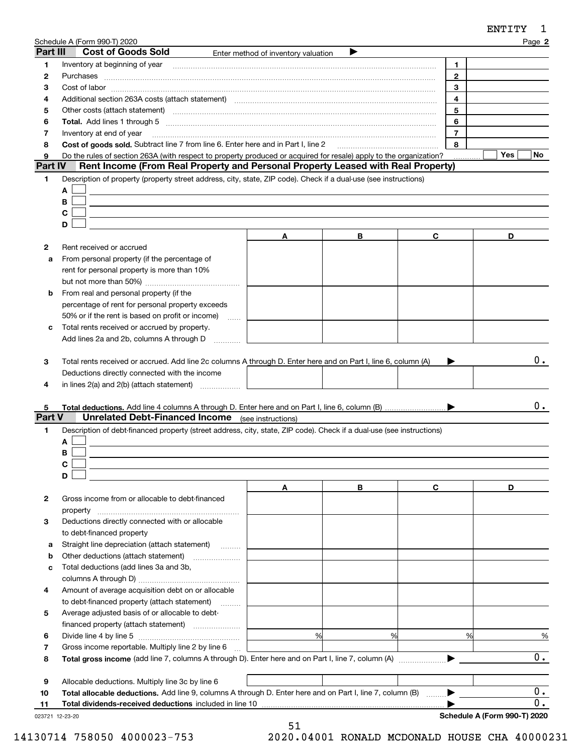Schedule A (Form 990-T) 2020

## Part III Cost of Goods Sold

Enter method of inventory valuation ▶

| | | | |
|---|---|---|---|
| 1 | Inventory at beginning of year | 1 | |
| 2 | Purchases | 2 | |
| 3 | Cost of labor | 3 | |
| 4 | Additional section 263A costs (attach statement) | 4 | |
| 5 | Other costs (attach statement) | 5 | |
| 6 | **Total.** Add lines 1 through 5 | 6 | |
| 7 | Inventory at end of year | 7 | |
| 8 | **Cost of goods sold.** Subtract line 7 from line 6. Enter here and in Part I, line 2 | 8 | |
| 9 | Do the rules of section 263A (with respect to property produced or acquired for resale) apply to the organization? | | Yes ☐ No ☐ |

## Part IV Rent Income (From Real Property and Personal Property Leased with Real Property)

1 Description of property (property street address, city, state, ZIP code). Check if a dual-use (see instructions)

A ☐

B ☐

C ☐

D ☐

| | | A | B | C | D |
|---|---|---|---|---|---|
| 2 | Rent received or accrued | | | | |
| a | From personal property (if the percentage of rent for personal property is more than 10% but not more than 50%) | | | | |
| b | From real and personal property (if the percentage of rent for personal property exceeds 50% or if the rent is based on profit or income) | | | | |
| c | Total rents received or accrued by property. Add lines 2a and 2b, columns A through D | | | | |
| 3 | Total rents received or accrued. Add line 2c columns A through D. Enter here and on Part I, line 6, column (A) ▶ | | | | 0. |
| 4 | Deductions directly connected with the income in lines 2(a) and 2(b) (attach statement) | | | | |
| 5 | **Total deductions.** Add line 4 columns A through D. Enter here and on Part I, line 6, column (B) ▶ | | | | 0. |

## Part V Unrelated Debt-Financed Income (see instructions)

1 Description of debt-financed property (street address, city, state, ZIP code). Check if a dual-use (see instructions)

A ☐

B ☐

C ☐

D ☐

| | | A | B | C | D |
|---|---|---|---|---|---|
| 2 | Gross income from or allocable to debt-financed property | | | | |
| 3 | Deductions directly connected with or allocable to debt-financed property | | | | |
| a | Straight line depreciation (attach statement) | | | | |
| b | Other deductions (attach statement) | | | | |
| c | Total deductions (add lines 3a and 3b, columns A through D) | | | | |
| 4 | Amount of average acquisition debt on or allocable to debt-financed property (attach statement) | | | | |
| 5 | Average adjusted basis of or allocable to debt-financed property (attach statement) | | | | |
| 6 | Divide line 4 by line 5 | % | % | % | % |
| 7 | Gross income reportable. Multiply line 2 by line 6 | | | | |
| 8 | **Total gross income** (add line 7, columns A through D). Enter here and on Part I, line 7, column (A) ▶ | | | | 0. |
| 9 | Allocable deductions. Multiply line 3c by line 6 | | | | |
| 10 | **Total allocable deductions.** Add line 9, columns A through D. Enter here and on Part I, line 7, column (B) ▶ | | | | 0. |
| 11 | **Total dividends-received deductions** included in line 10 ▶ | | | | 0. |

023721 12-23-20 **Schedule A (Form 990-T) 2020**

14130714 758050 4000023-753 2020.04001 RONALD MCDONALD HOUSE CHA 40000231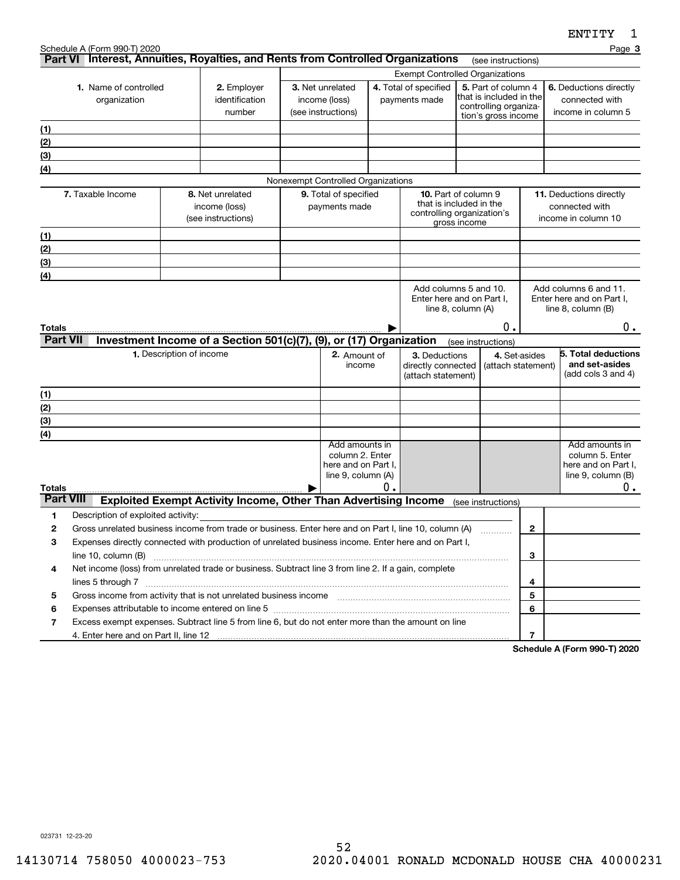ENTITY 1

Schedule A (Form 990-T) 2020 Page **3**

## Part VI Interest, Annuities, Royalties, and Rents from Controlled Organizations (see instructions)

| | | Exempt Controlled Organizations | | | |
|---|---|---|---|---|---|
| **1.** Name of controlled organization | **2.** Employer identification number | **3.** Net unrelated income (loss) (see instructions) | **4.** Total of specified payments made | **5.** Part of column 4 that is included in the controlling organization's gross income | **6.** Deductions directly connected with income in column 5 |
| (1) | | | | | |
| (2) | | | | | |
| (3) | | | | | |
| (4) | | | | | |

| Nonexempt Controlled Organizations | | | | |
|---|---|---|---|---|
| **7.** Taxable Income | **8.** Net unrelated income (loss) (see instructions) | **9.** Total of specified payments made | **10.** Part of column 9 that is included in the controlling organization's gross income | **11.** Deductions directly connected with income in column 10 |
| (1) | | | | |
| (2) | | | | |
| (3) | | | | |
| (4) | | | | |
| | | | Add columns 5 and 10. Enter here and on Part I, line 8, column (A) | Add columns 6 and 11. Enter here and on Part I, line 8, column (B) |
| **Totals** ▶ | | | 0. | 0. |

## Part VII Investment Income of a Section 501(c)(7), (9), or (17) Organization (see instructions)

| **1.** Description of income | **2.** Amount of income | **3.** Deductions directly connected (attach statement) | **4.** Set-asides (attach statement) | **5. Total deductions and set-asides** (add cols 3 and 4) |
|---|---|---|---|---|
| (1) | | | | |
| (2) | | | | |
| (3) | | | | |
| (4) | | | | |
| | Add amounts in column 2. Enter here and on Part I, line 9, column (A) | | | Add amounts in column 5. Enter here and on Part I, line 9, column (B) |
| **Totals** ▶ | 0. | | | 0. |

## Part VIII Exploited Exempt Activity Income, Other Than Advertising Income (see instructions)

| | | | |
|---|---|---|---|
| 1 | Description of exploited activity: | | |
| 2 | Gross unrelated business income from trade or business. Enter here and on Part I, line 10, column (A) | 2 | |
| 3 | Expenses directly connected with production of unrelated business income. Enter here and on Part I, line 10, column (B) | 3 | |
| 4 | Net income (loss) from unrelated trade or business. Subtract line 3 from line 2. If a gain, complete lines 5 through 7 | 4 | |
| 5 | Gross income from activity that is not unrelated business income | 5 | |
| 6 | Expenses attributable to income entered on line 5 | 6 | |
| 7 | Excess exempt expenses. Subtract line 5 from line 6, but do not enter more than the amount on line 4. Enter here and on Part II, line 12 | 7 | |

**Schedule A (Form 990-T) 2020**

023731 12-23-20

14130714 758050 4000023-753 2020.04001 RONALD MCDONALD HOUSE CHA 40000231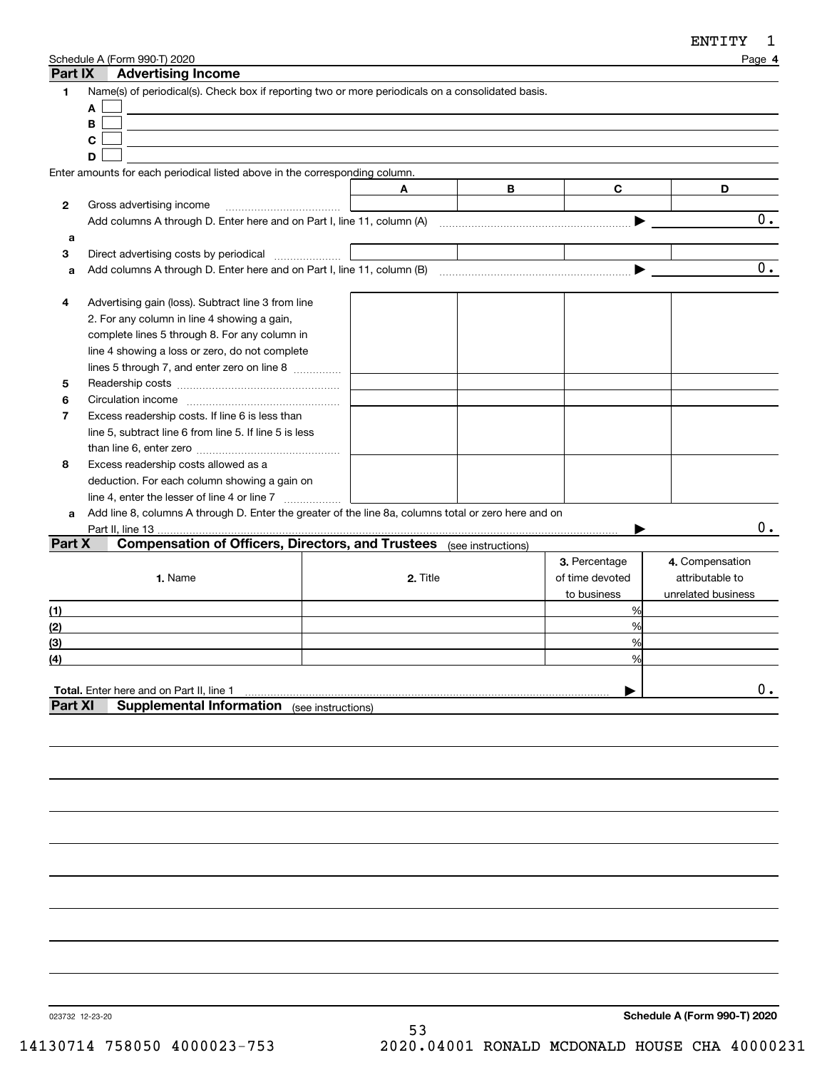ENTITY 1

Schedule A (Form 990-T) 2020 Page **4**

## Part IX Advertising Income

**1** Name(s) of periodical(s). Check box if reporting two or more periodicals on a consolidated basis.

A ☐

B ☐

C ☐

D ☐

Enter amounts for each periodical listed above in the corresponding column.

| | | A | B | C | D |
|---|---|---|---|---|---|
| **2** | Gross advertising income | | | | |
| | Add columns A through D. Enter here and on Part I, line 11, column (A) ▶ | | | | 0. |
| **a** | | | | | |
| **3** | Direct advertising costs by periodical | | | | |
| **a** | Add columns A through D. Enter here and on Part I, line 11, column (B) ▶ | | | | 0. |
| **4** | Advertising gain (loss). Subtract line 3 from line 2. For any column in line 4 showing a gain, complete lines 5 through 8. For any column in line 4 showing a loss or zero, do not complete lines 5 through 7, and enter zero on line 8 | | | | |
| **5** | Readership costs | | | | |
| **6** | Circulation income | | | | |
| **7** | Excess readership costs. If line 6 is less than line 5, subtract line 6 from line 5. If line 5 is less than line 6, enter zero | | | | |
| **8** | Excess readership costs allowed as a deduction. For each column showing a gain on line 4, enter the lesser of line 4 or line 7 | | | | |
| **a** | Add line 8, columns A through D. Enter the greater of the line 8a, columns total or zero here and on Part II, line 13 ▶ | | | | 0. |

## Part X Compensation of Officers, Directors, and Trustees (see instructions)

| | 1. Name | 2. Title | 3. Percentage of time devoted to business | 4. Compensation attributable to unrelated business |
|---|---|---|---|---|
| (1) | | | % | |
| (2) | | | % | |
| (3) | | | % | |
| (4) | | | % | |
| **Total.** Enter here and on Part II, line 1 ▶ | | | | 0. |

## Part XI Supplemental Information (see instructions)

023732 12-23-20

**Schedule A (Form 990-T) 2020**

14130714 758050 4000023-753 2020.04001 RONALD MCDONALD HOUSE CHA 40000231